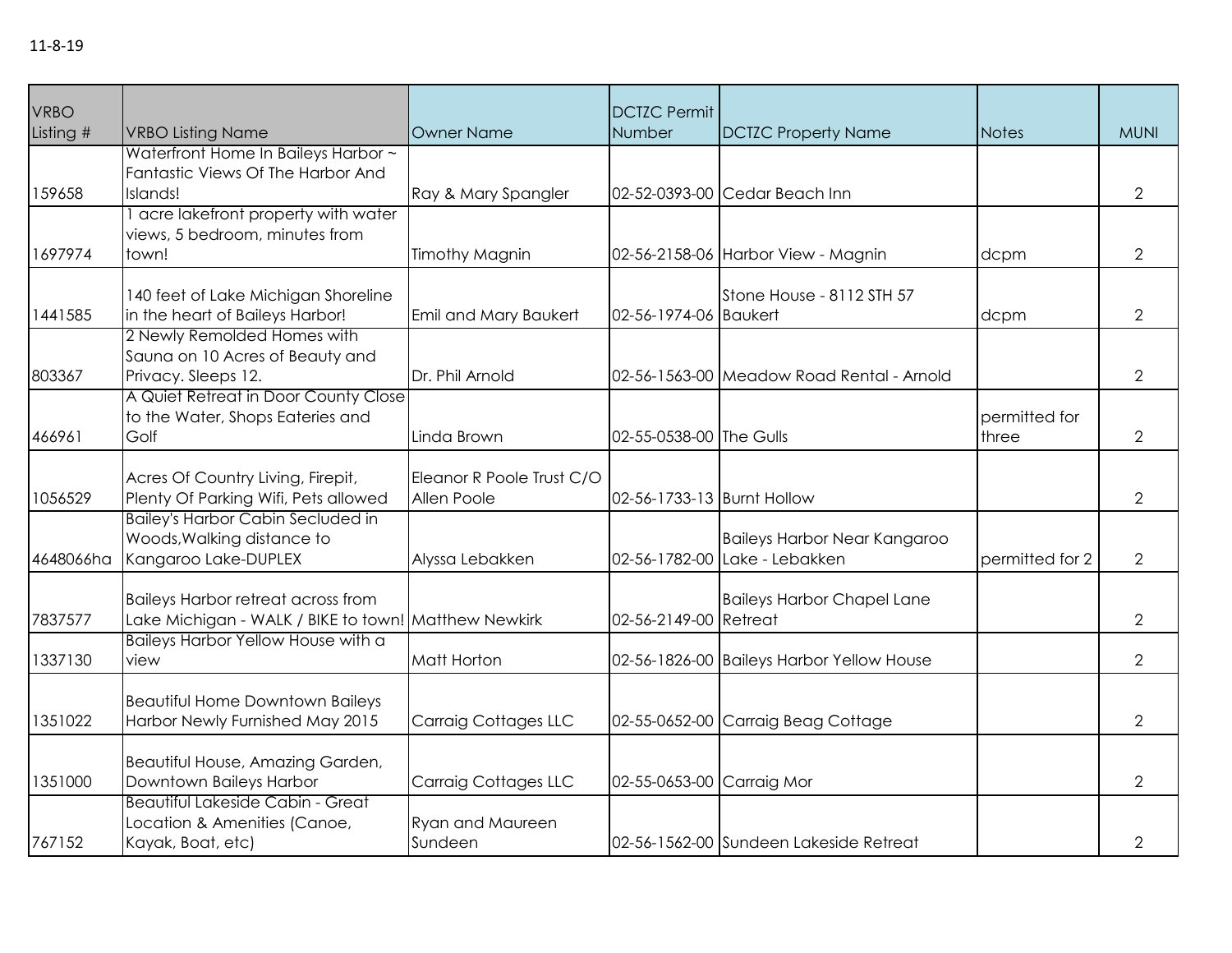11-8-19

| VRBO Listing # | VRBO Listing Name | Owner Name | DCTZC Permit Number | DCTZC Property Name | Notes | MUNI |
|---|---|---|---|---|---|---|
| 159658 | Waterfront Home In Baileys Harbor ~ Fantastic Views Of The Harbor And Islands! | Ray & Mary Spangler | 02-52-0393-00 | Cedar Beach Inn | | 2 |
| 1697974 | 1 acre lakefront property with water views, 5 bedroom, minutes from town! | Timothy Magnin | 02-56-2158-06 | Harbor View - Magnin | dcpm | 2 |
| 1441585 | 140 feet of Lake Michigan Shoreline in the heart of Baileys Harbor! | Emil and Mary Baukert | 02-56-1974-06 | Stone House - 8112 STH 57 Baukert | dcpm | 2 |
| 803367 | 2 Newly Remolded Homes with Sauna on 10 Acres of Beauty and Privacy. Sleeps 12. | Dr. Phil Arnold | 02-56-1563-00 | Meadow Road Rental - Arnold | | 2 |
| 466961 | A Quiet Retreat in Door County Close to the Water, Shops Eateries and Golf | Linda Brown | 02-55-0538-00 | The Gulls | permitted for three | 2 |
| 1056529 | Acres Of Country Living, Firepit, Plenty Of Parking Wifi, Pets allowed | Eleanor R Poole Trust C/O Allen Poole | 02-56-1733-13 | Burnt Hollow | | 2 |
| 4648066ha | Bailey's Harbor Cabin Secluded in Woods,Walking distance to Kangaroo Lake-DUPLEX | Alyssa Lebakken | 02-56-1782-00 | Baileys Harbor Near Kangaroo Lake - Lebakken | permitted for 2 | 2 |
| 7837577 | Baileys Harbor retreat across from Lake Michigan - WALK / BIKE to town! | Matthew Newkirk | 02-56-2149-00 | Baileys Harbor Chapel Lane Retreat | | 2 |
| 1337130 | Baileys Harbor Yellow House with a view | Matt Horton | 02-56-1826-00 | Baileys Harbor Yellow House | | 2 |
| 1351022 | Beautiful Home Downtown Baileys Harbor Newly Furnished May 2015 | Carraig Cottages LLC | 02-55-0652-00 | Carraig Beag Cottage | | 2 |
| 1351000 | Beautiful House, Amazing Garden, Downtown Baileys Harbor | Carraig Cottages LLC | 02-55-0653-00 | Carraig Mor | | 2 |
| 767152 | Beautiful Lakeside Cabin - Great Location & Amenities (Canoe, Kayak, Boat, etc) | Ryan and Maureen Sundeen | 02-56-1562-00 | Sundeen Lakeside Retreat | | 2 |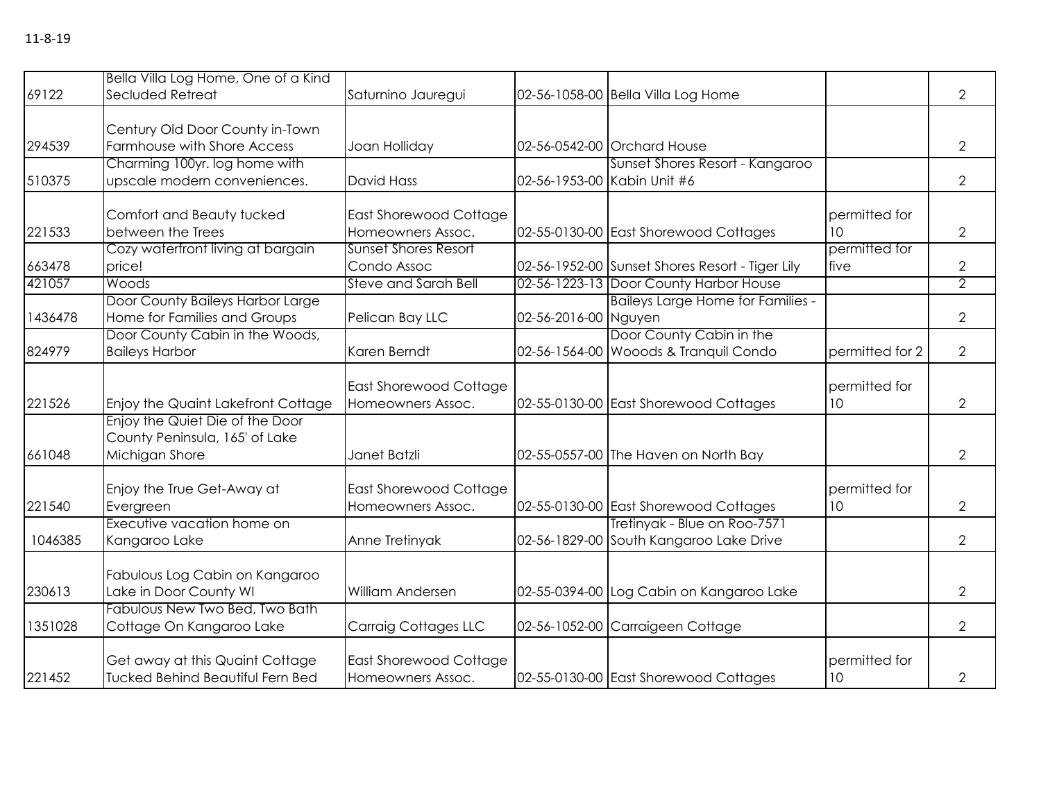11-8-19

| | | | | | | |
|---|---|---|---|---|---|---|
| 69122 | Bella Villa Log Home, One of a Kind Secluded Retreat | Saturnino Jauregui | 02-56-1058-00 | Bella Villa Log Home | | 2 |
| 294539 | Century Old Door County in-Town Farmhouse with Shore Access | Joan Holliday | 02-56-0542-00 | Orchard House | | 2 |
| 510375 | Charming 100yr. log home with upscale modern conveniences. | David Hass | 02-56-1953-00 | Sunset Shores Resort - Kangaroo Kabin Unit #6 | | 2 |
| 221533 | Comfort and Beauty tucked between the Trees | East Shorewood Cottage Homeowners Assoc. | 02-55-0130-00 | East Shorewood Cottages | permitted for 10 | 2 |
| 663478 | Cozy waterfront living at bargain price! | Sunset Shores Resort Condo Assoc | 02-56-1952-00 | Sunset Shores Resort - Tiger Lily | permitted for five | 2 |
| 421057 | Woods | Steve and Sarah Bell | 02-56-1223-13 | Door County Harbor House | | 2 |
| 1436478 | Door County Baileys Harbor Large Home for Families and Groups | Pelican Bay LLC | 02-56-2016-00 | Baileys Large Home for Families - Nguyen | | 2 |
| 824979 | Door County Cabin in the Woods, Baileys Harbor | Karen Berndt | 02-56-1564-00 | Door County Cabin in the Wooods & Tranquil Condo | permitted for 2 | 2 |
| 221526 | Enjoy the Quaint Lakefront Cottage | East Shorewood Cottage Homeowners Assoc. | 02-55-0130-00 | East Shorewood Cottages | permitted for 10 | 2 |
| 661048 | Enjoy the Quiet Die of the Door County Peninsula, 165' of Lake Michigan Shore | Janet Batzli | 02-55-0557-00 | The Haven on North Bay | | 2 |
| 221540 | Enjoy the True Get-Away at Evergreen | East Shorewood Cottage Homeowners Assoc. | 02-55-0130-00 | East Shorewood Cottages | permitted for 10 | 2 |
| 1046385 | Executive vacation home on Kangaroo Lake | Anne Tretinyak | 02-56-1829-00 | Tretinyak - Blue on Roo-7571 South Kangaroo Lake Drive | | 2 |
| 230613 | Fabulous Log Cabin on Kangaroo Lake in Door County WI | William Andersen | 02-55-0394-00 | Log Cabin on Kangaroo Lake | | 2 |
| 1351028 | Fabulous New Two Bed, Two Bath Cottage On Kangaroo Lake | Carraig Cottages LLC | 02-56-1052-00 | Carraigeen Cottage | | 2 |
| 221452 | Get away at this Quaint Cottage Tucked Behind Beautiful Fern Bed | East Shorewood Cottage Homeowners Assoc. | 02-55-0130-00 | East Shorewood Cottages | permitted for 10 | 2 |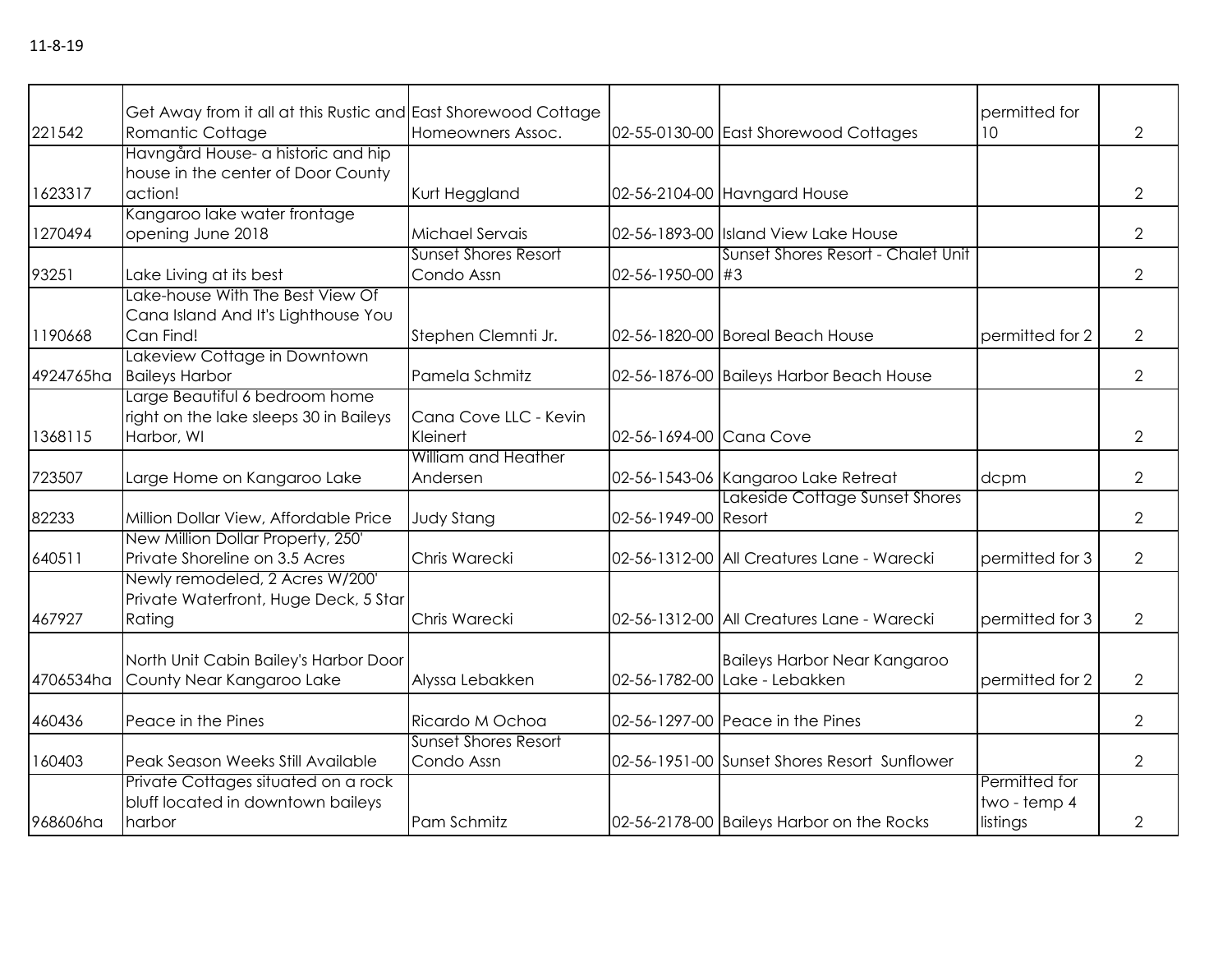11-8-19

| | | | | | | |
|---|---|---|---|---|---|---|
| 221542 | Get Away from it all at this Rustic and Romantic Cottage | East Shorewood Cottage Homeowners Assoc. | 02-55-0130-00 | East Shorewood Cottages | permitted for 10 | 2 |
| 1623317 | Havngård House- a historic and hip house in the center of Door County action! | Kurt Heggland | 02-56-2104-00 | Havngard House | | 2 |
| 1270494 | Kangaroo lake water frontage opening June 2018 | Michael Servais | 02-56-1893-00 | Island View Lake House | | 2 |
| 93251 | Lake Living at its best | Sunset Shores Resort Condo Assn | 02-56-1950-00 | Sunset Shores Resort - Chalet Unit #3 | | 2 |
| 1190668 | Lake-house With The Best View Of Cana Island And It's Lighthouse You Can Find! | Stephen Clemnti Jr. | 02-56-1820-00 | Boreal Beach House | permitted for 2 | 2 |
| 4924765ha | Lakeview Cottage in Downtown Baileys Harbor | Pamela Schmitz | 02-56-1876-00 | Baileys Harbor Beach House | | 2 |
| 1368115 | Large Beautiful 6 bedroom home right on the lake sleeps 30 in Baileys Harbor, WI | Cana Cove LLC - Kevin Kleinert | 02-56-1694-00 | Cana Cove | | 2 |
| 723507 | Large Home on Kangaroo Lake | William and Heather Andersen | 02-56-1543-06 | Kangaroo Lake Retreat | dcpm | 2 |
| 82233 | Million Dollar View, Affordable Price | Judy Stang | 02-56-1949-00 | Lakeside Cottage Sunset Shores Resort | | 2 |
| 640511 | New Million Dollar Property, 250' Private Shoreline on 3.5 Acres | Chris Warecki | 02-56-1312-00 | All Creatures Lane - Warecki | permitted for 3 | 2 |
| 467927 | Newly remodeled, 2 Acres W/200' Private Waterfront, Huge Deck, 5 Star Rating | Chris Warecki | 02-56-1312-00 | All Creatures Lane - Warecki | permitted for 3 | 2 |
| 4706534ha | North Unit Cabin Bailey's Harbor Door County Near Kangaroo Lake | Alyssa Lebakken | 02-56-1782-00 | Baileys Harbor Near Kangaroo Lake - Lebakken | permitted for 2 | 2 |
| 460436 | Peace in the Pines | Ricardo M Ochoa | 02-56-1297-00 | Peace in the Pines | | 2 |
| 160403 | Peak Season Weeks Still Available | Sunset Shores Resort Condo Assn | 02-56-1951-00 | Sunset Shores Resort Sunflower | | 2 |
| 968606ha | Private Cottages situated on a rock bluff located in downtown baileys harbor | Pam Schmitz | 02-56-2178-00 | Baileys Harbor on the Rocks | Permitted for two - temp 4 listings | 2 |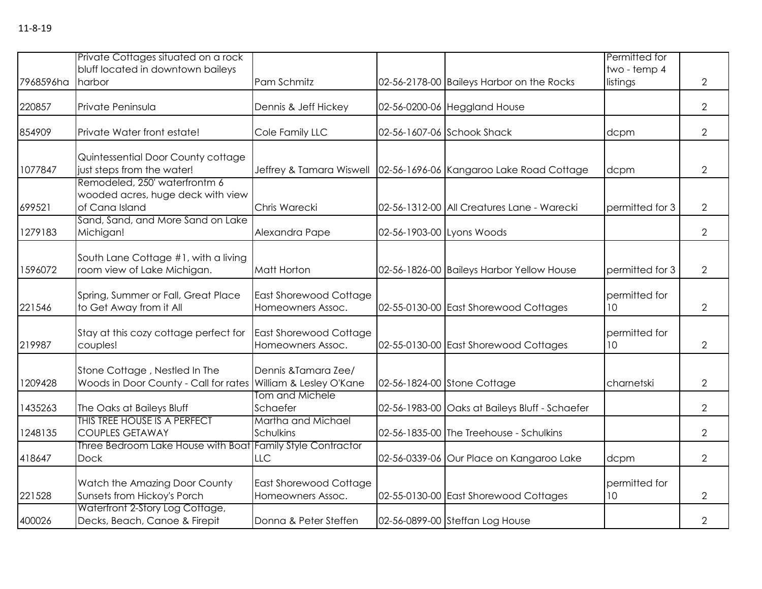11-8-19

| | | | | | | |
|---|---|---|---|---|---|---|
| 7968596ha | Private Cottages situated on a rock bluff located in downtown baileys harbor | Pam Schmitz | 02-56-2178-00 | Baileys Harbor on the Rocks | Permitted for two - temp 4 listings | 2 |
| 220857 | Private Peninsula | Dennis & Jeff Hickey | 02-56-0200-06 | Heggland House | | 2 |
| 854909 | Private Water front estate! | Cole Family LLC | 02-56-1607-06 | Schook Shack | dcpm | 2 |
| 1077847 | Quintessential Door County cottage just steps from the water! | Jeffrey & Tamara Wiswell | 02-56-1696-06 | Kangaroo Lake Road Cottage | dcpm | 2 |
| 699521 | Remodeled, 250' waterfrontm 6 wooded acres, huge deck with view of Cana Island | Chris Warecki | 02-56-1312-00 | All Creatures Lane - Warecki | permitted for 3 | 2 |
| 1279183 | Sand, Sand, and More Sand on Lake Michigan! | Alexandra Pape | 02-56-1903-00 | Lyons Woods | | 2 |
| 1596072 | South Lane Cottage #1, with a living room view of Lake Michigan. | Matt Horton | 02-56-1826-00 | Baileys Harbor Yellow House | permitted for 3 | 2 |
| 221546 | Spring, Summer or Fall, Great Place to Get Away from it All | East Shorewood Cottage Homeowners Assoc. | 02-55-0130-00 | East Shorewood Cottages | permitted for 10 | 2 |
| 219987 | Stay at this cozy cottage perfect for couples! | East Shorewood Cottage Homeowners Assoc. | 02-55-0130-00 | East Shorewood Cottages | permitted for 10 | 2 |
| 1209428 | Stone Cottage , Nestled In The Woods in Door County - Call for rates | Dennis &Tamara Zee/ William & Lesley O'Kane | 02-56-1824-00 | Stone Cottage | charnetski | 2 |
| 1435263 | The Oaks at Baileys Bluff | Tom and Michele Schaefer | 02-56-1983-00 | Oaks at Baileys Bluff - Schaefer | | 2 |
| 1248135 | THIS TREE HOUSE IS A PERFECT COUPLES GETAWAY | Martha and Michael Schulkins | 02-56-1835-00 | The Treehouse - Schulkins | | 2 |
| 418647 | Three Bedroom Lake House with Boat Dock | Family Style Contractor LLC | 02-56-0339-06 | Our Place on Kangaroo Lake | dcpm | 2 |
| 221528 | Watch the Amazing Door County Sunsets from Hickoy's Porch | East Shorewood Cottage Homeowners Assoc. | 02-55-0130-00 | East Shorewood Cottages | permitted for 10 | 2 |
| 400026 | Waterfront 2-Story Log Cottage, Decks, Beach, Canoe & Firepit | Donna & Peter Steffen | 02-56-0899-00 | Steffan Log House | | 2 |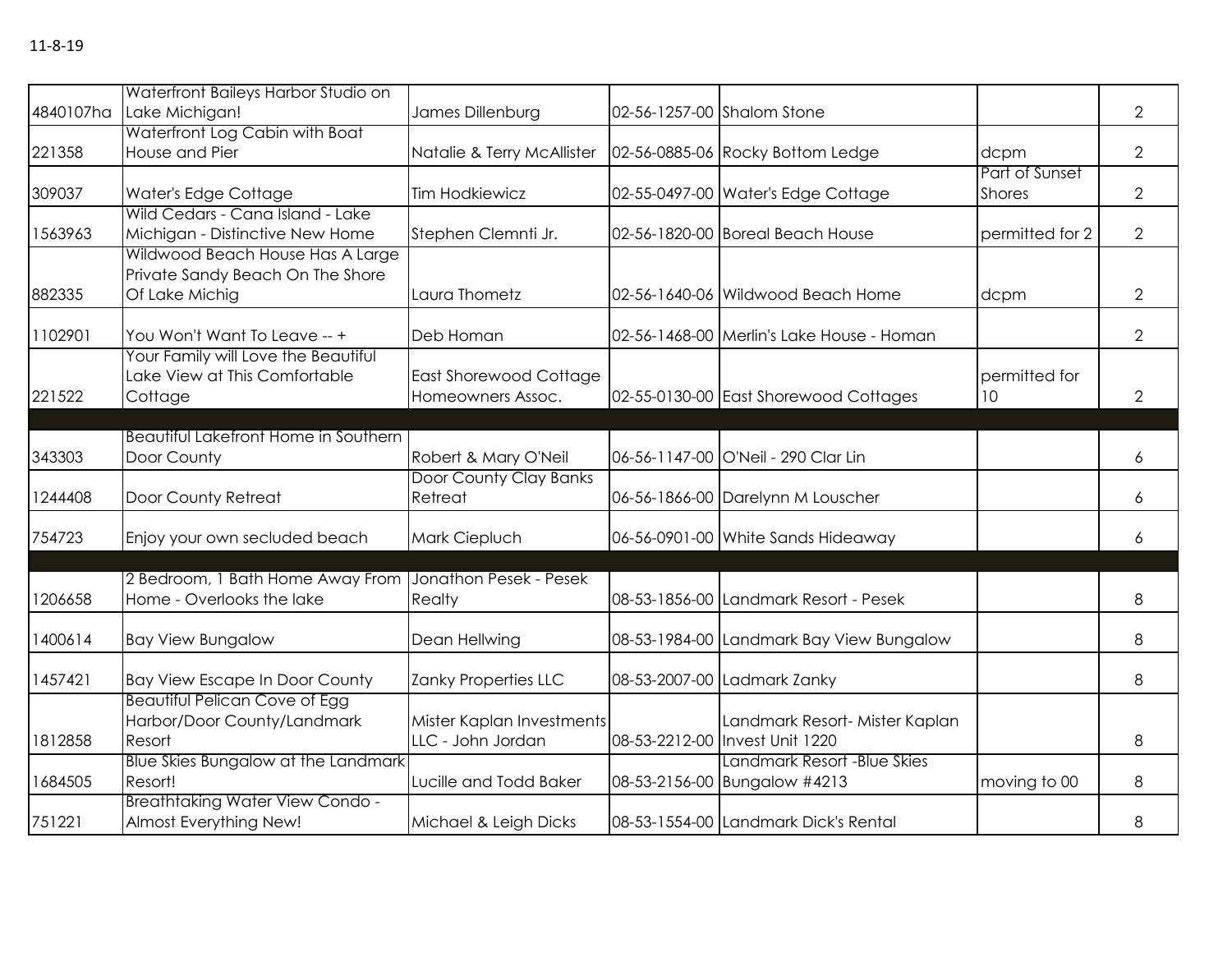11-8-19

| | | | | | | |
|---|---|---|---|---|---|---|
| 4840107ha | Waterfront Baileys Harbor Studio on Lake Michigan! | James Dillenburg | 02-56-1257-00 | Shalom Stone | | 2 |
| 221358 | Waterfront Log Cabin with Boat House and Pier | Natalie & Terry McAllister | 02-56-0885-06 | Rocky Bottom Ledge | dcpm | 2 |
| 309037 | Water's Edge Cottage | Tim Hodkiewicz | 02-55-0497-00 | Water's Edge Cottage | Part of Sunset Shores | 2 |
| 1563963 | Wild Cedars - Cana Island - Lake Michigan - Distinctive New Home | Stephen Clemnti Jr. | 02-56-1820-00 | Boreal Beach House | permitted for 2 | 2 |
| 882335 | Wildwood Beach House Has A Large Private Sandy Beach On The Shore Of Lake Michig | Laura Thometz | 02-56-1640-06 | Wildwood Beach Home | dcpm | 2 |
| 1102901 | You Won't Want To Leave -- + | Deb Homan | 02-56-1468-00 | Merlin's Lake House - Homan | | 2 |
| 221522 | Your Family will Love the Beautiful Lake View at This Comfortable Cottage | East Shorewood Cottage Homeowners Assoc. | 02-55-0130-00 | East Shorewood Cottages | permitted for 10 | 2 |
| | | | | | | |
| 343303 | Beautiful Lakefront Home in Southern Door County | Robert & Mary O'Neil | 06-56-1147-00 | O'Neil - 290 Clar Lin | | 6 |
| 1244408 | Door County Retreat | Door County Clay Banks Retreat | 06-56-1866-00 | Darelynn M Louscher | | 6 |
| 754723 | Enjoy your own secluded beach | Mark Ciepluch | 06-56-0901-00 | White Sands Hideaway | | 6 |
| | | | | | | |
| 1206658 | 2 Bedroom, 1 Bath Home Away From Home - Overlooks the lake | Jonathon Pesek - Pesek Realty | 08-53-1856-00 | Landmark Resort - Pesek | | 8 |
| 1400614 | Bay View Bungalow | Dean Hellwing | 08-53-1984-00 | Landmark Bay View Bungalow | | 8 |
| 1457421 | Bay View Escape In Door County | Zanky Properties LLC | 08-53-2007-00 | Ladmark Zanky | | 8 |
| 1812858 | Beautiful Pelican Cove of Egg Harbor/Door County/Landmark Resort | Mister Kaplan Investments LLC - John Jordan | 08-53-2212-00 | Landmark Resort- Mister Kaplan Invest Unit 1220 | | 8 |
| 1684505 | Blue Skies Bungalow at the Landmark Resort! | Lucille and Todd Baker | 08-53-2156-00 | Landmark Resort -Blue Skies Bungalow #4213 | moving to 00 | 8 |
| 751221 | Breathtaking Water View Condo - Almost Everything New! | Michael & Leigh Dicks | 08-53-1554-00 | Landmark Dick's Rental | | 8 |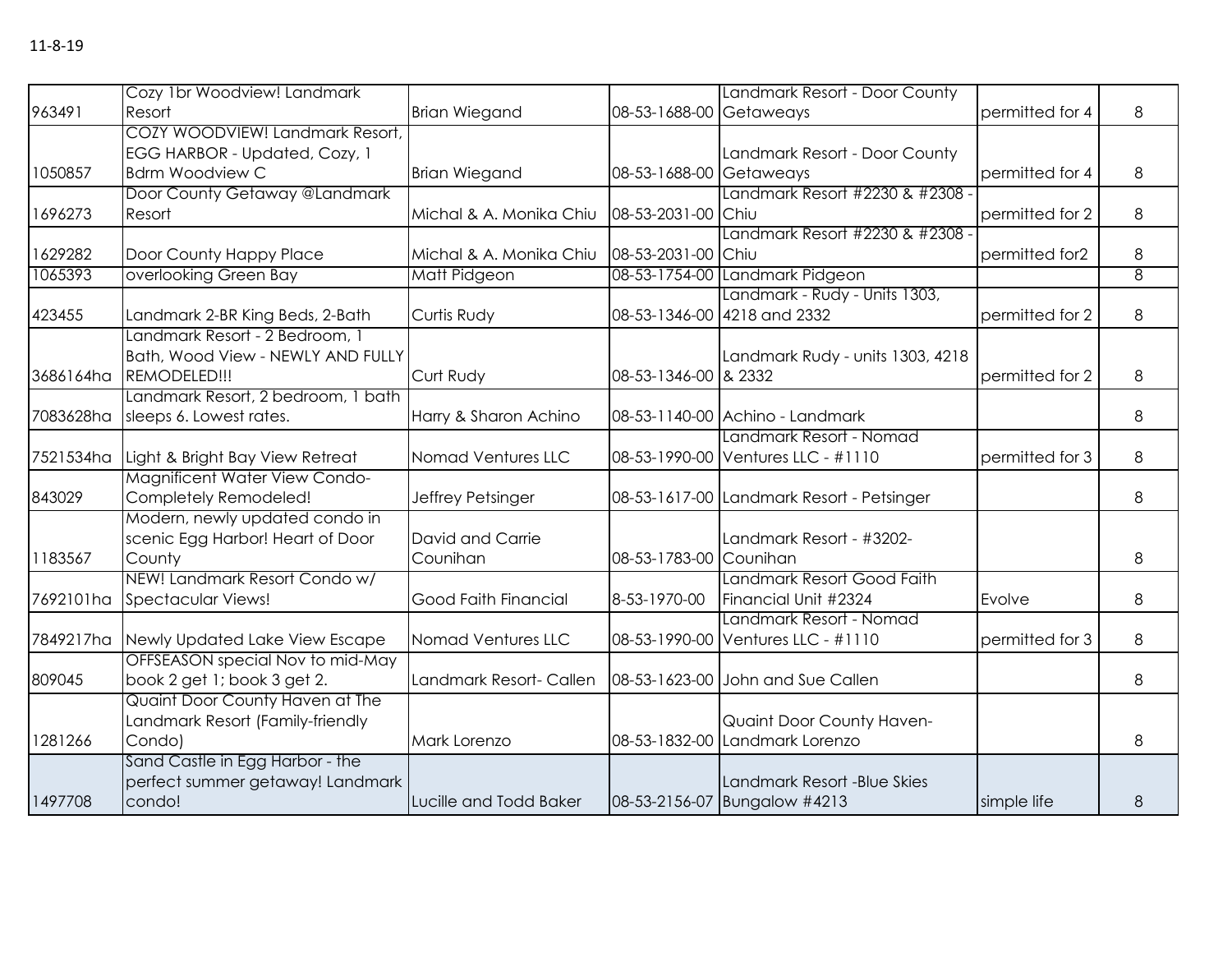11-8-19

| | | | | | | |
|---|---|---|---|---|---|---|
| 963491 | Cozy 1br Woodview! Landmark Resort | Brian Wiegand | 08-53-1688-00 | Landmark Resort - Door County Getaweays | permitted for 4 | 8 |
| 1050857 | COZY WOODVIEW! Landmark Resort, EGG HARBOR - Updated, Cozy, 1 Bdrm Woodview C | Brian Wiegand | 08-53-1688-00 | Landmark Resort - Door County Getaweays | permitted for 4 | 8 |
| 1696273 | Door County Getaway @Landmark Resort | Michal & A. Monika Chiu | 08-53-2031-00 | Landmark Resort #2230 & #2308 - Chiu | permitted for 2 | 8 |
| 1629282 | Door County Happy Place | Michal & A. Monika Chiu | 08-53-2031-00 | Landmark Resort #2230 & #2308 - Chiu | permitted for2 | 8 |
| 1065393 | overlooking Green Bay | Matt Pidgeon | 08-53-1754-00 | Landmark Pidgeon | | 8 |
| 423455 | Landmark 2-BR King Beds, 2-Bath | Curtis Rudy | 08-53-1346-00 | Landmark - Rudy - Units 1303, 4218 and 2332 | permitted for 2 | 8 |
| 3686164ha | Landmark Resort - 2 Bedroom, 1 Bath, Wood View - NEWLY AND FULLY REMODELED!!! | Curt Rudy | 08-53-1346-00 | Landmark Rudy - units 1303, 4218 & 2332 | permitted for 2 | 8 |
| 7083628ha | Landmark Resort, 2 bedroom, 1 bath sleeps 6. Lowest rates. | Harry & Sharon Achino | 08-53-1140-00 | Achino - Landmark | | 8 |
| 7521534ha | Light & Bright Bay View Retreat | Nomad Ventures LLC | 08-53-1990-00 | Landmark Resort - Nomad Ventures LLC - #1110 | permitted for 3 | 8 |
| 843029 | Magnificent Water View Condo-Completely Remodeled! | Jeffrey Petsinger | 08-53-1617-00 | Landmark Resort - Petsinger | | 8 |
| 1183567 | Modern, newly updated condo in scenic Egg Harbor! Heart of Door County | David and Carrie Counihan | 08-53-1783-00 | Landmark Resort - #3202-Counihan | | 8 |
| 7692101ha | NEW! Landmark Resort Condo w/ Spectacular Views! | Good Faith Financial | 8-53-1970-00 | Landmark Resort Good Faith Financial Unit #2324 | Evolve | 8 |
| 7849217ha | Newly Updated Lake View Escape | Nomad Ventures LLC | 08-53-1990-00 | Landmark Resort - Nomad Ventures LLC - #1110 | permitted for 3 | 8 |
| 809045 | OFFSEASON special Nov to mid-May book 2 get 1; book 3 get 2. | Landmark Resort- Callen | 08-53-1623-00 | John and Sue Callen | | 8 |
| 1281266 | Quaint Door County Haven at The Landmark Resort (Family-friendly Condo) | Mark Lorenzo | 08-53-1832-00 | Quaint Door County Haven-Landmark Lorenzo | | 8 |
| 1497708 | Sand Castle in Egg Harbor - the perfect summer getaway! Landmark condo! | Lucille and Todd Baker | 08-53-2156-07 | Landmark Resort -Blue Skies Bungalow #4213 | simple life | 8 |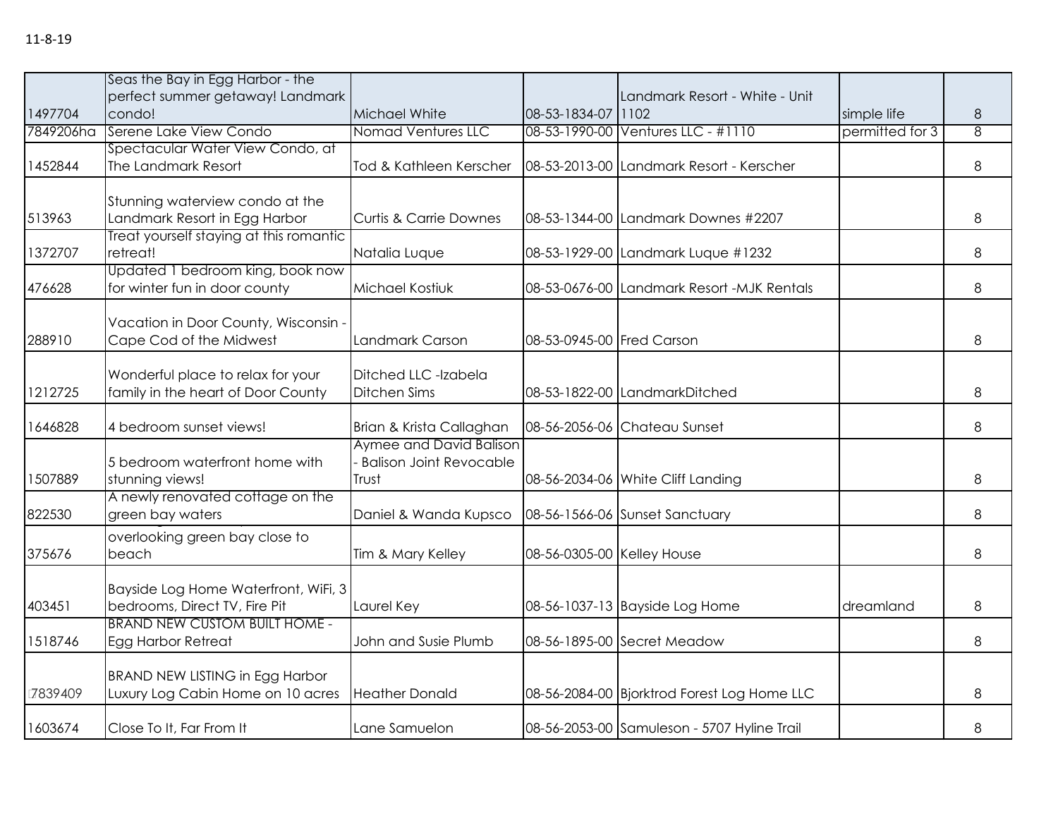11-8-19

| | | | | | | |
|---|---|---|---|---|---|---|
| 1497704 | Seas the Bay in Egg Harbor - the perfect summer getaway! Landmark condo! | Michael White | 08-53-1834-07 | Landmark Resort - White - Unit 1102 | simple life | 8 |
| 7849206ha | Serene Lake View Condo | Nomad Ventures LLC | 08-53-1990-00 | Ventures LLC - #1110 | permitted for 3 | 8 |
| 1452844 | Spectacular Water View Condo, at The Landmark Resort | Tod & Kathleen Kerscher | 08-53-2013-00 | Landmark Resort - Kerscher | | 8 |
| 513963 | Stunning waterview condo at the Landmark Resort in Egg Harbor | Curtis & Carrie Downes | 08-53-1344-00 | Landmark Downes #2207 | | 8 |
| 1372707 | Treat yourself staying at this romantic retreat! | Natalia Luque | 08-53-1929-00 | Landmark Luque #1232 | | 8 |
| 476628 | Updated 1 bedroom king, book now for winter fun in door county | Michael Kostiuk | 08-53-0676-00 | Landmark Resort -MJK Rentals | | 8 |
| 288910 | Vacation in Door County, Wisconsin - Cape Cod of the Midwest | Landmark Carson | 08-53-0945-00 | Fred Carson | | 8 |
| 1212725 | Wonderful place to relax for your family in the heart of Door County | Ditched LLC -Izabela Ditchen Sims | 08-53-1822-00 | LandmarkDitched | | 8 |
| 1646828 | 4 bedroom sunset views! | Brian & Krista Callaghan | 08-56-2056-06 | Chateau Sunset | | 8 |
| 1507889 | 5 bedroom waterfront home with stunning views! | Aymee and David Balison - Balison Joint Revocable Trust | 08-56-2034-06 | White Cliff Landing | | 8 |
| 822530 | A newly renovated cottage on the green bay waters | Daniel & Wanda Kupsco | 08-56-1566-06 | Sunset Sanctuary | | 8 |
| 375676 | overlooking green bay close to beach | Tim & Mary Kelley | 08-56-0305-00 | Kelley House | | 8 |
| 403451 | Bayside Log Home Waterfront, WiFi, 3 bedrooms, Direct TV, Fire Pit | Laurel Key | 08-56-1037-13 | Bayside Log Home | dreamland | 8 |
| 1518746 | BRAND NEW CUSTOM BUILT HOME - Egg Harbor Retreat | John and Susie Plumb | 08-56-1895-00 | Secret Meadow | | 8 |
| 7839409 | BRAND NEW LISTING in Egg Harbor Luxury Log Cabin Home on 10 acres | Heather Donald | 08-56-2084-00 | Bjorktrod Forest Log Home LLC | | 8 |
| 1603674 | Close To It, Far From It | Lane Samuelon | 08-56-2053-00 | Samuleson - 5707 Hyline Trail | | 8 |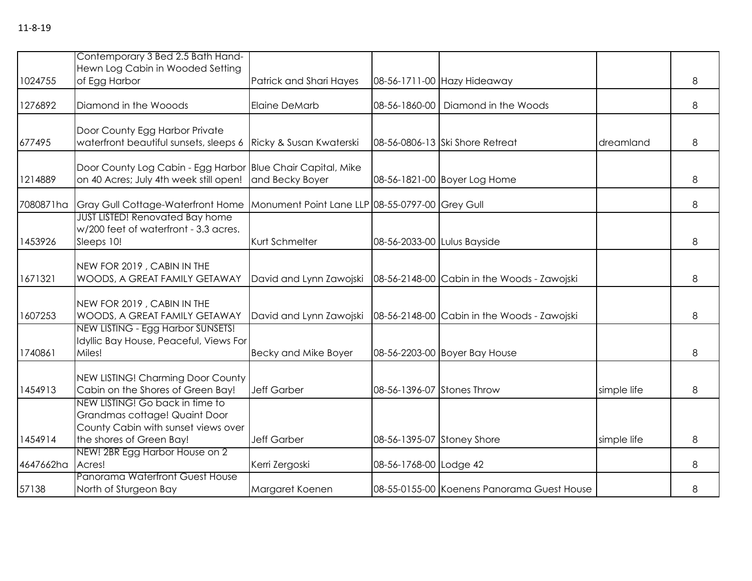11-8-19

| | | | | | | |
|---|---|---|---|---|---|---|
| 1024755 | Contemporary 3 Bed 2.5 Bath Hand-Hewn Log Cabin in Wooded Setting of Egg Harbor | Patrick and Shari Hayes | 08-56-1711-00 | Hazy Hideaway | | 8 |
| 1276892 | Diamond in the Wooods | Elaine DeMarb | 08-56-1860-00 | Diamond in the Woods | | 8 |
| 677495 | Door County Egg Harbor Private waterfront beautiful sunsets, sleeps 6 | Ricky & Susan Kwaterski | 08-56-0806-13 | Ski Shore Retreat | dreamland | 8 |
| 1214889 | Door County Log Cabin - Egg Harbor on 40 Acres; July 4th week still open! | Blue Chair Capital, Mike and Becky Boyer | 08-56-1821-00 | Boyer Log Home | | 8 |
| 7080871ha | Gray Gull Cottage-Waterfront Home | Monument Point Lane LLP | 08-55-0797-00 | Grey Gull | | 8 |
| 1453926 | JUST LISTED! Renovated Bay home w/200 feet of waterfront - 3.3 acres. Sleeps 10! | Kurt Schmelter | 08-56-2033-00 | Lulus Bayside | | 8 |
| 1671321 | NEW FOR 2019 , CABIN IN THE WOODS, A GREAT FAMILY GETAWAY | David and Lynn Zawojski | 08-56-2148-00 | Cabin in the Woods - Zawojski | | 8 |
| 1607253 | NEW FOR 2019 , CABIN IN THE WOODS, A GREAT FAMILY GETAWAY | David and Lynn Zawojski | 08-56-2148-00 | Cabin in the Woods - Zawojski | | 8 |
| 1740861 | NEW LISTING - Egg Harbor SUNSETS! Idyllic Bay House, Peaceful, Views For Miles! | Becky and Mike Boyer | 08-56-2203-00 | Boyer Bay House | | 8 |
| 1454913 | NEW LISTING! Charming Door County Cabin on the Shores of Green Bay! | Jeff Garber | 08-56-1396-07 | Stones Throw | simple life | 8 |
| 1454914 | NEW LISTING! Go back in time to Grandmas cottage! Quaint Door County Cabin with sunset views over the shores of Green Bay! | Jeff Garber | 08-56-1395-07 | Stoney Shore | simple life | 8 |
| 4647662ha | NEW! 2BR Egg Harbor House on 2 Acres! | Kerri Zergoski | 08-56-1768-00 | Lodge 42 | | 8 |
| 57138 | Panorama Waterfront Guest House North of Sturgeon Bay | Margaret Koenen | 08-55-0155-00 | Koenens Panorama Guest House | | 8 |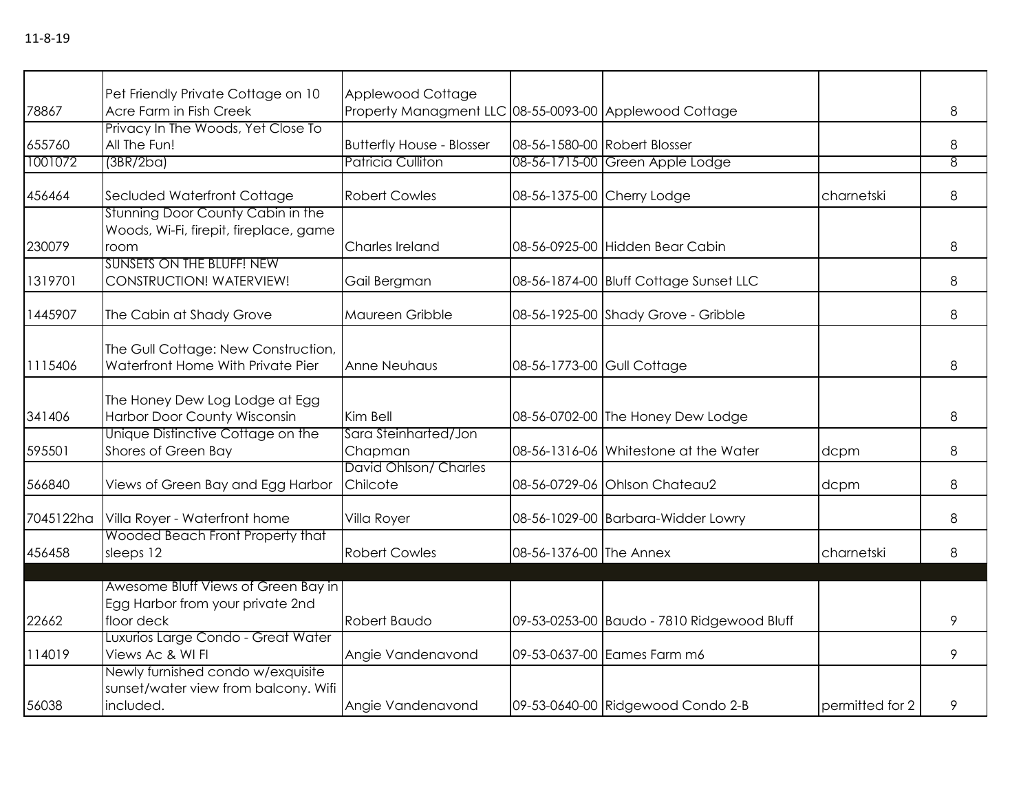11-8-19

| | | | | | | |
|---|---|---|---|---|---|---|
| 78867 | Pet Friendly Private Cottage on 10 Acre Farm in Fish Creek | Applewood Cottage Property Managment LLC | 08-55-0093-00 | Applewood Cottage | | 8 |
| 655760 | Privacy In The Woods, Yet Close To All The Fun! | Butterfly House - Blosser | 08-56-1580-00 | Robert Blosser | | 8 |
| 1001072 | (3BR/2ba) | Patricia Culliton | 08-56-1715-00 | Green Apple Lodge | | 8 |
| 456464 | Secluded Waterfront Cottage | Robert Cowles | 08-56-1375-00 | Cherry Lodge | charnetski | 8 |
| 230079 | Stunning Door County Cabin in the Woods, Wi-Fi, firepit, fireplace, game room | Charles Ireland | 08-56-0925-00 | Hidden Bear Cabin | | 8 |
| 1319701 | SUNSETS ON THE BLUFF! NEW CONSTRUCTION! WATERVIEW! | Gail Bergman | 08-56-1874-00 | Bluff Cottage Sunset LLC | | 8 |
| 1445907 | The Cabin at Shady Grove | Maureen Gribble | 08-56-1925-00 | Shady Grove - Gribble | | 8 |
| 1115406 | The Gull Cottage: New Construction, Waterfront Home With Private Pier | Anne Neuhaus | 08-56-1773-00 | Gull Cottage | | 8 |
| 341406 | The Honey Dew Log Lodge at Egg Harbor Door County Wisconsin | Kim Bell | 08-56-0702-00 | The Honey Dew Lodge | | 8 |
| 595501 | Unique Distinctive Cottage on the Shores of Green Bay | Sara Steinharted/Jon Chapman | 08-56-1316-06 | Whitestone at the Water | dcpm | 8 |
| 566840 | Views of Green Bay and Egg Harbor | David Ohlson/ Charles Chilcote | 08-56-0729-06 | Ohlson Chateau2 | dcpm | 8 |
| 7045122ha | Villa Royer - Waterfront home | Villa Royer | 08-56-1029-00 | Barbara-Widder Lowry | | 8 |
| 456458 | Wooded Beach Front Property that sleeps 12 | Robert Cowles | 08-56-1376-00 | The Annex | charnetski | 8 |
| | | | | | | |
| 22662 | Awesome Bluff Views of Green Bay in Egg Harbor from your private 2nd floor deck | Robert Baudo | 09-53-0253-00 | Baudo - 7810 Ridgewood Bluff | | 9 |
| 114019 | Luxurios Large Condo - Great Water Views Ac & WI FI | Angie Vandenavond | 09-53-0637-00 | Eames Farm m6 | | 9 |
| 56038 | Newly furnished condo w/exquisite sunset/water view from balcony. Wifi included. | Angie Vandenavond | 09-53-0640-00 | Ridgewood Condo 2-B | permitted for 2 | 9 |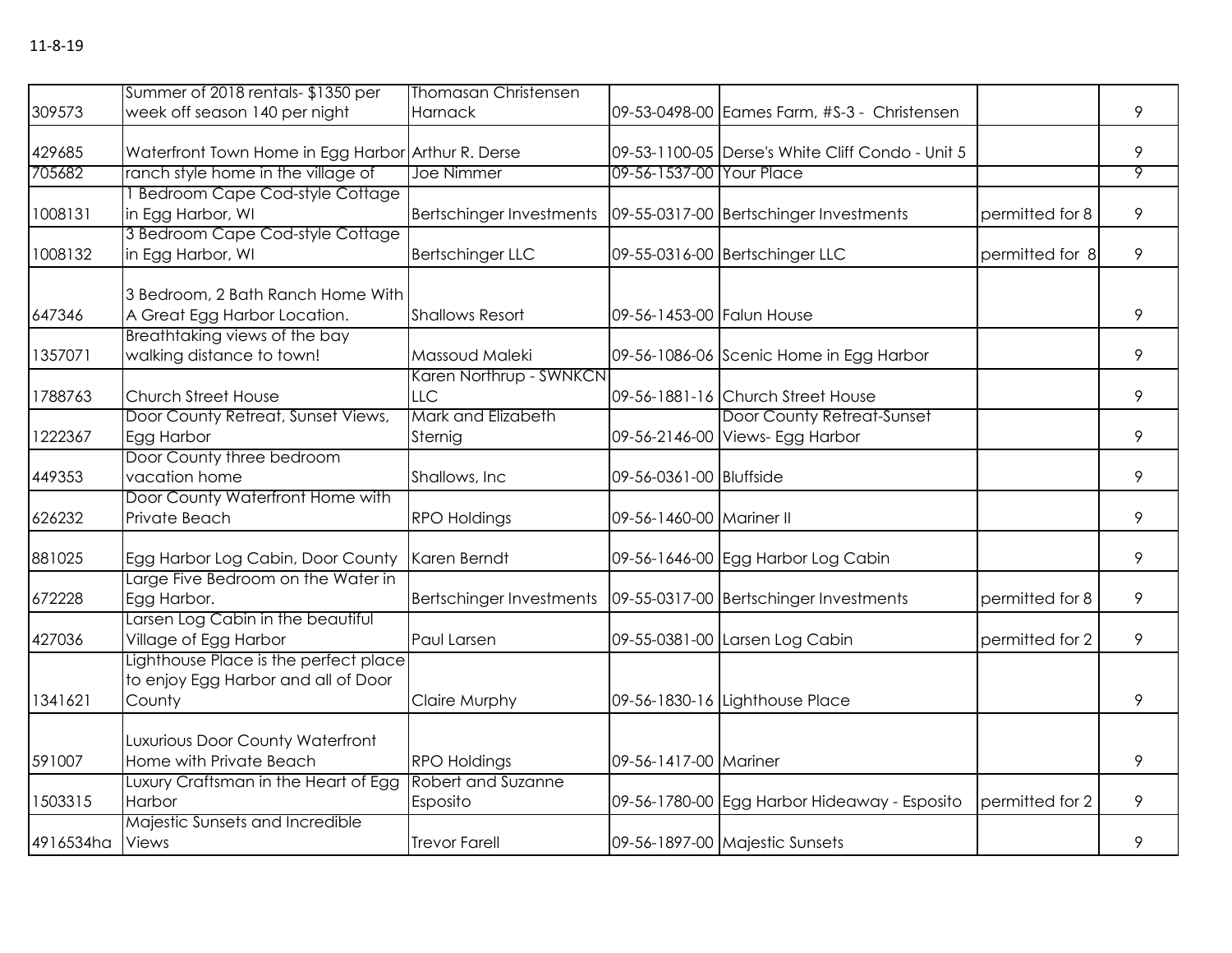11-8-19

| | | | | | | |
|---|---|---|---|---|---|---|
| 309573 | Summer of 2018 rentals- $1350 per week off season 140 per night | Thomasan Christensen Harnack | 09-53-0498-00 | Eames Farm, #S-3 - Christensen | | 9 |
| 429685 | Waterfront Town Home in Egg Harbor | Arthur R. Derse | 09-53-1100-05 | Derse's White Cliff Condo - Unit 5 | | 9 |
| 705682 | ranch style home in the village of | Joe Nimmer | 09-56-1537-00 | Your Place | | 9 |
| 1008131 | 1 Bedroom Cape Cod-style Cottage in Egg Harbor, WI | Bertschinger Investments | 09-55-0317-00 | Bertschinger Investments | permitted for 8 | 9 |
| 1008132 | 3 Bedroom Cape Cod-style Cottage in Egg Harbor, WI | Bertschinger LLC | 09-55-0316-00 | Bertschinger LLC | permitted for 8 | 9 |
| 647346 | 3 Bedroom, 2 Bath Ranch Home With A Great Egg Harbor Location. | Shallows Resort | 09-56-1453-00 | Falun House | | 9 |
| 1357071 | Breathtaking views of the bay walking distance to town! | Massoud Maleki | 09-56-1086-06 | Scenic Home in Egg Harbor | | 9 |
| 1788763 | Church Street House | Karen Northrup - SWNKCN LLC | 09-56-1881-16 | Church Street House | | 9 |
| 1222367 | Door County Retreat, Sunset Views, Egg Harbor | Mark and Elizabeth Sternig | 09-56-2146-00 | Door County Retreat-Sunset Views- Egg Harbor | | 9 |
| 449353 | Door County three bedroom vacation home | Shallows, Inc | 09-56-0361-00 | Bluffside | | 9 |
| 626232 | Door County Waterfront Home with Private Beach | RPO Holdings | 09-56-1460-00 | Mariner II | | 9 |
| 881025 | Egg Harbor Log Cabin, Door County | Karen Berndt | 09-56-1646-00 | Egg Harbor Log Cabin | | 9 |
| 672228 | Large Five Bedroom on the Water in Egg Harbor. | Bertschinger Investments | 09-55-0317-00 | Bertschinger Investments | permitted for 8 | 9 |
| 427036 | Larsen Log Cabin in the beautiful Village of Egg Harbor | Paul Larsen | 09-55-0381-00 | Larsen Log Cabin | permitted for 2 | 9 |
| 1341621 | Lighthouse Place is the perfect place to enjoy Egg Harbor and all of Door County | Claire Murphy | 09-56-1830-16 | Lighthouse Place | | 9 |
| 591007 | Luxurious Door County Waterfront Home with Private Beach | RPO Holdings | 09-56-1417-00 | Mariner | | 9 |
| 1503315 | Luxury Craftsman in the Heart of Egg Harbor | Robert and Suzanne Esposito | 09-56-1780-00 | Egg Harbor Hideaway - Esposito | permitted for 2 | 9 |
| 4916534ha | Majestic Sunsets and Incredible Views | Trevor Farell | 09-56-1897-00 | Majestic Sunsets | | 9 |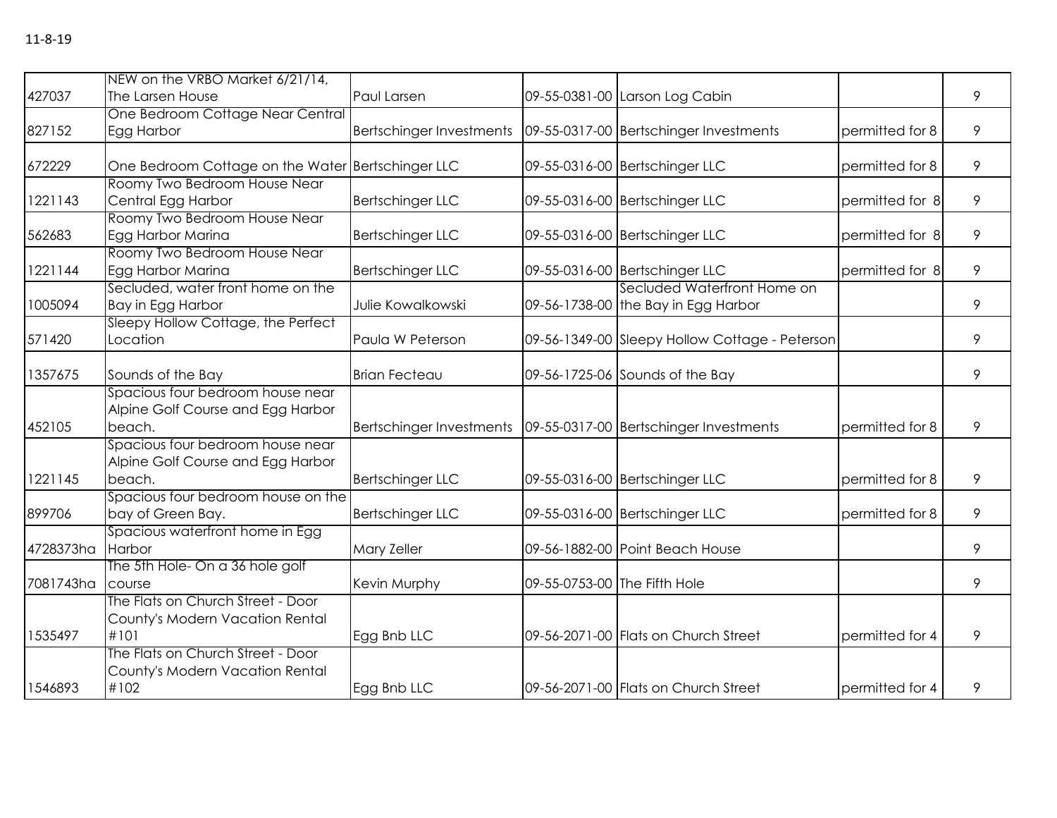11-8-19

| | | | | | | |
|---|---|---|---|---|---|---|
| 427037 | NEW on the VRBO Market 6/21/14, The Larsen House | Paul Larsen | 09-55-0381-00 | Larson Log Cabin | | 9 |
| 827152 | One Bedroom Cottage Near Central Egg Harbor | Bertschinger Investments | 09-55-0317-00 | Bertschinger Investments | permitted for 8 | 9 |
| 672229 | One Bedroom Cottage on the Water | Bertschinger LLC | 09-55-0316-00 | Bertschinger LLC | permitted for 8 | 9 |
| 1221143 | Roomy Two Bedroom House Near Central Egg Harbor | Bertschinger LLC | 09-55-0316-00 | Bertschinger LLC | permitted for 8 | 9 |
| 562683 | Roomy Two Bedroom House Near Egg Harbor Marina | Bertschinger LLC | 09-55-0316-00 | Bertschinger LLC | permitted for 8 | 9 |
| 1221144 | Roomy Two Bedroom House Near Egg Harbor Marina | Bertschinger LLC | 09-55-0316-00 | Bertschinger LLC | permitted for 8 | 9 |
| 1005094 | Secluded, water front home on the Bay in Egg Harbor | Julie Kowalkowski | 09-56-1738-00 | Secluded Waterfront Home on the Bay in Egg Harbor | | 9 |
| 571420 | Sleepy Hollow Cottage, the Perfect Location | Paula W Peterson | 09-56-1349-00 | Sleepy Hollow Cottage - Peterson | | 9 |
| 1357675 | Sounds of the Bay | Brian Fecteau | 09-56-1725-06 | Sounds of the Bay | | 9 |
| 452105 | Spacious four bedroom house near Alpine Golf Course and Egg Harbor beach. | Bertschinger Investments | 09-55-0317-00 | Bertschinger Investments | permitted for 8 | 9 |
| 1221145 | Spacious four bedroom house near Alpine Golf Course and Egg Harbor beach. | Bertschinger LLC | 09-55-0316-00 | Bertschinger LLC | permitted for 8 | 9 |
| 899706 | Spacious four bedroom house on the bay of Green Bay. | Bertschinger LLC | 09-55-0316-00 | Bertschinger LLC | permitted for 8 | 9 |
| 4728373ha | Spacious waterfront home in Egg Harbor | Mary Zeller | 09-56-1882-00 | Point Beach House | | 9 |
| 7081743ha | The 5th Hole- On a 36 hole golf course | Kevin Murphy | 09-55-0753-00 | The Fifth Hole | | 9 |
| 1535497 | The Flats on Church Street - Door County's Modern Vacation Rental #101 | Egg Bnb LLC | 09-56-2071-00 | Flats on Church Street | permitted for 4 | 9 |
| 1546893 | The Flats on Church Street - Door County's Modern Vacation Rental #102 | Egg Bnb LLC | 09-56-2071-00 | Flats on Church Street | permitted for 4 | 9 |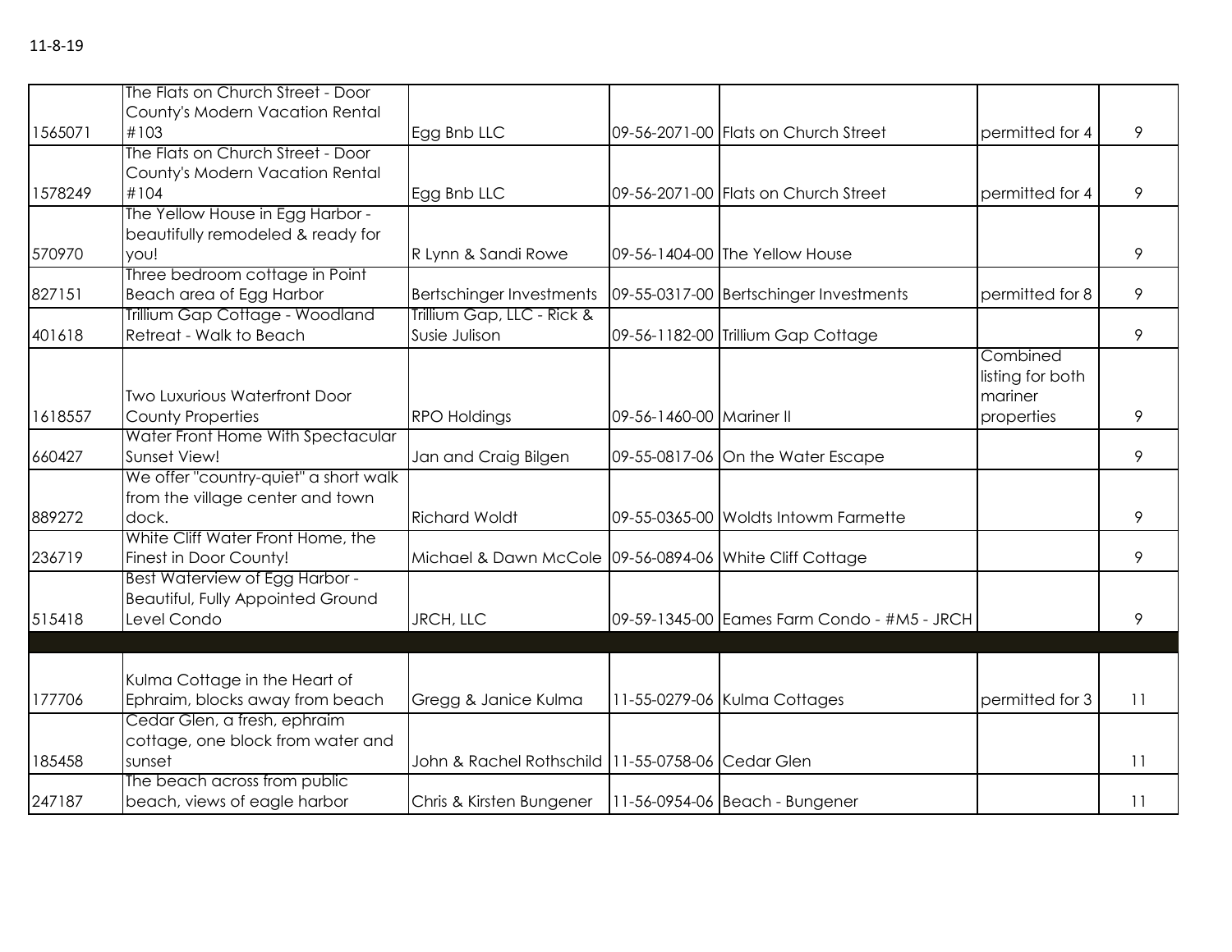11-8-19

| | | | | | | |
|---|---|---|---|---|---|---|
| 1565071 | The Flats on Church Street - Door County's Modern Vacation Rental #103 | Egg Bnb LLC | 09-56-2071-00 | Flats on Church Street | permitted for 4 | 9 |
| 1578249 | The Flats on Church Street - Door County's Modern Vacation Rental #104 | Egg Bnb LLC | 09-56-2071-00 | Flats on Church Street | permitted for 4 | 9 |
| 570970 | The Yellow House in Egg Harbor - beautifully remodeled & ready for you! | R Lynn & Sandi Rowe | 09-56-1404-00 | The Yellow House | | 9 |
| 827151 | Three bedroom cottage in Point Beach area of Egg Harbor | Bertschinger Investments | 09-55-0317-00 | Bertschinger Investments | permitted for 8 | 9 |
| 401618 | Trillium Gap Cottage - Woodland Retreat - Walk to Beach | Trillium Gap, LLC - Rick & Susie Julison | 09-56-1182-00 | Trillium Gap Cottage | | 9 |
| 1618557 | Two Luxurious Waterfront Door County Properties | RPO Holdings | 09-56-1460-00 | Mariner II | Combined listing for both mariner properties | 9 |
| 660427 | Water Front Home With Spectacular Sunset View! | Jan and Craig Bilgen | 09-55-0817-06 | On the Water Escape | | 9 |
| 889272 | We offer "country-quiet" a short walk from the village center and town dock. | Richard Woldt | 09-55-0365-00 | Woldts Intowm Farmette | | 9 |
| 236719 | White Cliff Water Front Home, the Finest in Door County! | Michael & Dawn McCole | 09-56-0894-06 | White Cliff Cottage | | 9 |
| 515418 | Best Waterview of Egg Harbor - Beautiful, Fully Appointed Ground Level Condo | JRCH, LLC | 09-59-1345-00 | Eames Farm Condo - #M5 - JRCH | | 9 |
| | | | | | | |
| 177706 | Kulma Cottage in the Heart of Ephraim, blocks away from beach | Gregg & Janice Kulma | 11-55-0279-06 | Kulma Cottages | permitted for 3 | 11 |
| 185458 | Cedar Glen, a fresh, ephraim cottage, one block from water and sunset | John & Rachel Rothschild | 11-55-0758-06 | Cedar Glen | | 11 |
| 247187 | The beach across from public beach, views of eagle harbor | Chris & Kirsten Bungener | 11-56-0954-06 | Beach - Bungener | | 11 |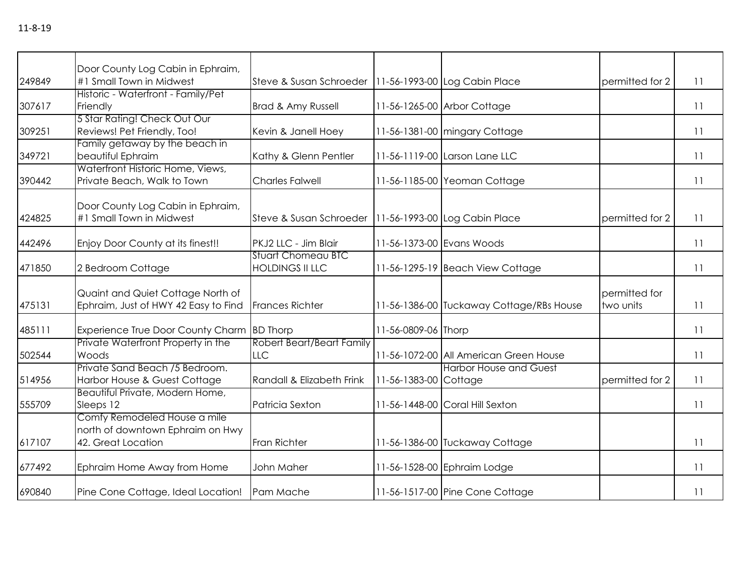11-8-19

| | | | | | | |
|---|---|---|---|---|---|---|
| 249849 | Door County Log Cabin in Ephraim, #1 Small Town in Midwest | Steve & Susan Schroeder | 11-56-1993-00 | Log Cabin Place | permitted for 2 | 11 |
| 307617 | Historic - Waterfront - Family/Pet Friendly | Brad & Amy Russell | 11-56-1265-00 | Arbor Cottage | | 11 |
| 309251 | 5 Star Rating! Check Out Our Reviews! Pet Friendly, Too! | Kevin & Janell Hoey | 11-56-1381-00 | mingary Cottage | | 11 |
| 349721 | Family getaway by the beach in beautiful Ephraim | Kathy & Glenn Pentler | 11-56-1119-00 | Larson Lane LLC | | 11 |
| 390442 | Waterfront Historic Home, Views, Private Beach, Walk to Town | Charles Falwell | 11-56-1185-00 | Yeoman Cottage | | 11 |
| 424825 | Door County Log Cabin in Ephraim, #1 Small Town in Midwest | Steve & Susan Schroeder | 11-56-1993-00 | Log Cabin Place | permitted for 2 | 11 |
| 442496 | Enjoy Door County at its finest!! | PKJ2 LLC - Jim Blair | 11-56-1373-00 | Evans Woods | | 11 |
| 471850 | 2 Bedroom Cottage | Stuart Chomeau BTC HOLDINGS II LLC | 11-56-1295-19 | Beach View Cottage | | 11 |
| 475131 | Quaint and Quiet Cottage North of Ephraim, Just of HWY 42 Easy to Find | Frances Richter | 11-56-1386-00 | Tuckaway Cottage/RBs House | permitted for two units | 11 |
| 485111 | Experience True Door County Charm | BD Thorp | 11-56-0809-06 | Thorp | | 11 |
| 502544 | Private Waterfront Property in the Woods | Robert Beart/Beart Family LLC | 11-56-1072-00 | All American Green House | | 11 |
| 514956 | Private Sand Beach /5 Bedroom. Harbor House & Guest Cottage | Randall & Elizabeth Frink | 11-56-1383-00 | Harbor House and Guest Cottage | permitted for 2 | 11 |
| 555709 | Beautiful Private, Modern Home, Sleeps 12 | Patricia Sexton | 11-56-1448-00 | Coral Hill Sexton | | 11 |
| 617107 | Comfy Remodeled House a mile north of downtown Ephraim on Hwy 42. Great Location | Fran Richter | 11-56-1386-00 | Tuckaway Cottage | | 11 |
| 677492 | Ephraim Home Away from Home | John Maher | 11-56-1528-00 | Ephraim Lodge | | 11 |
| 690840 | Pine Cone Cottage, Ideal Location! | Pam Mache | 11-56-1517-00 | Pine Cone Cottage | | 11 |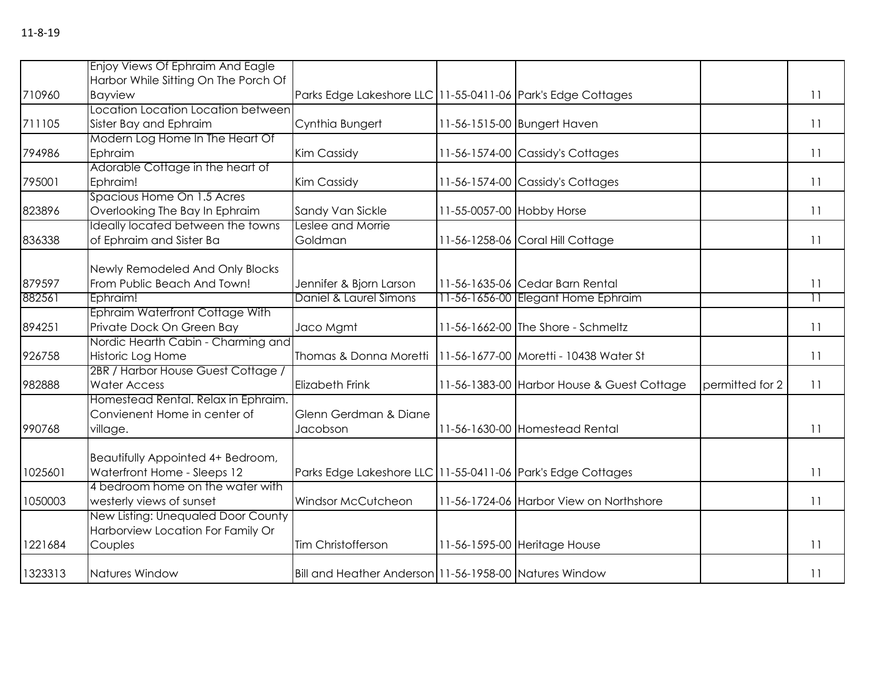11-8-19

| | | | | | | |
|---|---|---|---|---|---|---|
| 710960 | Enjoy Views Of Ephraim And Eagle Harbor While Sitting On The Porch Of Bayview | Parks Edge Lakeshore LLC | 11-55-0411-06 | Park's Edge Cottages | | 11 |
| 711105 | Location Location Location between Sister Bay and Ephraim | Cynthia Bungert | 11-56-1515-00 | Bungert Haven | | 11 |
| 794986 | Modern Log Home In The Heart Of Ephraim | Kim Cassidy | 11-56-1574-00 | Cassidy's Cottages | | 11 |
| 795001 | Adorable Cottage in the heart of Ephraim! | Kim Cassidy | 11-56-1574-00 | Cassidy's Cottages | | 11 |
| 823896 | Spacious Home On 1.5 Acres Overlooking The Bay In Ephraim | Sandy Van Sickle | 11-55-0057-00 | Hobby Horse | | 11 |
| 836338 | Ideally located between the towns of Ephraim and Sister Ba | Leslee and Morrie Goldman | 11-56-1258-06 | Coral Hill Cottage | | 11 |
| 879597 | Newly Remodeled And Only Blocks From Public Beach And Town! | Jennifer & Bjorn Larson | 11-56-1635-06 | Cedar Barn Rental | | 11 |
| 882561 | Ephraim! | Daniel & Laurel Simons | 11-56-1656-00 | Elegant Home Ephraim | | 11 |
| 894251 | Ephraim Waterfront Cottage With Private Dock On Green Bay | Jaco Mgmt | 11-56-1662-00 | The Shore - Schmeltz | | 11 |
| 926758 | Nordic Hearth Cabin - Charming and Historic Log Home | Thomas & Donna Moretti | 11-56-1677-00 | Moretti - 10438 Water St | | 11 |
| 982888 | 2BR / Harbor House Guest Cottage / Water Access | Elizabeth Frink | 11-56-1383-00 | Harbor House & Guest Cottage | permitted for 2 | 11 |
| 990768 | Homestead Rental. Relax in Ephraim. Convienent Home in center of village. | Glenn Gerdman & Diane Jacobson | 11-56-1630-00 | Homestead Rental | | 11 |
| 1025601 | Beautifully Appointed 4+ Bedroom, Waterfront Home - Sleeps 12 | Parks Edge Lakeshore LLC | 11-55-0411-06 | Park's Edge Cottages | | 11 |
| 1050003 | 4 bedroom home on the water with westerly views of sunset | Windsor McCutcheon | 11-56-1724-06 | Harbor View on Northshore | | 11 |
| 1221684 | New Listing: Unequaled Door County Harborview Location For Family Or Couples | Tim Christofferson | 11-56-1595-00 | Heritage House | | 11 |
| 1323313 | Natures Window | Bill and Heather Anderson | 11-56-1958-00 | Natures Window | | 11 |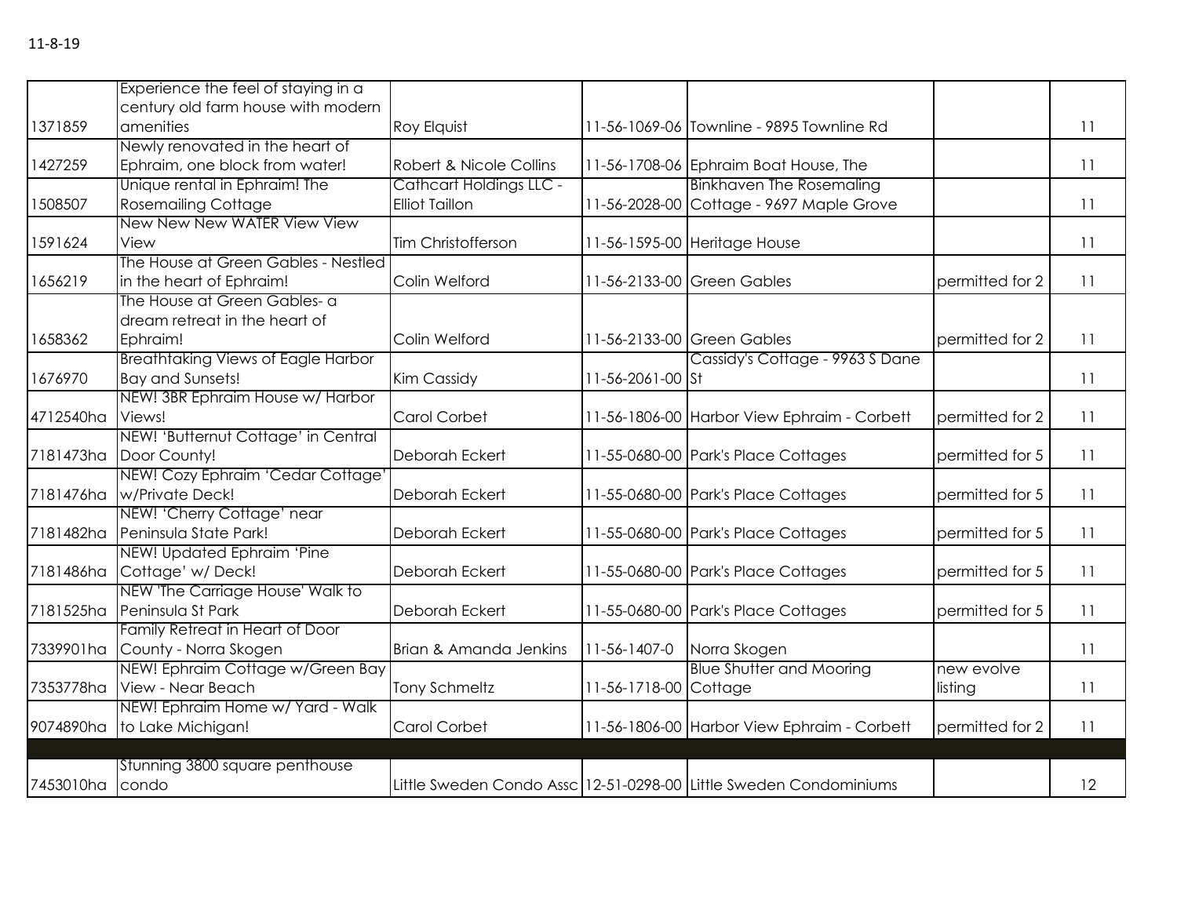11-8-19

| | | | | | | |
|---|---|---|---|---|---|---|
| 1371859 | Experience the feel of staying in a century old farm house with modern amenities | Roy Elquist | 11-56-1069-06 | Townline - 9895 Townline Rd | | 11 |
| 1427259 | Newly renovated in the heart of Ephraim, one block from water! | Robert & Nicole Collins | 11-56-1708-06 | Ephraim Boat House, The | | 11 |
| 1508507 | Unique rental in Ephraim! The Rosemailing Cottage | Cathcart Holdings LLC - Elliot Taillon | 11-56-2028-00 | Binkhaven The Rosemaling Cottage - 9697 Maple Grove | | 11 |
| 1591624 | New New New WATER View View View | Tim Christofferson | 11-56-1595-00 | Heritage House | | 11 |
| 1656219 | The House at Green Gables - Nestled in the heart of Ephraim! | Colin Welford | 11-56-2133-00 | Green Gables | permitted for 2 | 11 |
| 1658362 | The House at Green Gables- a dream retreat in the heart of Ephraim! | Colin Welford | 11-56-2133-00 | Green Gables | permitted for 2 | 11 |
| 1676970 | Breathtaking Views of Eagle Harbor Bay and Sunsets! | Kim Cassidy | 11-56-2061-00 | Cassidy's Cottage - 9963 S Dane St | | 11 |
| 4712540ha | NEW! 3BR Ephraim House w/ Harbor Views! | Carol Corbet | 11-56-1806-00 | Harbor View Ephraim - Corbett | permitted for 2 | 11 |
| 7181473ha | NEW! 'Butternut Cottage' in Central Door County! | Deborah Eckert | 11-55-0680-00 | Park's Place Cottages | permitted for 5 | 11 |
| 7181476ha | NEW! Cozy Ephraim 'Cedar Cottage' w/Private Deck! | Deborah Eckert | 11-55-0680-00 | Park's Place Cottages | permitted for 5 | 11 |
| 7181482ha | NEW! 'Cherry Cottage' near Peninsula State Park! | Deborah Eckert | 11-55-0680-00 | Park's Place Cottages | permitted for 5 | 11 |
| 7181486ha | NEW! Updated Ephraim 'Pine Cottage' w/ Deck! | Deborah Eckert | 11-55-0680-00 | Park's Place Cottages | permitted for 5 | 11 |
| 7181525ha | NEW 'The Carriage House' Walk to Peninsula St Park | Deborah Eckert | 11-55-0680-00 | Park's Place Cottages | permitted for 5 | 11 |
| 7339901ha | Family Retreat in Heart of Door County - Norra Skogen | Brian & Amanda Jenkins | 11-56-1407-0 | Norra Skogen | | 11 |
| 7353778ha | NEW! Ephraim Cottage w/Green Bay View - Near Beach | Tony Schmeltz | 11-56-1718-00 | Blue Shutter and Mooring Cottage | new evolve listing | 11 |
| 9074890ha | NEW! Ephraim Home w/ Yard - Walk to Lake Michigan! | Carol Corbet | 11-56-1806-00 | Harbor View Ephraim - Corbett | permitted for 2 | 11 |
| | | | | | | |
| 7453010ha | Stunning 3800 square penthouse condo | Little Sweden Condo Assc | 12-51-0298-00 | Little Sweden Condominiums | | 12 |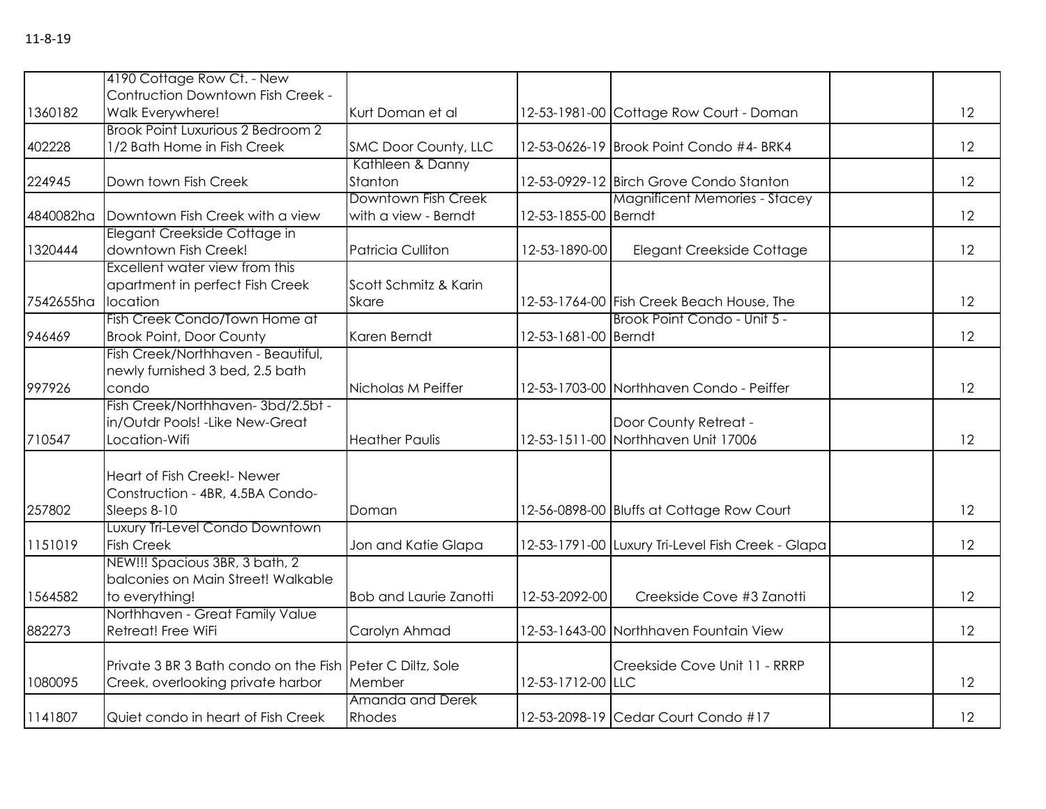11-8-19

| | | | | | | |
|---|---|---|---|---|---|---|
| 1360182 | 4190 Cottage Row Ct. - New Contruction Downtown Fish Creek - Walk Everywhere! | Kurt Doman et al | 12-53-1981-00 | Cottage Row Court - Doman | | 12 |
| 402228 | Brook Point Luxurious 2 Bedroom 2 1/2 Bath Home in Fish Creek | SMC Door County, LLC | 12-53-0626-19 | Brook Point Condo #4- BRK4 | | 12 |
| 224945 | Down town Fish Creek | Kathleen & Danny Stanton | 12-53-0929-12 | Birch Grove Condo Stanton | | 12 |
| 4840082ha | Downtown Fish Creek with a view | Downtown Fish Creek with a view - Berndt | 12-53-1855-00 | Magnificent Memories - Stacey Berndt | | 12 |
| 1320444 | Elegant Creekside Cottage in downtown Fish Creek! | Patricia Culliton | 12-53-1890-00 | Elegant Creekside Cottage | | 12 |
| 7542655ha | Excellent water view from this apartment in perfect Fish Creek location | Scott Schmitz & Karin Skare | 12-53-1764-00 | Fish Creek Beach House, The | | 12 |
| 946469 | Fish Creek Condo/Town Home at Brook Point, Door County | Karen Berndt | 12-53-1681-00 | Brook Point Condo - Unit 5 - Berndt | | 12 |
| 997926 | Fish Creek/Northhaven - Beautiful, newly furnished 3 bed, 2.5 bath condo | Nicholas M Peiffer | 12-53-1703-00 | Northhaven Condo - Peiffer | | 12 |
| 710547 | Fish Creek/Northhaven- 3bd/2.5bt - in/Outdr Pools! -Like New-Great Location-Wifi | Heather Paulis | 12-53-1511-00 | Door County Retreat - Northhaven Unit 17006 | | 12 |
| 257802 | Heart of Fish Creek!- Newer Construction - 4BR, 4.5BA Condo- Sleeps 8-10 | Doman | 12-56-0898-00 | Bluffs at Cottage Row Court | | 12 |
| 1151019 | Luxury Tri-Level Condo Downtown Fish Creek | Jon and Katie Glapa | 12-53-1791-00 | Luxury Tri-Level Fish Creek - Glapa | | 12 |
| 1564582 | NEW!!! Spacious 3BR, 3 bath, 2 balconies on Main Street! Walkable to everything! | Bob and Laurie Zanotti | 12-53-2092-00 | Creekside Cove #3 Zanotti | | 12 |
| 882273 | Northhaven - Great Family Value Retreat! Free WiFi | Carolyn Ahmad | 12-53-1643-00 | Northhaven Fountain View | | 12 |
| 1080095 | Private 3 BR 3 Bath condo on the Fish Creek, overlooking private harbor | Peter C Diltz, Sole Member | 12-53-1712-00 | Creekside Cove Unit 11 - RRRP LLC | | 12 |
| 1141807 | Quiet condo in heart of Fish Creek | Amanda and Derek Rhodes | 12-53-2098-19 | Cedar Court Condo #17 | | 12 |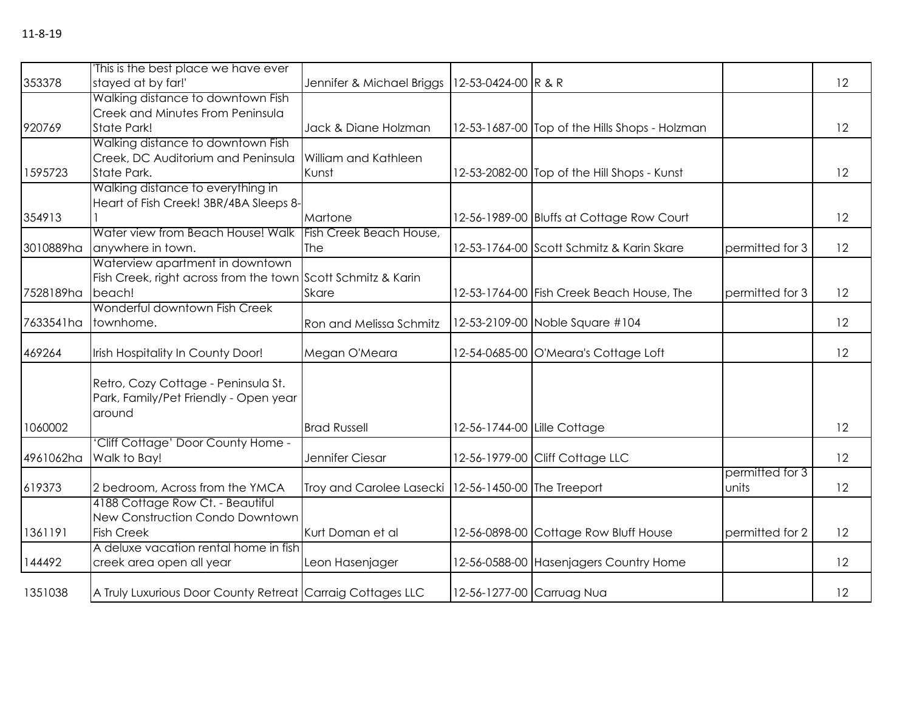11-8-19

| | | | | | | |
|---|---|---|---|---|---|---|
| 353378 | 'This is the best place we have ever stayed at by far!' | Jennifer & Michael Briggs | 12-53-0424-00 | R & R | | 12 |
| 920769 | Walking distance to downtown Fish Creek and Minutes From Peninsula State Park! | Jack & Diane Holzman | 12-53-1687-00 | Top of the Hills Shops - Holzman | | 12 |
| 1595723 | Walking distance to downtown Fish Creek, DC Auditorium and Peninsula State Park. | William and Kathleen Kunst | 12-53-2082-00 | Top of the Hill Shops - Kunst | | 12 |
| 354913 | Walking distance to everything in Heart of Fish Creek! 3BR/4BA Sleeps 8-1 | Martone | 12-56-1989-00 | Bluffs at Cottage Row Court | | 12 |
| 3010889ha | Water view from Beach House! Walk anywhere in town. | Fish Creek Beach House, The | 12-53-1764-00 | Scott Schmitz & Karin Skare | permitted for 3 | 12 |
| 7528189ha | Waterview apartment in downtown Fish Creek, right across from the town beach! | Scott Schmitz & Karin Skare | 12-53-1764-00 | Fish Creek Beach House, The | permitted for 3 | 12 |
| 7633541ha | Wonderful downtown Fish Creek townhome. | Ron and Melissa Schmitz | 12-53-2109-00 | Noble Square #104 | | 12 |
| 469264 | Irish Hospitality In County Door! | Megan O'Meara | 12-54-0685-00 | O'Meara's Cottage Loft | | 12 |
| 1060002 | Retro, Cozy Cottage - Peninsula St. Park, Family/Pet Friendly - Open year around | Brad Russell | 12-56-1744-00 | Lille Cottage | | 12 |
| 4961062ha | 'Cliff Cottage' Door County Home - Walk to Bay! | Jennifer Ciesar | 12-56-1979-00 | Cliff Cottage LLC | | 12 |
| 619373 | 2 bedroom, Across from the YMCA | Troy and Carolee Lasecki | 12-56-1450-00 | The Treeport | permitted for 3 units | 12 |
| 1361191 | 4188 Cottage Row Ct. - Beautiful New Construction Condo Downtown Fish Creek | Kurt Doman et al | 12-56-0898-00 | Cottage Row Bluff House | permitted for 2 | 12 |
| 144492 | A deluxe vacation rental home in fish creek area open all year | Leon Hasenjager | 12-56-0588-00 | Hasenjagers Country Home | | 12 |
| 1351038 | A Truly Luxurious Door County Retreat | Carraig Cottages LLC | 12-56-1277-00 | Carruag Nua | | 12 |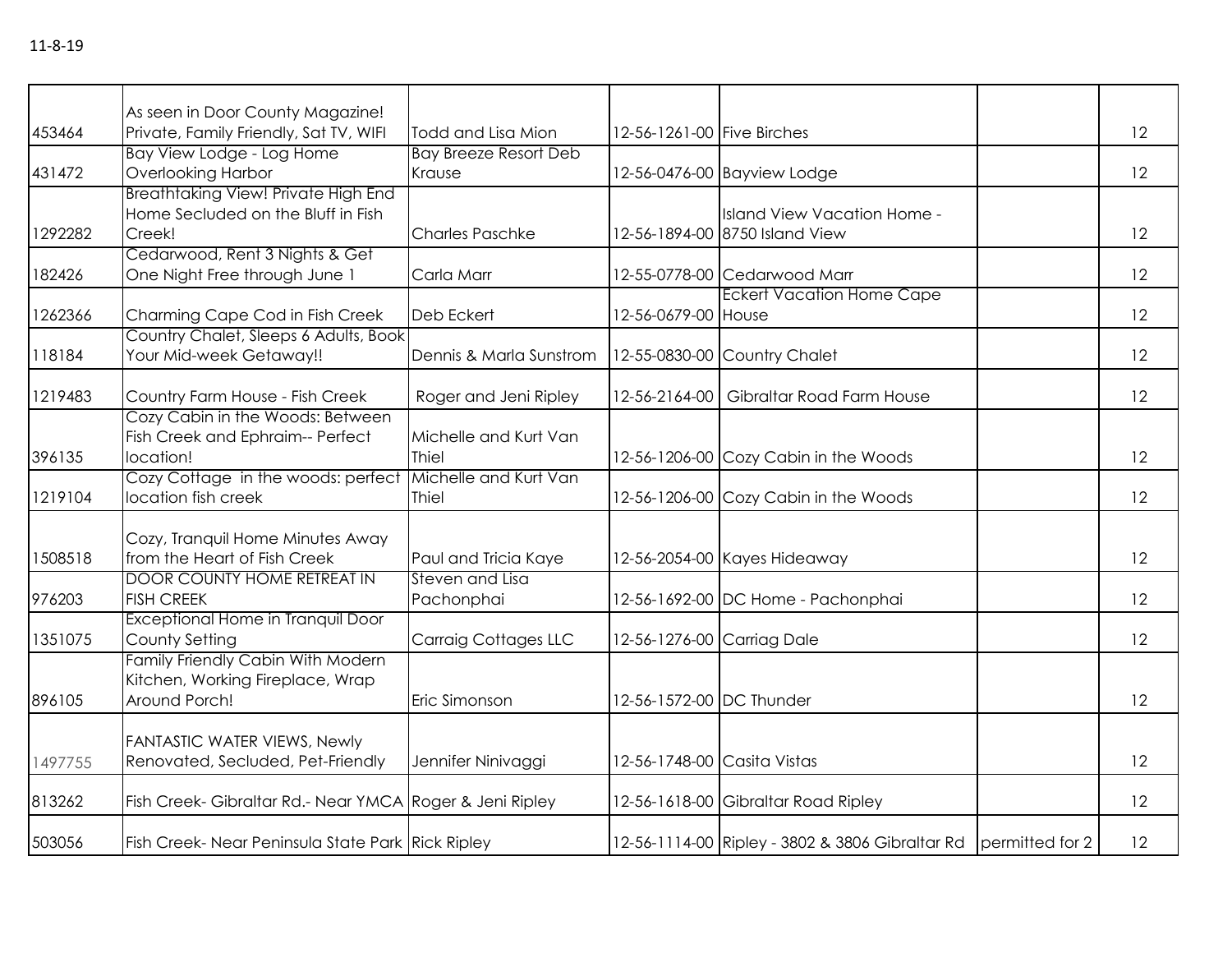11-8-19

|  |  |  |  |  |  |  |
|---|---|---|---|---|---|---|
| 453464 | As seen in Door County Magazine! Private, Family Friendly, Sat TV, WIFI | Todd and Lisa Mion | 12-56-1261-00 | Five Birches |  | 12 |
| 431472 | Bay View Lodge - Log Home Overlooking Harbor | Bay Breeze Resort Deb Krause | 12-56-0476-00 | Bayview Lodge |  | 12 |
| 1292282 | Breathtaking View! Private High End Home Secluded on the Bluff in Fish Creek! | Charles Paschke | 12-56-1894-00 | Island View Vacation Home - 8750 Island View |  | 12 |
| 182426 | Cedarwood, Rent 3 Nights & Get One Night Free through June 1 | Carla Marr | 12-55-0778-00 | Cedarwood Marr |  | 12 |
| 1262366 | Charming Cape Cod in Fish Creek | Deb Eckert | 12-56-0679-00 | Eckert Vacation Home Cape House |  | 12 |
| 118184 | Country Chalet, Sleeps 6 Adults, Book Your Mid-week Getaway!! | Dennis & Marla Sunstrom | 12-55-0830-00 | Country Chalet |  | 12 |
| 1219483 | Country Farm House - Fish Creek | Roger and Jeni Ripley | 12-56-2164-00 | Gibraltar Road Farm House |  | 12 |
| 396135 | Cozy Cabin in the Woods: Between Fish Creek and Ephraim-- Perfect location! | Michelle and Kurt Van Thiel | 12-56-1206-00 | Cozy Cabin in the Woods |  | 12 |
| 1219104 | Cozy Cottage in the woods: perfect location fish creek | Michelle and Kurt Van Thiel | 12-56-1206-00 | Cozy Cabin in the Woods |  | 12 |
| 1508518 | Cozy, Tranquil Home Minutes Away from the Heart of Fish Creek | Paul and Tricia Kaye | 12-56-2054-00 | Kayes Hideaway |  | 12 |
| 976203 | DOOR COUNTY HOME RETREAT IN FISH CREEK | Steven and Lisa Pachonphai | 12-56-1692-00 | DC Home - Pachonphai |  | 12 |
| 1351075 | Exceptional Home in Tranquil Door County Setting | Carraig Cottages LLC | 12-56-1276-00 | Carriag Dale |  | 12 |
| 896105 | Family Friendly Cabin With Modern Kitchen, Working Fireplace, Wrap Around Porch! | Eric Simonson | 12-56-1572-00 | DC Thunder |  | 12 |
| 1497755 | FANTASTIC WATER VIEWS, Newly Renovated, Secluded, Pet-Friendly | Jennifer Ninivaggi | 12-56-1748-00 | Casita Vistas |  | 12 |
| 813262 | Fish Creek- Gibraltar Rd.- Near YMCA | Roger & Jeni Ripley | 12-56-1618-00 | Gibraltar Road Ripley |  | 12 |
| 503056 | Fish Creek- Near Peninsula State Park | Rick Ripley | 12-56-1114-00 | Ripley - 3802 & 3806 Gibraltar Rd | permitted for 2 | 12 |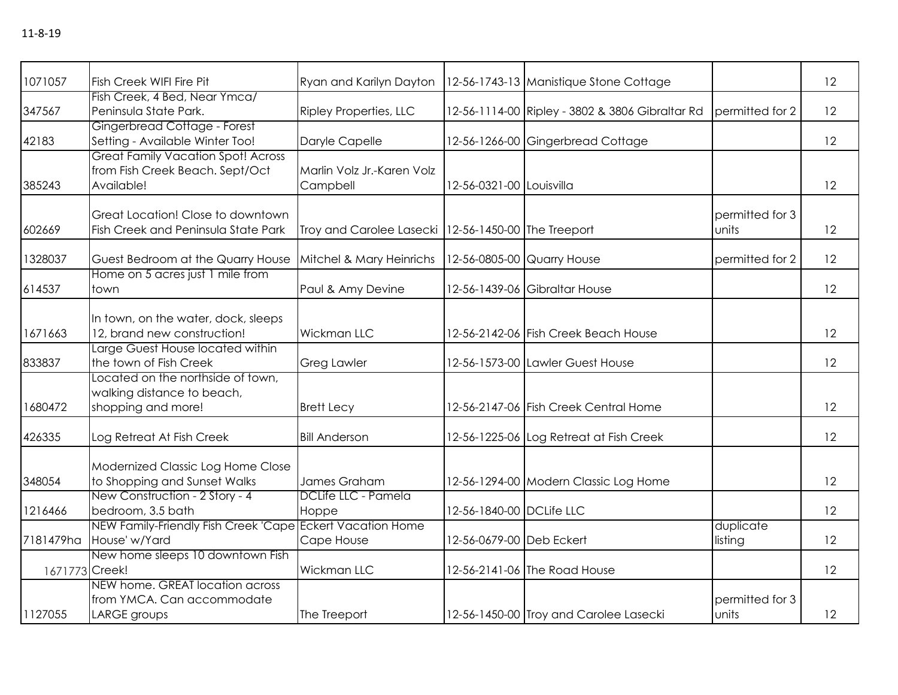11-8-19

| | | | | | | |
|---|---|---|---|---|---|---|
| 1071057 | Fish Creek WIFI Fire Pit | Ryan and Karilyn Dayton | 12-56-1743-13 | Manistique Stone Cottage | | 12 |
| 347567 | Fish Creek, 4 Bed, Near Ymca/ Peninsula State Park. | Ripley Properties, LLC | 12-56-1114-00 | Ripley - 3802 & 3806 Gibraltar Rd | permitted for 2 | 12 |
| 42183 | Gingerbread Cottage - Forest Setting - Available Winter Too! | Daryle Capelle | 12-56-1266-00 | Gingerbread Cottage | | 12 |
| 385243 | Great Family Vacation Spot! Across from Fish Creek Beach. Sept/Oct Available! | Marlin Volz Jr.-Karen Volz Campbell | 12-56-0321-00 | Louisvilla | | 12 |
| 602669 | Great Location! Close to downtown Fish Creek and Peninsula State Park | Troy and Carolee Lasecki | 12-56-1450-00 | The Treeport | permitted for 3 units | 12 |
| 1328037 | Guest Bedroom at the Quarry House | Mitchel & Mary Heinrichs | 12-56-0805-00 | Quarry House | permitted for 2 | 12 |
| 614537 | Home on 5 acres just 1 mile from town | Paul & Amy Devine | 12-56-1439-06 | Gibraltar House | | 12 |
| 1671663 | In town, on the water, dock, sleeps 12, brand new construction! | Wickman LLC | 12-56-2142-06 | Fish Creek Beach House | | 12 |
| 833837 | Large Guest House located within the town of Fish Creek | Greg Lawler | 12-56-1573-00 | Lawler Guest House | | 12 |
| 1680472 | Located on the northside of town, walking distance to beach, shopping and more! | Brett Lecy | 12-56-2147-06 | Fish Creek Central Home | | 12 |
| 426335 | Log Retreat At Fish Creek | Bill Anderson | 12-56-1225-06 | Log Retreat at Fish Creek | | 12 |
| 348054 | Modernized Classic Log Home Close to Shopping and Sunset Walks | James Graham | 12-56-1294-00 | Modern Classic Log Home | | 12 |
| 1216466 | New Construction - 2 Story - 4 bedroom, 3.5 bath | DCLife LLC - Pamela Hoppe | 12-56-1840-00 | DCLife LLC | | 12 |
| 7181479ha | NEW Family-Friendly Fish Creek 'Cape House' w/Yard | Eckert Vacation Home Cape House | 12-56-0679-00 | Deb Eckert | duplicate listing | 12 |
| 1671773 | New home sleeps 10 downtown Fish Creek! | Wickman LLC | 12-56-2141-06 | The Road House | | 12 |
| 1127055 | NEW home. GREAT location across from YMCA. Can accommodate LARGE groups | The Treeport | 12-56-1450-00 | Troy and Carolee Lasecki | permitted for 3 units | 12 |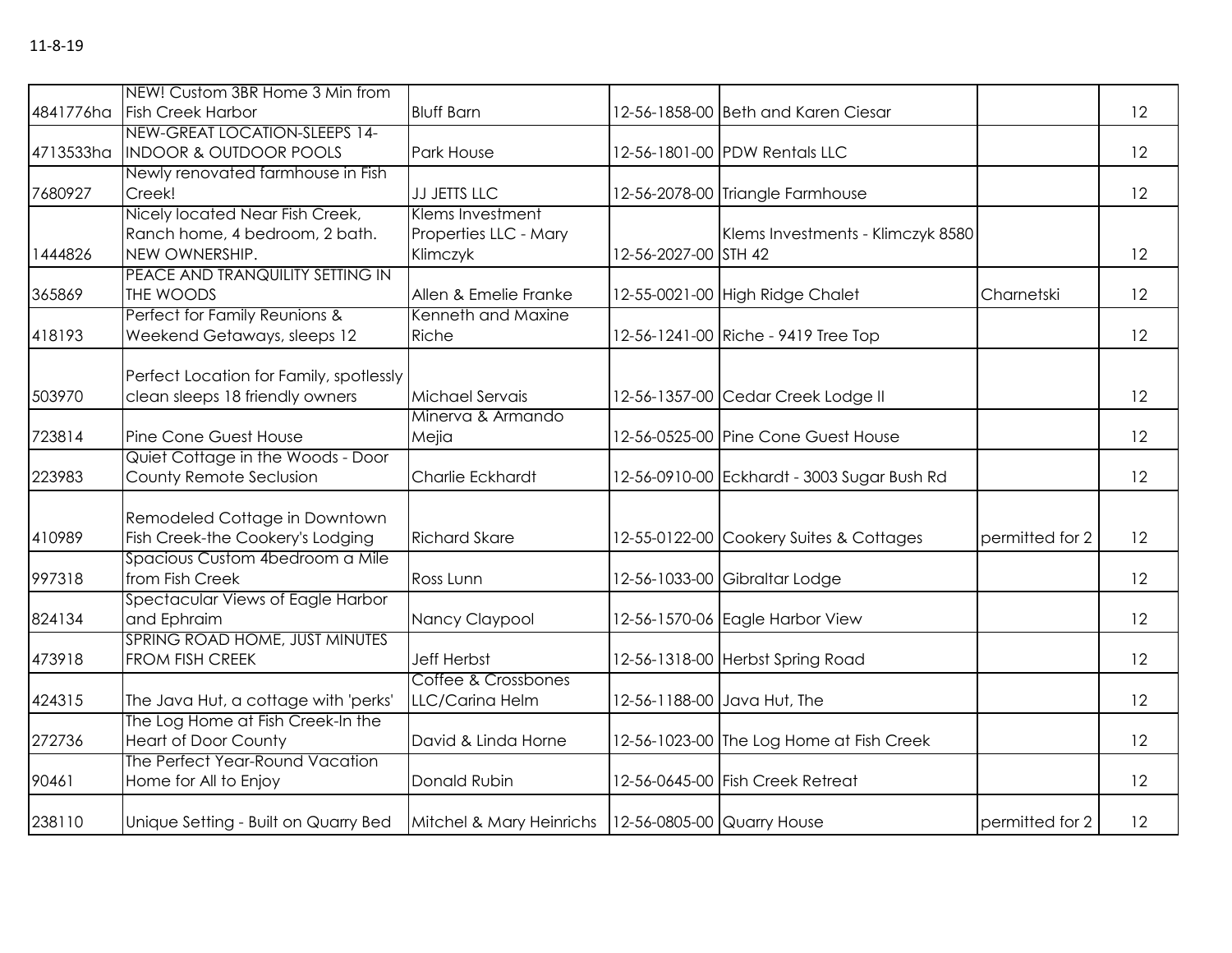11-8-19

| | | | | | | |
|---|---|---|---|---|---|---|
| 4841776ha | NEW! Custom 3BR Home 3 Min from Fish Creek Harbor | Bluff Barn | 12-56-1858-00 | Beth and Karen Ciesar | | 12 |
| 4713533ha | NEW-GREAT LOCATION-SLEEPS 14-INDOOR & OUTDOOR POOLS | Park House | 12-56-1801-00 | PDW Rentals LLC | | 12 |
| 7680927 | Newly renovated farmhouse in Fish Creek! | JJ JETTS LLC | 12-56-2078-00 | Triangle Farmhouse | | 12 |
| 1444826 | Nicely located Near Fish Creek, Ranch home, 4 bedroom, 2 bath. NEW OWNERSHIP. | Klems Investment Properties LLC - Mary Klimczyk | 12-56-2027-00 | Klems Investments - Klimczyk 8580 STH 42 | | 12 |
| 365869 | PEACE AND TRANQUILITY SETTING IN THE WOODS | Allen & Emelie Franke | 12-55-0021-00 | High Ridge Chalet | Charnetski | 12 |
| 418193 | Perfect for Family Reunions & Weekend Getaways, sleeps 12 | Kenneth and Maxine Riche | 12-56-1241-00 | Riche - 9419 Tree Top | | 12 |
| 503970 | Perfect Location for Family, spotlessly clean sleeps 18 friendly owners | Michael Servais | 12-56-1357-00 | Cedar Creek Lodge II | | 12 |
| 723814 | Pine Cone Guest House | Minerva & Armando Mejia | 12-56-0525-00 | Pine Cone Guest House | | 12 |
| 223983 | Quiet Cottage in the Woods - Door County Remote Seclusion | Charlie Eckhardt | 12-56-0910-00 | Eckhardt - 3003 Sugar Bush Rd | | 12 |
| 410989 | Remodeled Cottage in Downtown Fish Creek-the Cookery's Lodging | Richard Skare | 12-55-0122-00 | Cookery Suites & Cottages | permitted for 2 | 12 |
| 997318 | Spacious Custom 4bedroom a Mile from Fish Creek | Ross Lunn | 12-56-1033-00 | Gibraltar Lodge | | 12 |
| 824134 | Spectacular Views of Eagle Harbor and Ephraim | Nancy Claypool | 12-56-1570-06 | Eagle Harbor View | | 12 |
| 473918 | SPRING ROAD HOME, JUST MINUTES FROM FISH CREEK | Jeff Herbst | 12-56-1318-00 | Herbst Spring Road | | 12 |
| 424315 | The Java Hut, a cottage with 'perks' | Coffee & Crossbones LLC/Carina Helm | 12-56-1188-00 | Java Hut, The | | 12 |
| 272736 | The Log Home at Fish Creek-In the Heart of Door County | David & Linda Horne | 12-56-1023-00 | The Log Home at Fish Creek | | 12 |
| 90461 | The Perfect Year-Round Vacation Home for All to Enjoy | Donald Rubin | 12-56-0645-00 | Fish Creek Retreat | | 12 |
| 238110 | Unique Setting - Built on Quarry Bed | Mitchel & Mary Heinrichs | 12-56-0805-00 | Quarry House | permitted for 2 | 12 |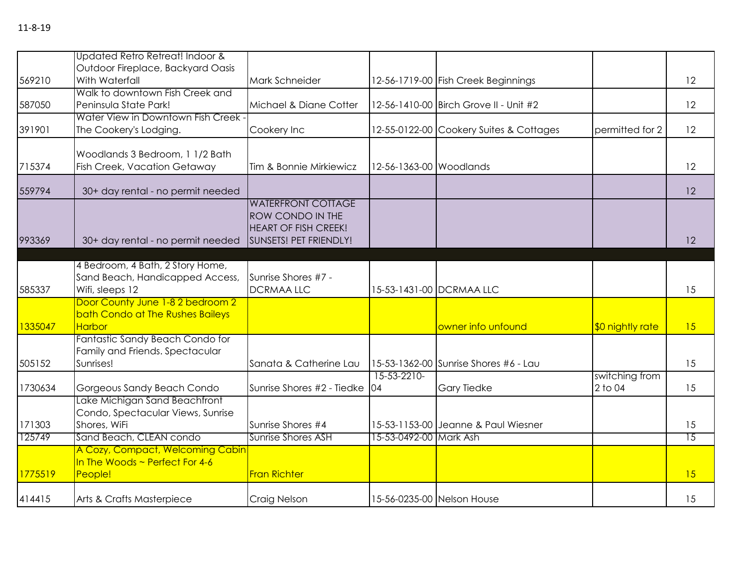11-8-19

| | | | | | | |
|---|---|---|---|---|---|---|
| 569210 | Updated Retro Retreat! Indoor & Outdoor Fireplace, Backyard Oasis With Waterfall | Mark Schneider | 12-56-1719-00 | Fish Creek Beginnings | | 12 |
| 587050 | Walk to downtown Fish Creek and Peninsula State Park! | Michael & Diane Cotter | 12-56-1410-00 | Birch Grove II - Unit #2 | | 12 |
| 391901 | Water View in Downtown Fish Creek - The Cookery's Lodging. | Cookery Inc | 12-55-0122-00 | Cookery Suites & Cottages | permitted for 2 | 12 |
| 715374 | Woodlands 3 Bedroom, 1 1/2 Bath Fish Creek, Vacation Getaway | Tim & Bonnie Mirkiewicz | 12-56-1363-00 | Woodlands | | 12 |
| 559794 | 30+ day rental - no permit needed | | | | | 12 |
| 993369 | 30+ day rental - no permit needed | WATERFRONT COTTAGE ROW CONDO IN THE HEART OF FISH CREEK! SUNSETS! PET FRIENDLY! | | | | 12 |
| | | | | | | |
| 585337 | 4 Bedroom, 4 Bath, 2 Story Home, Sand Beach, Handicapped Access, Wifi, sleeps 12 | Sunrise Shores #7 - DCRMAA LLC | 15-53-1431-00 | DCRMAA LLC | | 15 |
| 1335047 | Door County June 1-8 2 bedroom 2 bath Condo at The Rushes Baileys Harbor | | | owner info unfound | $0 nightly rate | 15 |
| 505152 | Fantastic Sandy Beach Condo for Family and Friends. Spectacular Sunrises! | Sanata & Catherine Lau | 15-53-1362-00 | Sunrise Shores #6 - Lau | | 15 |
| 1730634 | Gorgeous Sandy Beach Condo | Sunrise Shores #2 - Tiedke | 15-53-2210-04 | Gary Tiedke | switching from 2 to 04 | 15 |
| 171303 | Lake Michigan Sand Beachfront Condo, Spectacular Views, Sunrise Shores, WiFi | Sunrise Shores #4 | 15-53-1153-00 | Jeanne & Paul Wiesner | | 15 |
| 125749 | Sand Beach, CLEAN condo | Sunrise Shores ASH | 15-53-0492-00 | Mark Ash | | 15 |
| 1775519 | A Cozy, Compact, Welcoming Cabin In The Woods ~ Perfect For 4-6 People! | Fran Richter | | | | 15 |
| 414415 | Arts & Crafts Masterpiece | Craig Nelson | 15-56-0235-00 | Nelson House | | 15 |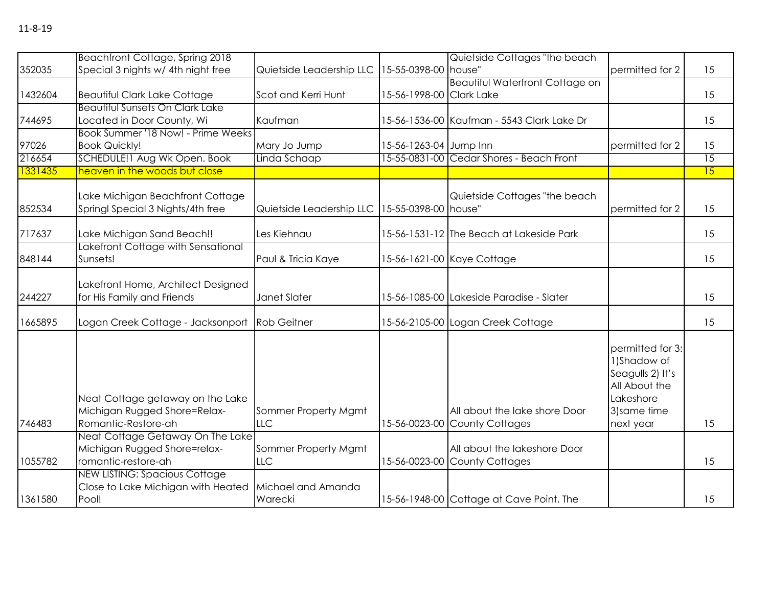11-8-19

| | | | | | | |
|---|---|---|---|---|---|---|
| 352035 | Beachfront Cottage, Spring 2018 Special 3 nights w/ 4th night free | Quietside Leadership LLC | 15-55-0398-00 | Quietside Cottages "the beach house" | permitted for 2 | 15 |
| 1432604 | Beautiful Clark Lake Cottage | Scot and Kerri Hunt | 15-56-1998-00 | Beautiful Waterfront Cottage on Clark Lake | | 15 |
| 744695 | Beautiful Sunsets On Clark Lake Located in Door County, Wi | Kaufman | 15-56-1536-00 | Kaufman - 5543 Clark Lake Dr | | 15 |
| 97026 | Book Summer '18 Now! - Prime Weeks Book Quickly! | Mary Jo Jump | 15-56-1263-04 | Jump Inn | permitted for 2 | 15 |
| 216654 | SCHEDULE!1 Aug Wk Open. Book | Linda Schaap | 15-55-0831-00 | Cedar Shores - Beach Front | | 15 |
| 1331435 | heaven in the woods but close | | | | | 15 |
| 852534 | Lake Michigan Beachfront Cottage Springl Special 3 Nights/4th free | Quietside Leadership LLC | 15-55-0398-00 | Quietside Cottages "the beach house" | permitted for 2 | 15 |
| 717637 | Lake Michigan Sand Beach!! | Les Kiehnau | 15-56-1531-12 | The Beach at Lakeside Park | | 15 |
| 848144 | Lakefront Cottage with Sensational Sunsets! | Paul & Tricia Kaye | 15-56-1621-00 | Kaye Cottage | | 15 |
| 244227 | Lakefront Home, Architect Designed for His Family and Friends | Janet Slater | 15-56-1085-00 | Lakeside Paradise - Slater | | 15 |
| 1665895 | Logan Creek Cottage - Jacksonport | Rob Geitner | 15-56-2105-00 | Logan Creek Cottage | | 15 |
| 746483 | Neat Cottage getaway on the Lake Michigan Rugged Shore=Relax-Romantic-Restore-ah | Sommer Property Mgmt LLC | 15-56-0023-00 | All about the lake shore Door County Cottages | permitted for 3: 1)Shadow of Seagulls 2) It's All About the Lakeshore 3)same time next year | 15 |
| 1055782 | Neat Cottage Getaway On The Lake Michigan Rugged Shore=relax-romantic-restore-ah | Sommer Property Mgmt LLC | 15-56-0023-00 | All about the lakeshore Door County Cottages | | 15 |
| 1361580 | NEW LISTING: Spacious Cottage Close to Lake Michigan with Heated Pool! | Michael and Amanda Warecki | 15-56-1948-00 | Cottage at Cave Point, The | | 15 |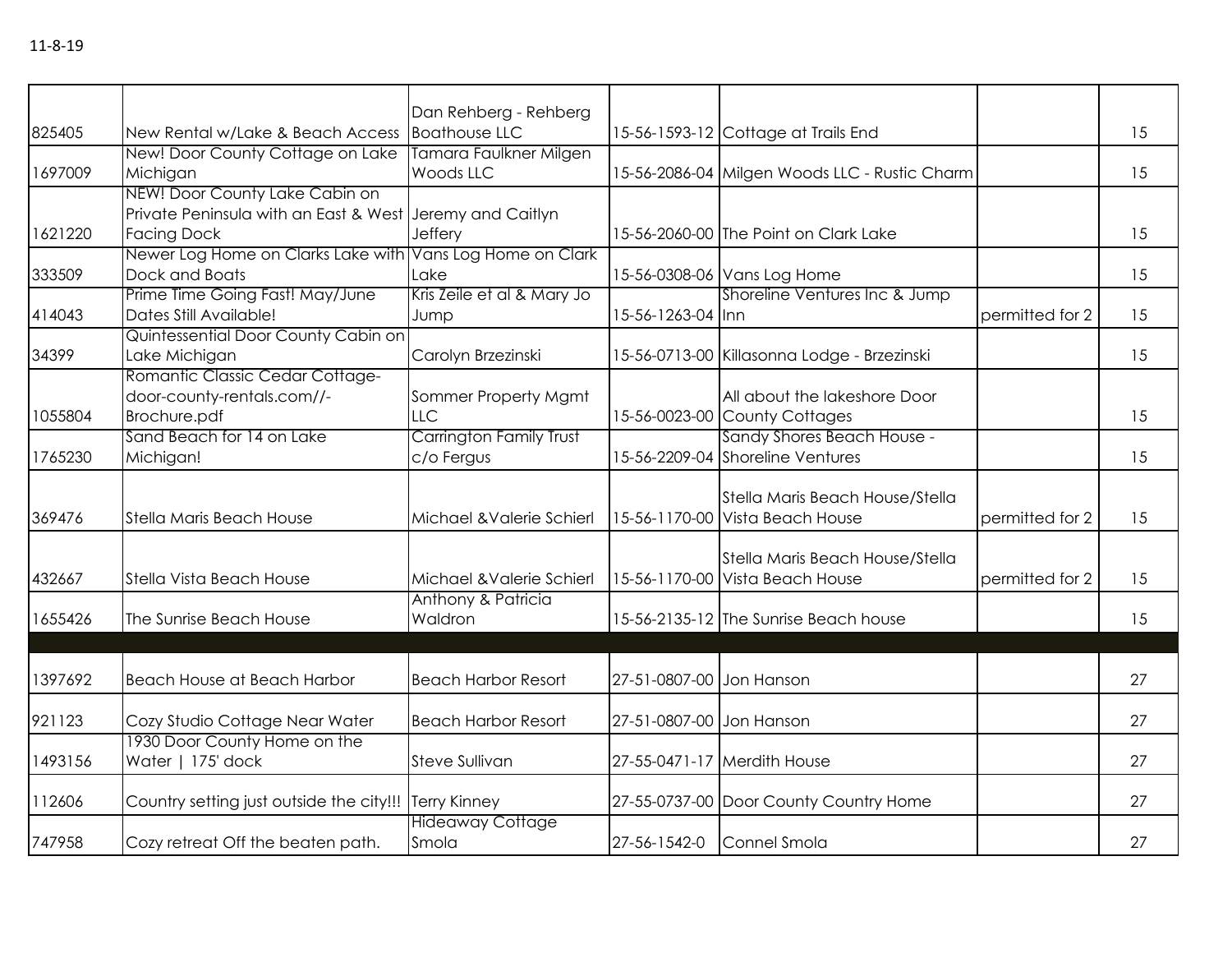11-8-19

| | | | | | | |
|---|---|---|---|---|---|---|
| 825405 | New Rental w/Lake & Beach Access | Dan Rehberg - Rehberg Boathouse LLC | 15-56-1593-12 | Cottage at Trails End | | 15 |
| 1697009 | New! Door County Cottage on Lake Michigan | Tamara Faulkner Milgen Woods LLC | 15-56-2086-04 | Milgen Woods LLC - Rustic Charm | | 15 |
| 1621220 | NEW! Door County Lake Cabin on Private Peninsula with an East & West Facing Dock | Jeremy and Caitlyn Jeffery | 15-56-2060-00 | The Point on Clark Lake | | 15 |
| 333509 | Newer Log Home on Clarks Lake with Dock and Boats | Vans Log Home on Clark Lake | 15-56-0308-06 | Vans Log Home | | 15 |
| 414043 | Prime Time Going Fast! May/June Dates Still Available! | Kris Zeile et al & Mary Jo Jump | 15-56-1263-04 | Shoreline Ventures Inc & Jump Inn | permitted for 2 | 15 |
| 34399 | Quintessential Door County Cabin on Lake Michigan | Carolyn Brzezinski | 15-56-0713-00 | Killasonna Lodge - Brzezinski | | 15 |
| 1055804 | Romantic Classic Cedar Cottage-door-county-rentals.com//-Brochure.pdf | Sommer Property Mgmt LLC | 15-56-0023-00 | All about the lakeshore Door County Cottages | | 15 |
| 1765230 | Sand Beach for 14 on Lake Michigan! | Carrington Family Trust c/o Fergus | 15-56-2209-04 | Sandy Shores Beach House - Shoreline Ventures | | 15 |
| 369476 | Stella Maris Beach House | Michael &Valerie Schierl | 15-56-1170-00 | Stella Maris Beach House/Stella Vista Beach House | permitted for 2 | 15 |
| 432667 | Stella Vista Beach House | Michael &Valerie Schierl | 15-56-1170-00 | Stella Maris Beach House/Stella Vista Beach House | permitted for 2 | 15 |
| 1655426 | The Sunrise Beach House | Anthony & Patricia Waldron | 15-56-2135-12 | The Sunrise Beach house | | 15 |
| | | | | | | |
| 1397692 | Beach House at Beach Harbor | Beach Harbor Resort | 27-51-0807-00 | Jon Hanson | | 27 |
| 921123 | Cozy Studio Cottage Near Water | Beach Harbor Resort | 27-51-0807-00 | Jon Hanson | | 27 |
| 1493156 | 1930 Door County Home on the Water \| 175' dock | Steve Sullivan | 27-55-0471-17 | Merdith House | | 27 |
| 112606 | Country setting just outside the city!!! | Terry Kinney | 27-55-0737-00 | Door County Country Home | | 27 |
| 747958 | Cozy retreat Off the beaten path. | Hideaway Cottage Smola | 27-56-1542-0 | Connel Smola | | 27 |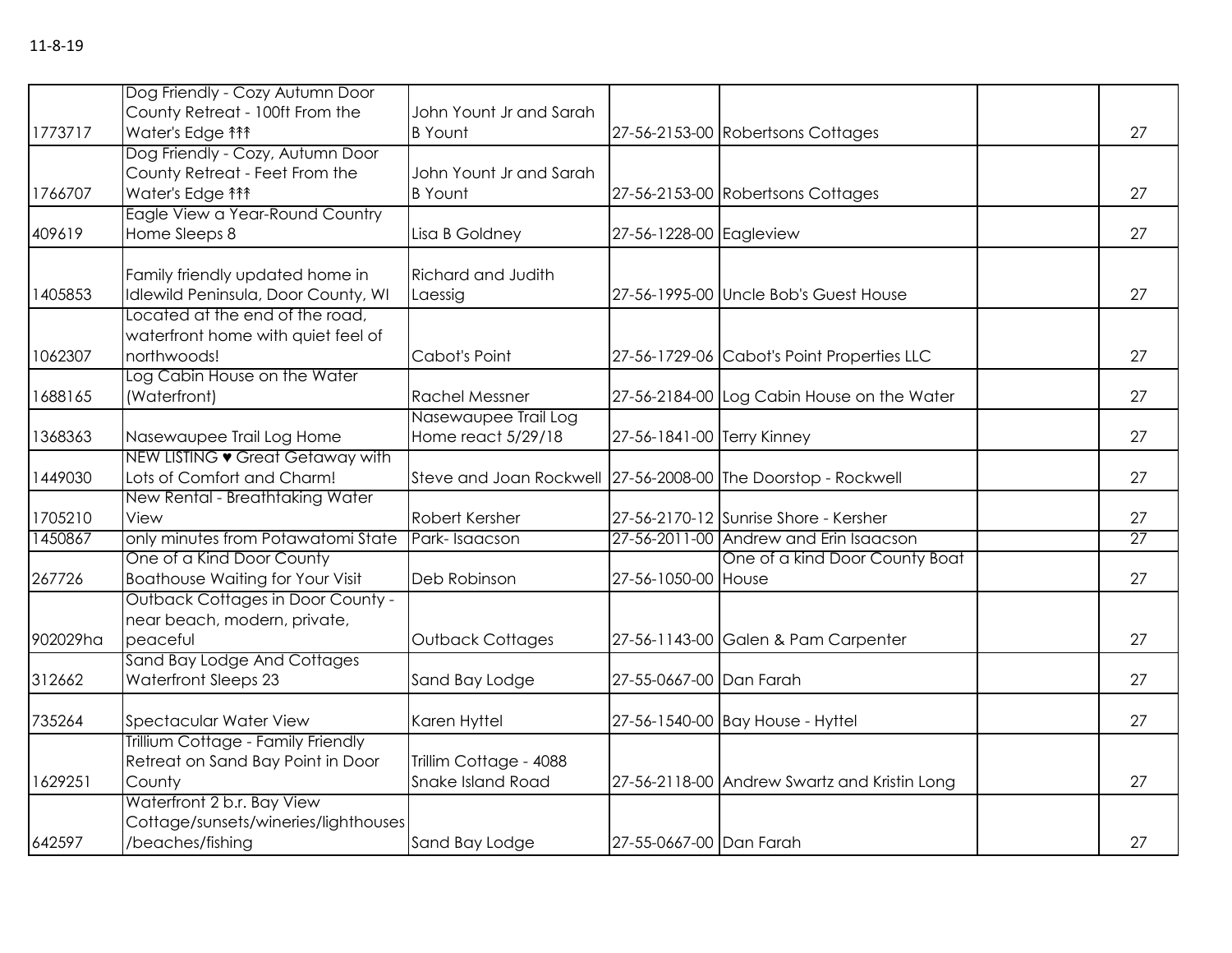11-8-19

| | | | | | | |
|---|---|---|---|---|---|---|
| 1773717 | Dog Friendly - Cozy Autumn Door County Retreat - 100ft From the Water's Edge ↟↟↟ | John Yount Jr and Sarah B Yount | 27-56-2153-00 | Robertsons Cottages | | 27 |
| 1766707 | Dog Friendly - Cozy, Autumn Door County Retreat - Feet From the Water's Edge ↟↟↟ | John Yount Jr and Sarah B Yount | 27-56-2153-00 | Robertsons Cottages | | 27 |
| 409619 | Eagle View a Year-Round Country Home Sleeps 8 | Lisa B Goldney | 27-56-1228-00 | Eagleview | | 27 |
| 1405853 | Family friendly updated home in Idlewild Peninsula, Door County, WI | Richard and Judith Laessig | 27-56-1995-00 | Uncle Bob's Guest House | | 27 |
| 1062307 | Located at the end of the road, waterfront home with quiet feel of northwoods! | Cabot's Point | 27-56-1729-06 | Cabot's Point Properties LLC | | 27 |
| 1688165 | Log Cabin House on the Water (Waterfront) | Rachel Messner | 27-56-2184-00 | Log Cabin House on the Water | | 27 |
| 1368363 | Nasewaupee Trail Log Home | Nasewaupee Trail Log Home react 5/29/18 | 27-56-1841-00 | Terry Kinney | | 27 |
| 1449030 | NEW LISTING ♥ Great Getaway with Lots of Comfort and Charm! | Steve and Joan Rockwell | 27-56-2008-00 | The Doorstop - Rockwell | | 27 |
| 1705210 | New Rental - Breathtaking Water View | Robert Kersher | 27-56-2170-12 | Sunrise Shore - Kersher | | 27 |
| 1450867 | only minutes from Potawatomi State | Park- Isaacson | 27-56-2011-00 | Andrew and Erin Isaacson | | 27 |
| 267726 | One of a Kind Door County Boathouse Waiting for Your Visit | Deb Robinson | 27-56-1050-00 | One of a kind Door County Boat House | | 27 |
| 902029ha | Outback Cottages in Door County - near beach, modern, private, peaceful | Outback Cottages | 27-56-1143-00 | Galen & Pam Carpenter | | 27 |
| 312662 | Sand Bay Lodge And Cottages Waterfront Sleeps 23 | Sand Bay Lodge | 27-55-0667-00 | Dan Farah | | 27 |
| 735264 | Spectacular Water View | Karen Hyttel | 27-56-1540-00 | Bay House - Hyttel | | 27 |
| 1629251 | Trillium Cottage - Family Friendly Retreat on Sand Bay Point in Door County | Trillim Cottage - 4088 Snake Island Road | 27-56-2118-00 | Andrew Swartz and Kristin Long | | 27 |
| 642597 | Waterfront 2 b.r. Bay View Cottage/sunsets/wineries/lighthouses/beaches/fishing | Sand Bay Lodge | 27-55-0667-00 | Dan Farah | | 27 |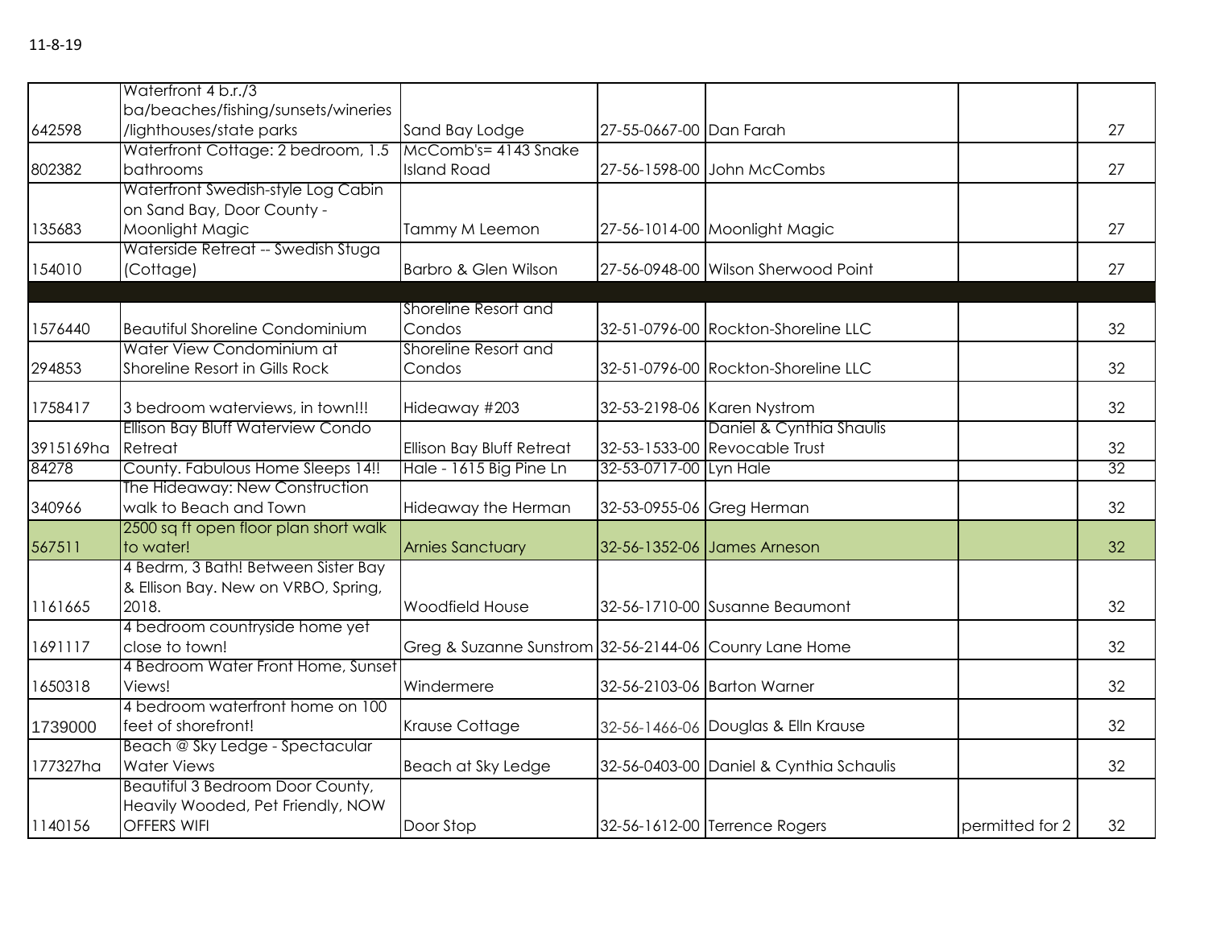11-8-19

| | | | | | | |
|---|---|---|---|---|---|---|
| 642598 | Waterfront 4 b.r./3 ba/beaches/fishing/sunsets/wineries /lighthouses/state parks | Sand Bay Lodge | 27-55-0667-00 | Dan Farah | | 27 |
| 802382 | Waterfront Cottage: 2 bedroom, 1.5 bathrooms | McComb's= 4143 Snake Island Road | 27-56-1598-00 | John McCombs | | 27 |
| 135683 | Waterfront Swedish-style Log Cabin on Sand Bay, Door County - Moonlight Magic | Tammy M Leemon | 27-56-1014-00 | Moonlight Magic | | 27 |
| 154010 | Waterside Retreat -- Swedish Stuga (Cottage) | Barbro & Glen Wilson | 27-56-0948-00 | Wilson Sherwood Point | | 27 |
| | | | | | | |
| 1576440 | Beautiful Shoreline Condominium | Shoreline Resort and Condos | 32-51-0796-00 | Rockton-Shoreline LLC | | 32 |
| 294853 | Water View Condominium at Shoreline Resort in Gills Rock | Shoreline Resort and Condos | 32-51-0796-00 | Rockton-Shoreline LLC | | 32 |
| 1758417 | 3 bedroom waterviews, in town!!! | Hideaway #203 | 32-53-2198-06 | Karen Nystrom | | 32 |
| 3915169ha | Ellison Bay Bluff Waterview Condo Retreat | Ellison Bay Bluff Retreat | 32-53-1533-00 | Daniel & Cynthia Shaulis Revocable Trust | | 32 |
| 84278 | County. Fabulous Home Sleeps 14!! | Hale - 1615 Big Pine Ln | 32-53-0717-00 | Lyn Hale | | 32 |
| 340966 | The Hideaway: New Construction walk to Beach and Town | Hideaway the Herman | 32-53-0955-06 | Greg Herman | | 32 |
| 567511 | 2500 sq ft open floor plan short walk to water! | Arnies Sanctuary | 32-56-1352-06 | James Arneson | | 32 |
| 1161665 | 4 Bedrm, 3 Bath! Between Sister Bay & Ellison Bay. New on VRBO, Spring, 2018. | Woodfield House | 32-56-1710-00 | Susanne Beaumont | | 32 |
| 1691117 | 4 bedroom countryside home yet close to town! | Greg & Suzanne Sunstrom | 32-56-2144-06 | Counry Lane Home | | 32 |
| 1650318 | 4 Bedroom Water Front Home, Sunset Views! | Windermere | 32-56-2103-06 | Barton Warner | | 32 |
| 1739000 | 4 bedroom waterfront home on 100 feet of shorefront! | Krause Cottage | 32-56-1466-06 | Douglas & Elln Krause | | 32 |
| 177327ha | Beach @ Sky Ledge - Spectacular Water Views | Beach at Sky Ledge | 32-56-0403-00 | Daniel & Cynthia Schaulis | | 32 |
| 1140156 | Beautiful 3 Bedroom Door County, Heavily Wooded, Pet Friendly, NOW OFFERS WIFI | Door Stop | 32-56-1612-00 | Terrence Rogers | permitted for 2 | 32 |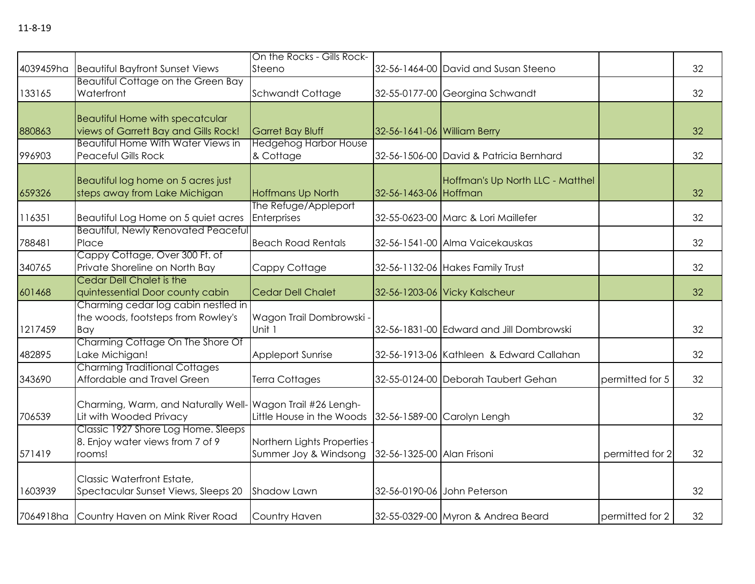11-8-19

| | | | | | | |
|---|---|---|---|---|---|---|
| 4039459ha | Beautiful Bayfront Sunset Views | On the Rocks - Gills Rock-Steeno | 32-56-1464-00 | David and Susan Steeno | | 32 |
| 133165 | Beautiful Cottage on the Green Bay Waterfront | Schwandt Cottage | 32-55-0177-00 | Georgina Schwandt | | 32 |
| 880863 | Beautiful Home with specatcular views of Garrett Bay and Gills Rock! | Garret Bay Bluff | 32-56-1641-06 | William Berry | | 32 |
| 996903 | Beautiful Home With Water Views in Peaceful Gills Rock | Hedgehog Harbor House & Cottage | 32-56-1506-00 | David & Patricia Bernhard | | 32 |
| 659326 | Beautiful log home on 5 acres just steps away from Lake Michigan | Hoffmans Up North | 32-56-1463-06 | Hoffman's Up North LLC - Matthel Hoffman | | 32 |
| 116351 | Beautiful Log Home on 5 quiet acres | The Refuge/Appleport Enterprises | 32-55-0623-00 | Marc & Lori Maillefer | | 32 |
| 788481 | Beautiful, Newly Renovated Peaceful Place | Beach Road Rentals | 32-56-1541-00 | Alma Vaicekauskas | | 32 |
| 340765 | Cappy Cottage, Over 300 Ft. of Private Shoreline on North Bay | Cappy Cottage | 32-56-1132-06 | Hakes Family Trust | | 32 |
| 601468 | Cedar Dell Chalet is the quintessential Door county cabin | Cedar Dell Chalet | 32-56-1203-06 | Vicky Kalscheur | | 32 |
| 1217459 | Charming cedar log cabin nestled in the woods, footsteps from Rowley's Bay | Wagon Trail Dombrowski - Unit 1 | 32-56-1831-00 | Edward and Jill Dombrowski | | 32 |
| 482895 | Charming Cottage On The Shore Of Lake Michigan! | Appleport Sunrise | 32-56-1913-06 | Kathleen & Edward Callahan | | 32 |
| 343690 | Charming Traditional Cottages Affordable and Travel Green | Terra Cottages | 32-55-0124-00 | Deborah Taubert Gehan | permitted for 5 | 32 |
| 706539 | Charming, Warm, and Naturally Well-Lit with Wooded Privacy | Wagon Trail #26 Lengh-Little House in the Woods | 32-56-1589-00 | Carolyn Lengh | | 32 |
| 571419 | Classic 1927 Shore Log Home. Sleeps 8. Enjoy water views from 7 of 9 rooms! | Northern Lights Properties - Summer Joy & Windsong | 32-56-1325-00 | Alan Frisoni | permitted for 2 | 32 |
| 1603939 | Classic Waterfront Estate, Spectacular Sunset Views, Sleeps 20 | Shadow Lawn | 32-56-0190-06 | John Peterson | | 32 |
| 7064918ha | Country Haven on Mink River Road | Country Haven | 32-55-0329-00 | Myron & Andrea Beard | permitted for 2 | 32 |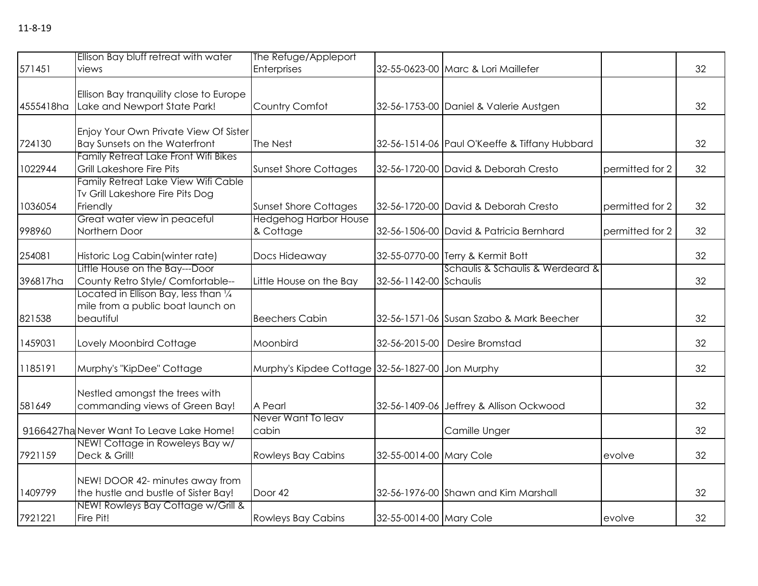11-8-19

| | | | | | | |
|---|---|---|---|---|---|---|
| 571451 | Ellison Bay bluff retreat with water views | The Refuge/Appleport Enterprises | 32-55-0623-00 | Marc & Lori Maillefer | | 32 |
| 4555418ha | Ellison Bay tranquility close to Europe Lake and Newport State Park! | Country Comfot | 32-56-1753-00 | Daniel & Valerie Austgen | | 32 |
| 724130 | Enjoy Your Own Private View Of Sister Bay Sunsets on the Waterfront | The Nest | 32-56-1514-06 | Paul O'Keeffe & Tiffany Hubbard | | 32 |
| 1022944 | Family Retreat Lake Front Wifi Bikes Grill Lakeshore Fire Pits | Sunset Shore Cottages | 32-56-1720-00 | David & Deborah Cresto | permitted for 2 | 32 |
| 1036054 | Family Retreat Lake View Wifi Cable Tv Grill Lakeshore Fire Pits Dog Friendly | Sunset Shore Cottages | 32-56-1720-00 | David & Deborah Cresto | permitted for 2 | 32 |
| 998960 | Great water view in peaceful Northern Door | Hedgehog Harbor House & Cottage | 32-56-1506-00 | David & Patricia Bernhard | permitted for 2 | 32 |
| 254081 | Historic Log Cabin(winter rate) | Docs Hideaway | 32-55-0770-00 | Terry & Kermit Bott | | 32 |
| 396817ha | Little House on the Bay---Door County Retro Style/ Comfortable-- | Little House on the Bay | 32-56-1142-00 | Schaulis & Schaulis & Werdeard & Schaulis | | 32 |
| 821538 | Located in Ellison Bay, less than ¼ mile from a public boat launch on beautiful | Beechers Cabin | 32-56-1571-06 | Susan Szabo & Mark Beecher | | 32 |
| 1459031 | Lovely Moonbird Cottage | Moonbird | 32-56-2015-00 | Desire Bromstad | | 32 |
| 1185191 | Murphy's "KipDee" Cottage | Murphy's Kipdee Cottage | 32-56-1827-00 | Jon Murphy | | 32 |
| 581649 | Nestled amongst the trees with commanding views of Green Bay! | A Pearl | 32-56-1409-06 | Jeffrey & Allison Ockwood | | 32 |
| 9166427ha | Never Want To Leave Lake Home! | Never Want To leav cabin | | Camille Unger | | 32 |
| 7921159 | NEW! Cottage in Roweleys Bay w/ Deck & Grill! | Rowleys Bay Cabins | 32-55-0014-00 | Mary Cole | evolve | 32 |
| 1409799 | NEW! DOOR 42- minutes away from the hustle and bustle of Sister Bay! | Door 42 | 32-56-1976-00 | Shawn and Kim Marshall | | 32 |
| 7921221 | NEW! Rowleys Bay Cottage w/Grill & Fire Pit! | Rowleys Bay Cabins | 32-55-0014-00 | Mary Cole | evolve | 32 |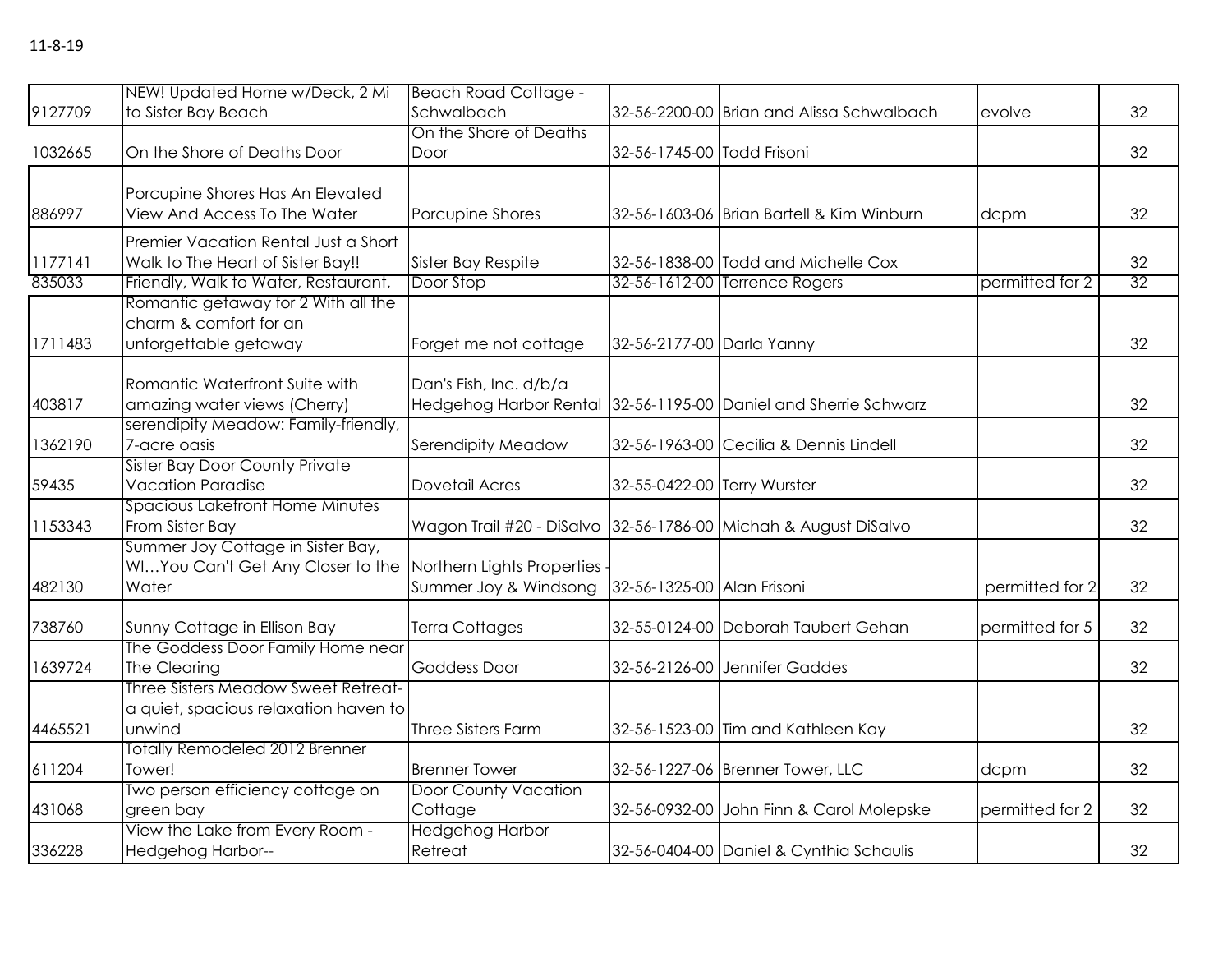11-8-19

| | | | | | | |
|---|---|---|---|---|---|---|
| 9127709 | NEW! Updated Home w/Deck, 2 Mi to Sister Bay Beach | Beach Road Cottage - Schwalbach | 32-56-2200-00 | Brian and Alissa Schwalbach | evolve | 32 |
| 1032665 | On the Shore of Deaths Door | On the Shore of Deaths Door | 32-56-1745-00 | Todd Frisoni | | 32 |
| 886997 | Porcupine Shores Has An Elevated View And Access To The Water | Porcupine Shores | 32-56-1603-06 | Brian Bartell & Kim Winburn | dcpm | 32 |
| 1177141 | Premier Vacation Rental Just a Short Walk to The Heart of Sister Bay!! | Sister Bay Respite | 32-56-1838-00 | Todd and Michelle Cox | | 32 |
| 835033 | Friendly, Walk to Water, Restaurant, | Door Stop | 32-56-1612-00 | Terrence Rogers | permitted for 2 | 32 |
| 1711483 | Romantic getaway for 2 With all the charm & comfort for an unforgettable getaway | Forget me not cottage | 32-56-2177-00 | Darla Yanny | | 32 |
| 403817 | Romantic Waterfront Suite with amazing water views (Cherry) | Dan's Fish, Inc. d/b/a Hedgehog Harbor Rental | 32-56-1195-00 | Daniel and Sherrie Schwarz | | 32 |
| 1362190 | serendipity Meadow: Family-friendly, 7-acre oasis | Serendipity Meadow | 32-56-1963-00 | Cecilia & Dennis Lindell | | 32 |
| 59435 | Sister Bay Door County Private Vacation Paradise | Dovetail Acres | 32-55-0422-00 | Terry Wurster | | 32 |
| 1153343 | Spacious Lakefront Home Minutes From Sister Bay | Wagon Trail #20 - DiSalvo | 32-56-1786-00 | Michah & August DiSalvo | | 32 |
| 482130 | Summer Joy Cottage in Sister Bay, WI…You Can't Get Any Closer to the Water | Northern Lights Properties - Summer Joy & Windsong | 32-56-1325-00 | Alan Frisoni | permitted for 2 | 32 |
| 738760 | Sunny Cottage in Ellison Bay | Terra Cottages | 32-55-0124-00 | Deborah Taubert Gehan | permitted for 5 | 32 |
| 1639724 | The Goddess Door Family Home near The Clearing | Goddess Door | 32-56-2126-00 | Jennifer Gaddes | | 32 |
| 4465521 | Three Sisters Meadow Sweet Retreat- a quiet, spacious relaxation haven to unwind | Three Sisters Farm | 32-56-1523-00 | Tim and Kathleen Kay | | 32 |
| 611204 | Totally Remodeled 2012 Brenner Tower! | Brenner Tower | 32-56-1227-06 | Brenner Tower, LLC | dcpm | 32 |
| 431068 | Two person efficiency cottage on green bay | Door County Vacation Cottage | 32-56-0932-00 | John Finn & Carol Molepske | permitted for 2 | 32 |
| 336228 | View the Lake from Every Room - Hedgehog Harbor-- | Hedgehog Harbor Retreat | 32-56-0404-00 | Daniel & Cynthia Schaulis | | 32 |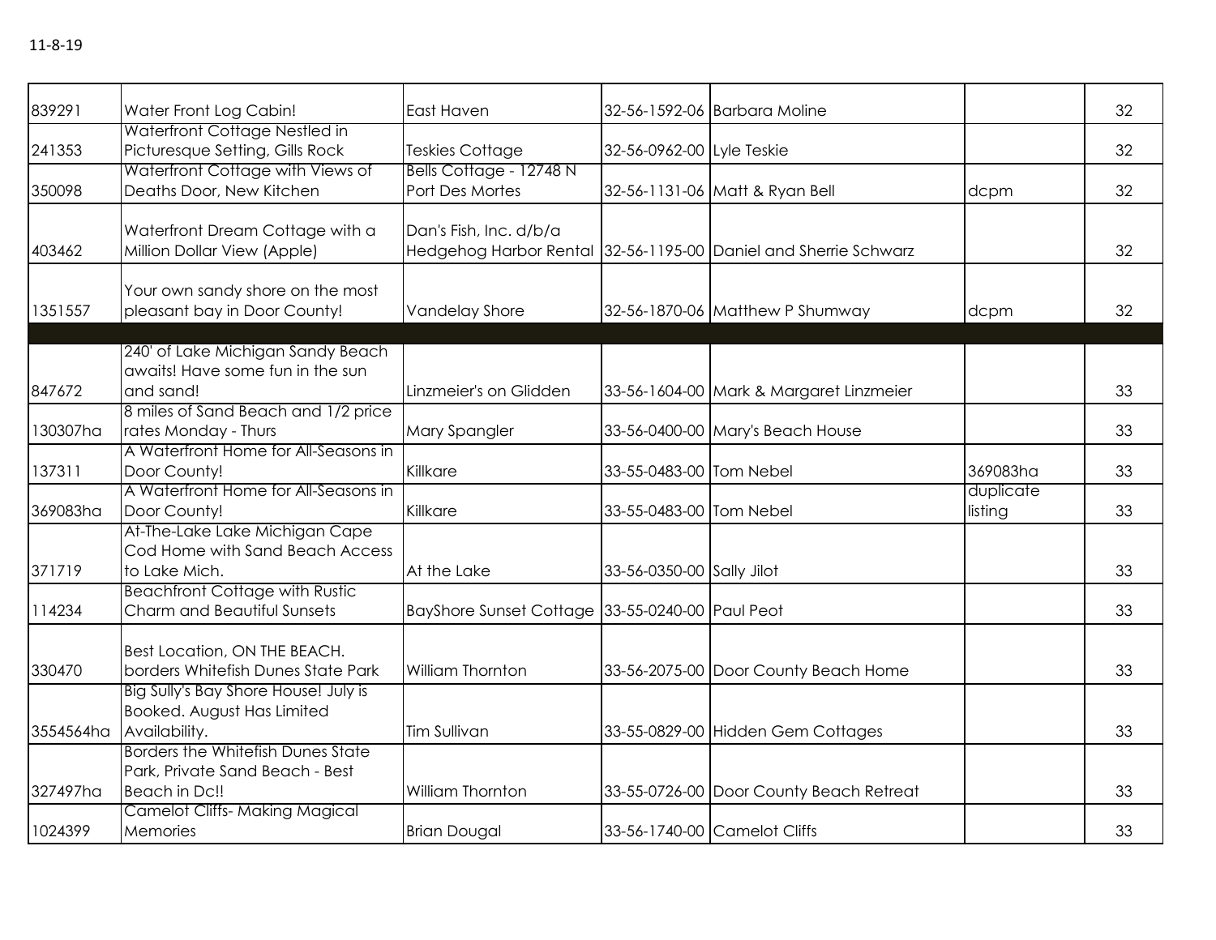11-8-19

| | | | | | | |
|---|---|---|---|---|---|---|
| 839291 | Water Front Log Cabin! | East Haven | 32-56-1592-06 | Barbara Moline | | 32 |
| 241353 | Waterfront Cottage Nestled in Picturesque Setting, Gills Rock | Teskies Cottage | 32-56-0962-00 | Lyle Teskie | | 32 |
| 350098 | Waterfront Cottage with Views of Deaths Door, New Kitchen | Bells Cottage - 12748 N Port Des Mortes | 32-56-1131-06 | Matt & Ryan Bell | dcpm | 32 |
| 403462 | Waterfront Dream Cottage with a Million Dollar View (Apple) | Dan's Fish, Inc. d/b/a Hedgehog Harbor Rental | 32-56-1195-00 | Daniel and Sherrie Schwarz | | 32 |
| 1351557 | Your own sandy shore on the most pleasant bay in Door County! | Vandelay Shore | 32-56-1870-06 | Matthew P Shumway | dcpm | 32 |
| | | | | | | |
| 847672 | 240' of Lake Michigan Sandy Beach awaits! Have some fun in the sun and sand! | Linzmeier's on Glidden | 33-56-1604-00 | Mark & Margaret Linzmeier | | 33 |
| 130307ha | 8 miles of Sand Beach and 1/2 price rates Monday - Thurs | Mary Spangler | 33-56-0400-00 | Mary's Beach House | | 33 |
| 137311 | A Waterfront Home for All-Seasons in Door County! | Killkare | 33-55-0483-00 | Tom Nebel | 369083ha | 33 |
| 369083ha | A Waterfront Home for All-Seasons in Door County! | Killkare | 33-55-0483-00 | Tom Nebel | duplicate listing | 33 |
| 371719 | At-The-Lake Lake Michigan Cape Cod Home with Sand Beach Access to Lake Mich. | At the Lake | 33-56-0350-00 | Sally Jilot | | 33 |
| 114234 | Beachfront Cottage with Rustic Charm and Beautiful Sunsets | BayShore Sunset Cottage | 33-55-0240-00 | Paul Peot | | 33 |
| 330470 | Best Location, ON THE BEACH. borders Whitefish Dunes State Park | William Thornton | 33-56-2075-00 | Door County Beach Home | | 33 |
| 3554564ha | Big Sully's Bay Shore House! July is Booked. August Has Limited Availability. | Tim Sullivan | 33-55-0829-00 | Hidden Gem Cottages | | 33 |
| 327497ha | Borders the Whitefish Dunes State Park, Private Sand Beach - Best Beach in Dc!! | William Thornton | 33-55-0726-00 | Door County Beach Retreat | | 33 |
| 1024399 | Camelot Cliffs- Making Magical Memories | Brian Dougal | 33-56-1740-00 | Camelot Cliffs | | 33 |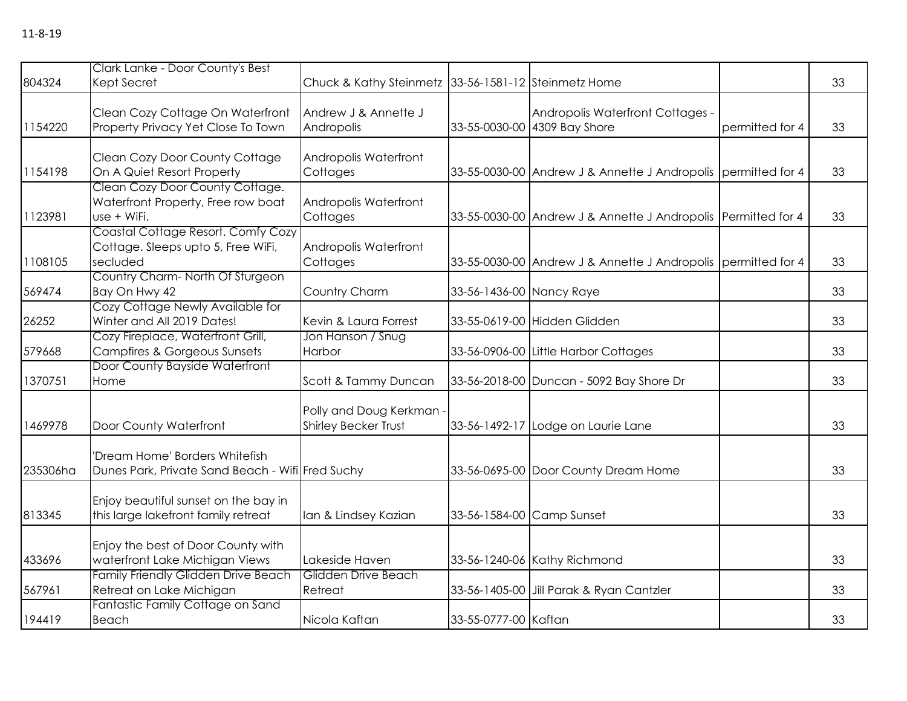11-8-19

| | | | | | | |
|---|---|---|---|---|---|---|
| 804324 | Clark Lanke - Door County's Best Kept Secret | Chuck & Kathy Steinmetz | 33-56-1581-12 | Steinmetz Home | | 33 |
| 1154220 | Clean Cozy Cottage On Waterfront Property Privacy Yet Close To Town | Andrew J & Annette J Andropolis | 33-55-0030-00 | Andropolis Waterfront Cottages - 4309 Bay Shore | permitted for 4 | 33 |
| 1154198 | Clean Cozy Door County Cottage On A Quiet Resort Property | Andropolis Waterfront Cottages | 33-55-0030-00 | Andrew J & Annette J Andropolis | permitted for 4 | 33 |
| 1123981 | Clean Cozy Door County Cottage. Waterfront Property, Free row boat use + WiFi. | Andropolis Waterfront Cottages | 33-55-0030-00 | Andrew J & Annette J Andropolis | Permitted for 4 | 33 |
| 1108105 | Coastal Cottage Resort. Comfy Cozy Cottage. Sleeps upto 5, Free WiFi, secluded | Andropolis Waterfront Cottages | 33-55-0030-00 | Andrew J & Annette J Andropolis | permitted for 4 | 33 |
| 569474 | Country Charm- North Of Sturgeon Bay On Hwy 42 | Country Charm | 33-56-1436-00 | Nancy Raye | | 33 |
| 26252 | Cozy Cottage Newly Available for Winter and All 2019 Dates! | Kevin & Laura Forrest | 33-55-0619-00 | Hidden Glidden | | 33 |
| 579668 | Cozy Fireplace, Waterfront Grill, Campfires & Gorgeous Sunsets | Jon Hanson / Snug Harbor | 33-56-0906-00 | Little Harbor Cottages | | 33 |
| 1370751 | Door County Bayside Waterfront Home | Scott & Tammy Duncan | 33-56-2018-00 | Duncan - 5092 Bay Shore Dr | | 33 |
| 1469978 | Door County Waterfront | Polly and Doug Kerkman - Shirley Becker Trust | 33-56-1492-17 | Lodge on Laurie Lane | | 33 |
| 235306ha | 'Dream Home' Borders Whitefish Dunes Park, Private Sand Beach - Wifi | Fred Suchy | 33-56-0695-00 | Door County Dream Home | | 33 |
| 813345 | Enjoy beautiful sunset on the bay in this large lakefront family retreat | Ian & Lindsey Kazian | 33-56-1584-00 | Camp Sunset | | 33 |
| 433696 | Enjoy the best of Door County with waterfront Lake Michigan Views | Lakeside Haven | 33-56-1240-06 | Kathy Richmond | | 33 |
| 567961 | Family Friendly Glidden Drive Beach Retreat on Lake Michigan | Glidden Drive Beach Retreat | 33-56-1405-00 | Jill Parak & Ryan Cantzler | | 33 |
| 194419 | Fantastic Family Cottage on Sand Beach | Nicola Kaftan | 33-55-0777-00 | Kaftan | | 33 |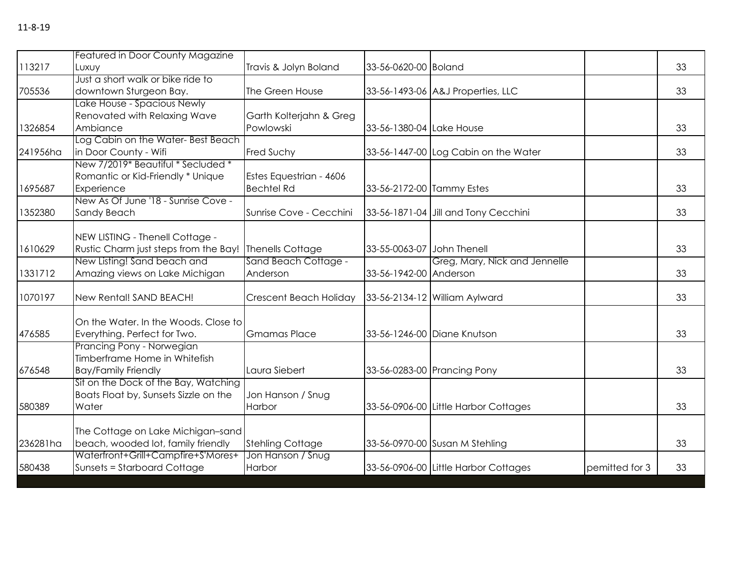11-8-19

| | | | | | | |
|---|---|---|---|---|---|---|
| 113217 | Featured in Door County Magazine Luxuy | Travis & Jolyn Boland | 33-56-0620-00 | Boland | | 33 |
| 705536 | Just a short walk or bike ride to downtown Sturgeon Bay. | The Green House | 33-56-1493-06 | A&J Properties, LLC | | 33 |
| 1326854 | Lake House - Spacious Newly Renovated with Relaxing Wave Ambiance | Garth Kolterjahn & Greg Powlowski | 33-56-1380-04 | Lake House | | 33 |
| 241956ha | Log Cabin on the Water- Best Beach in Door County - Wifi | Fred Suchy | 33-56-1447-00 | Log Cabin on the Water | | 33 |
| 1695687 | New 7/2019* Beautiful * Secluded * Romantic or Kid-Friendly * Unique Experience | Estes Equestrian - 4606 Bechtel Rd | 33-56-2172-00 | Tammy Estes | | 33 |
| 1352380 | New As Of June '18 - Sunrise Cove - Sandy Beach | Sunrise Cove - Cecchini | 33-56-1871-04 | Jill and Tony Cecchini | | 33 |
| 1610629 | NEW LISTING - Thenell Cottage - Rustic Charm just steps from the Bay! | Thenells Cottage | 33-55-0063-07 | John Thenell | | 33 |
| 1331712 | New Listing! Sand beach and Amazing views on Lake Michigan | Sand Beach Cottage - Anderson | 33-56-1942-00 | Greg, Mary, Nick and Jennelle Anderson | | 33 |
| 1070197 | New Rental! SAND BEACH! | Crescent Beach Holiday | 33-56-2134-12 | William Aylward | | 33 |
| 476585 | On the Water. In the Woods. Close to Everything. Perfect for Two. | Gmamas Place | 33-56-1246-00 | Diane Knutson | | 33 |
| 676548 | Prancing Pony - Norwegian Timberframe Home in Whitefish Bay/Family Friendly | Laura Siebert | 33-56-0283-00 | Prancing Pony | | 33 |
| 580389 | Sit on the Dock of the Bay, Watching Boats Float by, Sunsets Sizzle on the Water | Jon Hanson / Snug Harbor | 33-56-0906-00 | Little Harbor Cottages | | 33 |
| 236281ha | The Cottage on Lake Michigan–sand beach, wooded lot, family friendly | Stehling Cottage | 33-56-0970-00 | Susan M Stehling | | 33 |
| 580438 | Waterfront+Grill+Campfire+S'Mores+ Sunsets = Starboard Cottage | Jon Hanson / Snug Harbor | 33-56-0906-00 | Little Harbor Cottages | pemitted for 3 | 33 |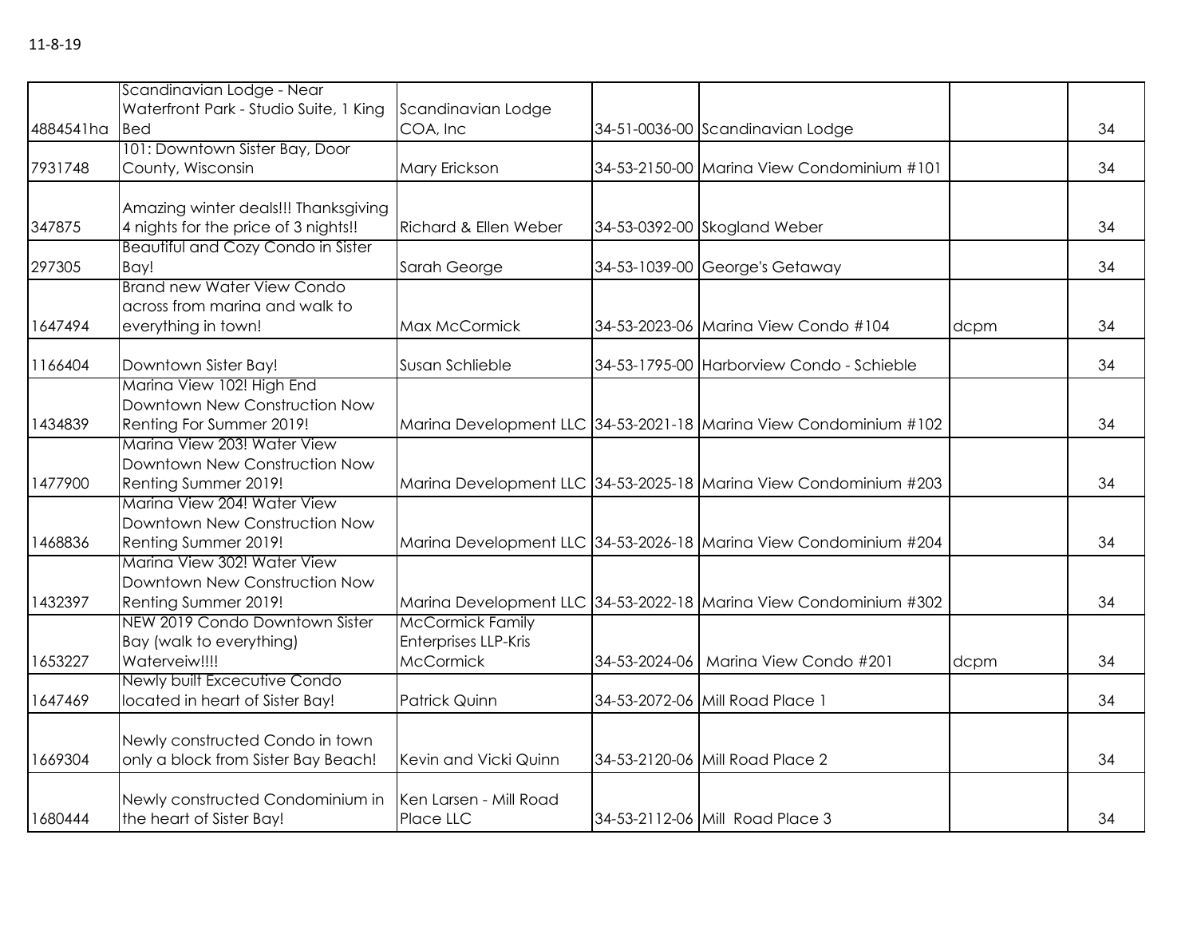11-8-19

| | | | | | | |
|---|---|---|---|---|---|---|
| 4884541ha | Scandinavian Lodge - Near Waterfront Park - Studio Suite, 1 King Bed | Scandinavian Lodge COA, Inc | 34-51-0036-00 | Scandinavian Lodge | | 34 |
| 7931748 | 101: Downtown Sister Bay, Door County, Wisconsin | Mary Erickson | 34-53-2150-00 | Marina View Condominium #101 | | 34 |
| 347875 | Amazing winter deals!!! Thanksgiving 4 nights for the price of 3 nights!! | Richard & Ellen Weber | 34-53-0392-00 | Skogland Weber | | 34 |
| 297305 | Beautiful and Cozy Condo in Sister Bay! | Sarah George | 34-53-1039-00 | George's Getaway | | 34 |
| 1647494 | Brand new Water View Condo across from marina and walk to everything in town! | Max McCormick | 34-53-2023-06 | Marina View Condo #104 | dcpm | 34 |
| 1166404 | Downtown Sister Bay! | Susan Schlieble | 34-53-1795-00 | Harborview Condo - Schieble | | 34 |
| 1434839 | Marina View 102! High End Downtown New Construction Now Renting For Summer 2019! | Marina Development LLC | 34-53-2021-18 | Marina View Condominium #102 | | 34 |
| 1477900 | Marina View 203! Water View Downtown New Construction Now Renting Summer 2019! | Marina Development LLC | 34-53-2025-18 | Marina View Condominium #203 | | 34 |
| 1468836 | Marina View 204! Water View Downtown New Construction Now Renting Summer 2019! | Marina Development LLC | 34-53-2026-18 | Marina View Condominium #204 | | 34 |
| 1432397 | Marina View 302! Water View Downtown New Construction Now Renting Summer 2019! | Marina Development LLC | 34-53-2022-18 | Marina View Condominium #302 | | 34 |
| 1653227 | NEW 2019 Condo Downtown Sister Bay (walk to everything) Waterveiw!!!! | McCormick Family Enterprises LLP-Kris McCormick | 34-53-2024-06 | Marina View Condo #201 | dcpm | 34 |
| 1647469 | Newly built Excecutive Condo located in heart of Sister Bay! | Patrick Quinn | 34-53-2072-06 | Mill Road Place 1 | | 34 |
| 1669304 | Newly constructed Condo in town only a block from Sister Bay Beach! | Kevin and Vicki Quinn | 34-53-2120-06 | Mill Road Place 2 | | 34 |
| 1680444 | Newly constructed Condominium in the heart of Sister Bay! | Ken Larsen - Mill Road Place LLC | 34-53-2112-06 | Mill Road Place 3 | | 34 |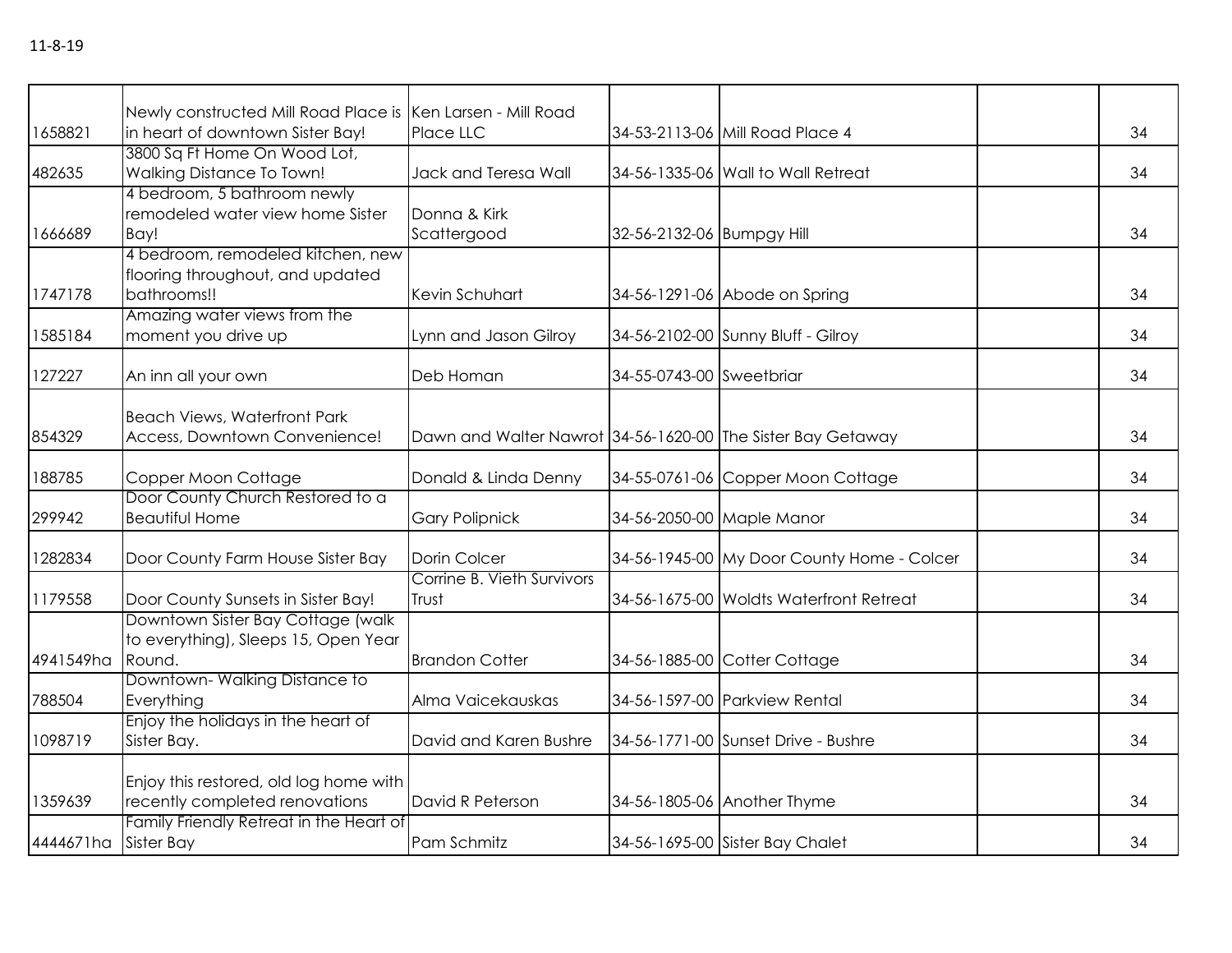11-8-19

| | | | | | | |
|---|---|---|---|---|---|---|
| 1658821 | Newly constructed Mill Road Place is in heart of downtown Sister Bay! | Ken Larsen - Mill Road Place LLC | 34-53-2113-06 | Mill Road Place 4 | | 34 |
| 482635 | 3800 Sq Ft Home On Wood Lot, Walking Distance To Town! | Jack and Teresa Wall | 34-56-1335-06 | Wall to Wall Retreat | | 34 |
| 1666689 | 4 bedroom, 5 bathroom newly remodeled water view home Sister Bay! | Donna & Kirk Scattergood | 32-56-2132-06 | Bumpgy Hill | | 34 |
| 1747178 | 4 bedroom, remodeled kitchen, new flooring throughout, and updated bathrooms!! | Kevin Schuhart | 34-56-1291-06 | Abode on Spring | | 34 |
| 1585184 | Amazing water views from the moment you drive up | Lynn and Jason Gilroy | 34-56-2102-00 | Sunny Bluff - Gilroy | | 34 |
| 127227 | An inn all your own | Deb Homan | 34-55-0743-00 | Sweetbriar | | 34 |
| 854329 | Beach Views, Waterfront Park Access, Downtown Convenience! | Dawn and Walter Nawrot | 34-56-1620-00 | The Sister Bay Getaway | | 34 |
| 188785 | Copper Moon Cottage | Donald & Linda Denny | 34-55-0761-06 | Copper Moon Cottage | | 34 |
| 299942 | Door County Church Restored to a Beautiful Home | Gary Polipnick | 34-56-2050-00 | Maple Manor | | 34 |
| 1282834 | Door County Farm House Sister Bay | Dorin Colcer | 34-56-1945-00 | My Door County Home - Colcer | | 34 |
| 1179558 | Door County Sunsets in Sister Bay! | Corrine B. Vieth Survivors Trust | 34-56-1675-00 | Woldts Waterfront Retreat | | 34 |
| 4941549ha | Downtown Sister Bay Cottage (walk to everything), Sleeps 15, Open Year Round. | Brandon Cotter | 34-56-1885-00 | Cotter Cottage | | 34 |
| 788504 | Downtown- Walking Distance to Everything | Alma Vaicekauskas | 34-56-1597-00 | Parkview Rental | | 34 |
| 1098719 | Enjoy the holidays in the heart of Sister Bay. | David and Karen Bushre | 34-56-1771-00 | Sunset Drive - Bushre | | 34 |
| 1359639 | Enjoy this restored, old log home with recently completed renovations | David R Peterson | 34-56-1805-06 | Another Thyme | | 34 |
| 4444671ha | Family Friendly Retreat in the Heart of Sister Bay | Pam Schmitz | 34-56-1695-00 | Sister Bay Chalet | | 34 |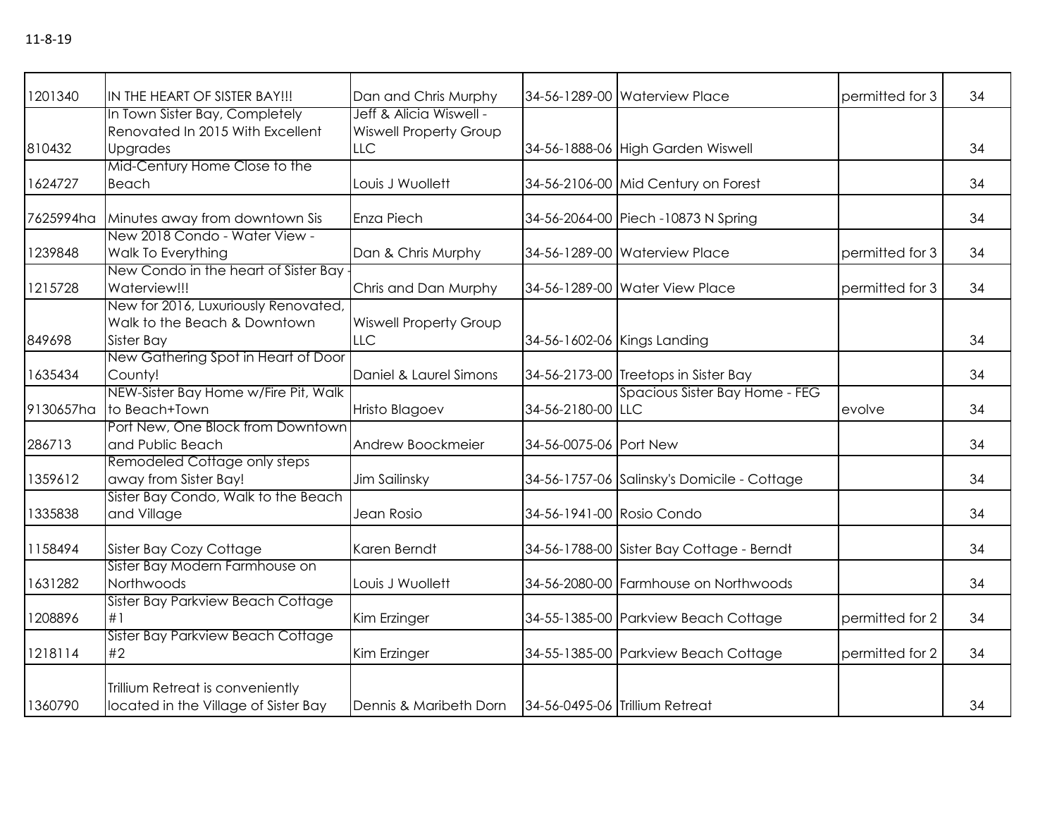11-8-19

| | | | | | | |
|---|---|---|---|---|---|---|
| 1201340 | IN THE HEART OF SISTER BAY!!! | Dan and Chris Murphy | 34-56-1289-00 | Waterview Place | permitted for 3 | 34 |
| 810432 | In Town Sister Bay, Completely Renovated In 2015 With Excellent Upgrades | Jeff & Alicia Wiswell - Wiswell Property Group LLC | 34-56-1888-06 | High Garden Wiswell | | 34 |
| 1624727 | Mid-Century Home Close to the Beach | Louis J Wuollett | 34-56-2106-00 | Mid Century on Forest | | 34 |
| 7625994ha | Minutes away from downtown Sis | Enza Piech | 34-56-2064-00 | Piech -10873 N Spring | | 34 |
| 1239848 | New 2018 Condo - Water View - Walk To Everything | Dan & Chris Murphy | 34-56-1289-00 | Waterview Place | permitted for 3 | 34 |
| 1215728 | New Condo in the heart of Sister Bay - Waterview!!! | Chris and Dan Murphy | 34-56-1289-00 | Water View Place | permitted for 3 | 34 |
| 849698 | New for 2016, Luxuriously Renovated, Walk to the Beach & Downtown Sister Bay | Wiswell Property Group LLC | 34-56-1602-06 | Kings Landing | | 34 |
| 1635434 | New Gathering Spot in Heart of Door County! | Daniel & Laurel Simons | 34-56-2173-00 | Treetops in Sister Bay | | 34 |
| 9130657ha | NEW-Sister Bay Home w/Fire Pit, Walk to Beach+Town | Hristo Blagoev | 34-56-2180-00 | Spacious Sister Bay Home - FEG LLC | evolve | 34 |
| 286713 | Port New, One Block from Downtown and Public Beach | Andrew Boockmeier | 34-56-0075-06 | Port New | | 34 |
| 1359612 | Remodeled Cottage only steps away from Sister Bay! | Jim Sailinsky | 34-56-1757-06 | Salinsky's Domicile - Cottage | | 34 |
| 1335838 | Sister Bay Condo, Walk to the Beach and Village | Jean Rosio | 34-56-1941-00 | Rosio Condo | | 34 |
| 1158494 | Sister Bay Cozy Cottage | Karen Berndt | 34-56-1788-00 | Sister Bay Cottage - Berndt | | 34 |
| 1631282 | Sister Bay Modern Farmhouse on Northwoods | Louis J Wuollett | 34-56-2080-00 | Farmhouse on Northwoods | | 34 |
| 1208896 | Sister Bay Parkview Beach Cottage #1 | Kim Erzinger | 34-55-1385-00 | Parkview Beach Cottage | permitted for 2 | 34 |
| 1218114 | Sister Bay Parkview Beach Cottage #2 | Kim Erzinger | 34-55-1385-00 | Parkview Beach Cottage | permitted for 2 | 34 |
| 1360790 | Trillium Retreat is conveniently located in the Village of Sister Bay | Dennis & Maribeth Dorn | 34-56-0495-06 | Trillium Retreat | | 34 |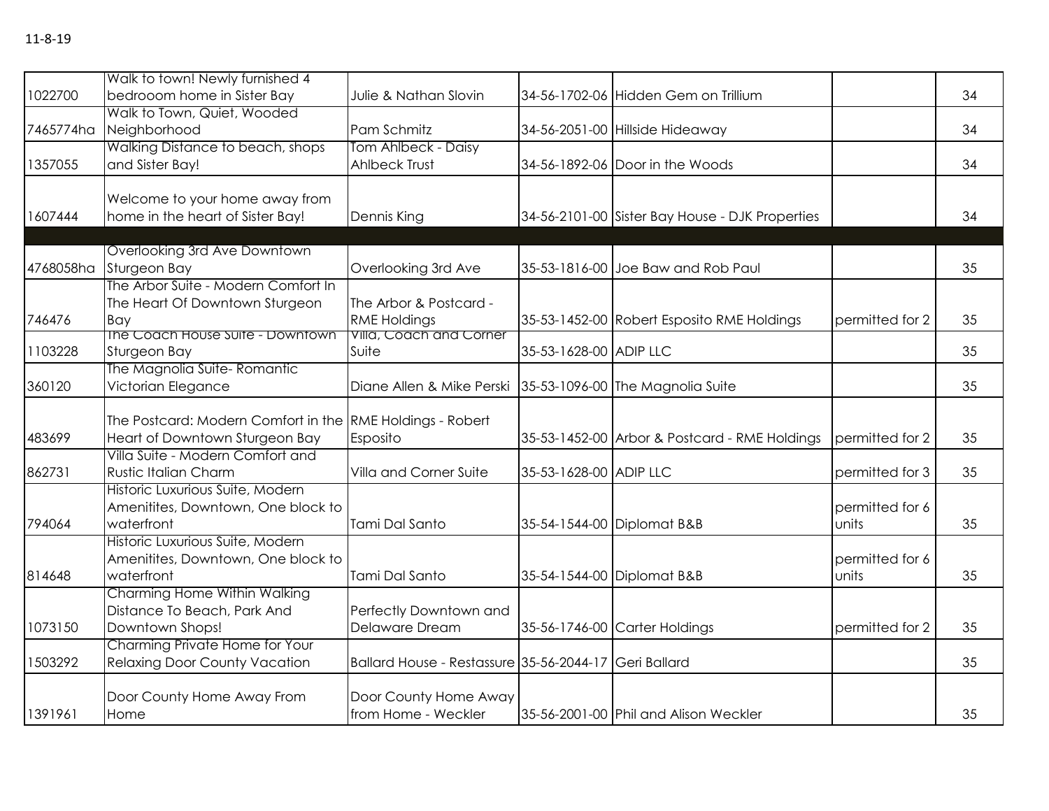11-8-19

| | | | | | | |
|---|---|---|---|---|---|---|
| 1022700 | Walk to town! Newly furnished 4 bedrooom home in Sister Bay | Julie & Nathan Slovin | 34-56-1702-06 | Hidden Gem on Trillium | | 34 |
| 7465774ha | Walk to Town, Quiet, Wooded Neighborhood | Pam Schmitz | 34-56-2051-00 | Hillside Hideaway | | 34 |
| 1357055 | Walking Distance to beach, shops and Sister Bay! | Tom Ahlbeck - Daisy Ahlbeck Trust | 34-56-1892-06 | Door in the Woods | | 34 |
| 1607444 | Welcome to your home away from home in the heart of Sister Bay! | Dennis King | 34-56-2101-00 | Sister Bay House - DJK Properties | | 34 |
| | | | | | | |
| 4768058ha | Overlooking 3rd Ave Downtown Sturgeon Bay | Overlooking 3rd Ave | 35-53-1816-00 | Joe Baw and Rob Paul | | 35 |
| 746476 | The Arbor Suite - Modern Comfort In The Heart Of Downtown Sturgeon Bay | The Arbor & Postcard - RME Holdings | 35-53-1452-00 | Robert Esposito RME Holdings | permitted for 2 | 35 |
| 1103228 | The Coach House Suite - Downtown Sturgeon Bay | Villa, Coach and Corner Suite | 35-53-1628-00 | ADIP LLC | | 35 |
| 360120 | The Magnolia Suite- Romantic Victorian Elegance | Diane Allen & Mike Perski | 35-53-1096-00 | The Magnolia Suite | | 35 |
| 483699 | The Postcard: Modern Comfort in the Heart of Downtown Sturgeon Bay | RME Holdings - Robert Esposito | 35-53-1452-00 | Arbor & Postcard - RME Holdings | permitted for 2 | 35 |
| 862731 | Villa Suite - Modern Comfort and Rustic Italian Charm | Villa and Corner Suite | 35-53-1628-00 | ADIP LLC | permitted for 3 | 35 |
| 794064 | Historic Luxurious Suite, Modern Amenitites, Downtown, One block to waterfront | Tami Dal Santo | 35-54-1544-00 | Diplomat B&B | permitted for 6 units | 35 |
| 814648 | Historic Luxurious Suite, Modern Amenitites, Downtown, One block to waterfront | Tami Dal Santo | 35-54-1544-00 | Diplomat B&B | permitted for 6 units | 35 |
| 1073150 | Charming Home Within Walking Distance To Beach, Park And Downtown Shops! | Perfectly Downtown and Delaware Dream | 35-56-1746-00 | Carter Holdings | permitted for 2 | 35 |
| 1503292 | Charming Private Home for Your Relaxing Door County Vacation | Ballard House - Restassure | 35-56-2044-17 | Geri Ballard | | 35 |
| 1391961 | Door County Home Away From Home | Door County Home Away from Home - Weckler | 35-56-2001-00 | Phil and Alison Weckler | | 35 |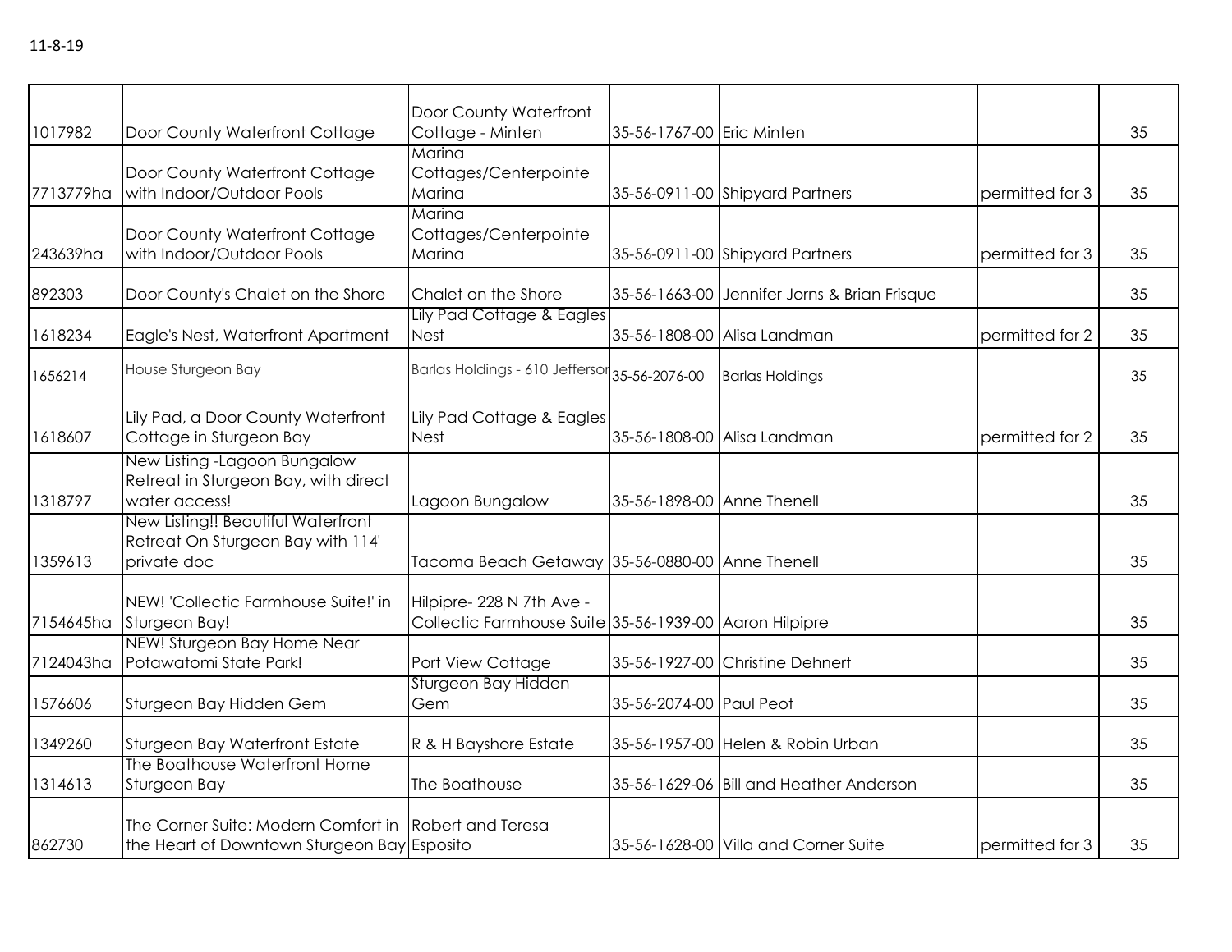11-8-19

| | | | | | | |
|---|---|---|---|---|---|---|
| 1017982 | Door County Waterfront Cottage | Door County Waterfront Cottage - Minten | 35-56-1767-00 | Eric Minten | | 35 |
| 7713779ha | Door County Waterfront Cottage with Indoor/Outdoor Pools | Marina Cottages/Centerpointe Marina | 35-56-0911-00 | Shipyard Partners | permitted for 3 | 35 |
| 243639ha | Door County Waterfront Cottage with Indoor/Outdoor Pools | Marina Cottages/Centerpointe Marina | 35-56-0911-00 | Shipyard Partners | permitted for 3 | 35 |
| 892303 | Door County's Chalet on the Shore | Chalet on the Shore | 35-56-1663-00 | Jennifer Jorns & Brian Frisque | | 35 |
| 1618234 | Eagle's Nest, Waterfront Apartment | Lily Pad Cottage & Eagles Nest | 35-56-1808-00 | Alisa Landman | permitted for 2 | 35 |
| 1656214 | House Sturgeon Bay | Barlas Holdings - 610 Jefferson | 35-56-2076-00 | Barlas Holdings | | 35 |
| 1618607 | Lily Pad, a Door County Waterfront Cottage in Sturgeon Bay | Lily Pad Cottage & Eagles Nest | 35-56-1808-00 | Alisa Landman | permitted for 2 | 35 |
| 1318797 | New Listing -Lagoon Bungalow Retreat in Sturgeon Bay, with direct water access! | Lagoon Bungalow | 35-56-1898-00 | Anne Thenell | | 35 |
| 1359613 | New Listing!! Beautiful Waterfront Retreat On Sturgeon Bay with 114' private doc | Tacoma Beach Getaway | 35-56-0880-00 | Anne Thenell | | 35 |
| 7154645ha | NEW! 'Collectic Farmhouse Suite!' in Sturgeon Bay! | Hilpipre- 228 N 7th Ave - Collectic Farmhouse Suite | 35-56-1939-00 | Aaron Hilpipre | | 35 |
| 7124043ha | NEW! Sturgeon Bay Home Near Potawatomi State Park! | Port View Cottage | 35-56-1927-00 | Christine Dehnert | | 35 |
| 1576606 | Sturgeon Bay Hidden Gem | Sturgeon Bay Hidden Gem | 35-56-2074-00 | Paul Peot | | 35 |
| 1349260 | Sturgeon Bay Waterfront Estate | R & H Bayshore Estate | 35-56-1957-00 | Helen & Robin Urban | | 35 |
| 1314613 | The Boathouse Waterfront Home Sturgeon Bay | The Boathouse | 35-56-1629-06 | Bill and Heather Anderson | | 35 |
| 862730 | The Corner Suite: Modern Comfort in the Heart of Downtown Sturgeon Bay | Robert and Teresa Esposito | 35-56-1628-00 | Villa and Corner Suite | permitted for 3 | 35 |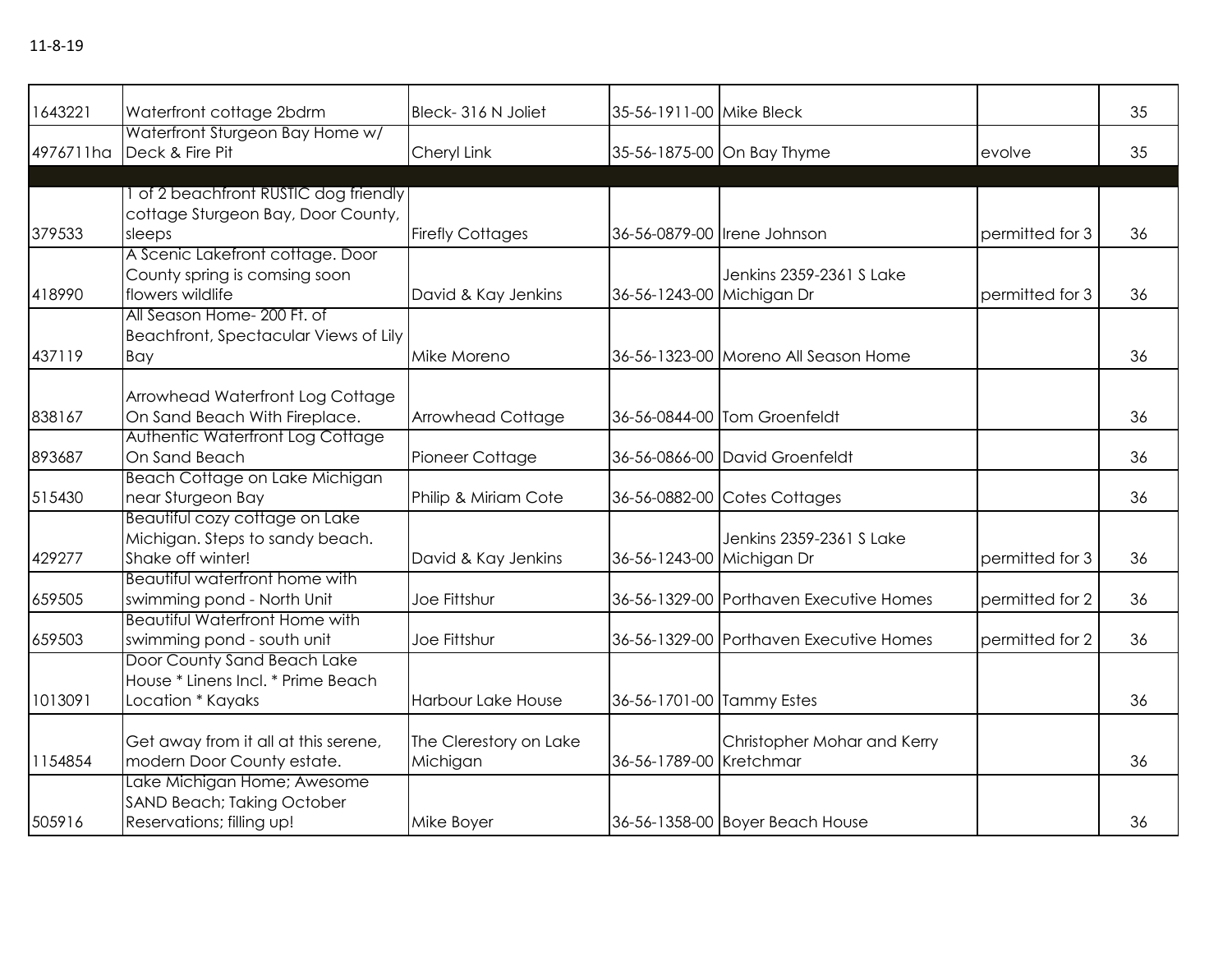11-8-19

| | | | | | | |
|---|---|---|---|---|---|---|
| 1643221 | Waterfront cottage 2bdrm | Bleck- 316 N Joliet | 35-56-1911-00 | Mike Bleck | | 35 |
| 4976711ha | Waterfront Sturgeon Bay Home w/ Deck & Fire Pit | Cheryl Link | 35-56-1875-00 | On Bay Thyme | evolve | 35 |
| | | | | | | |
| 379533 | 1 of 2 beachfront RUSTIC dog friendly cottage Sturgeon Bay, Door County, sleeps | Firefly Cottages | 36-56-0879-00 | Irene Johnson | permitted for 3 | 36 |
| 418990 | A Scenic Lakefront cottage. Door County spring is comsing soon flowers wildlife | David & Kay Jenkins | 36-56-1243-00 | Jenkins 2359-2361 S Lake Michigan Dr | permitted for 3 | 36 |
| 437119 | All Season Home- 200 Ft. of Beachfront, Spectacular Views of Lily Bay | Mike Moreno | 36-56-1323-00 | Moreno All Season Home | | 36 |
| 838167 | Arrowhead Waterfront Log Cottage On Sand Beach With Fireplace. | Arrowhead Cottage | 36-56-0844-00 | Tom Groenfeldt | | 36 |
| 893687 | Authentic Waterfront Log Cottage On Sand Beach | Pioneer Cottage | 36-56-0866-00 | David Groenfeldt | | 36 |
| 515430 | Beach Cottage on Lake Michigan near Sturgeon Bay | Philip & Miriam Cote | 36-56-0882-00 | Cotes Cottages | | 36 |
| 429277 | Beautiful cozy cottage on Lake Michigan. Steps to sandy beach. Shake off winter! | David & Kay Jenkins | 36-56-1243-00 | Jenkins 2359-2361 S Lake Michigan Dr | permitted for 3 | 36 |
| 659505 | Beautiful waterfront home with swimming pond - North Unit | Joe Fittshur | 36-56-1329-00 | Porthaven Executive Homes | permitted for 2 | 36 |
| 659503 | Beautiful Waterfront Home with swimming pond - south unit | Joe Fittshur | 36-56-1329-00 | Porthaven Executive Homes | permitted for 2 | 36 |
| 1013091 | Door County Sand Beach Lake House * Linens Incl. * Prime Beach Location * Kayaks | Harbour Lake House | 36-56-1701-00 | Tammy Estes | | 36 |
| 1154854 | Get away from it all at this serene, modern Door County estate. | The Clerestory on Lake Michigan | 36-56-1789-00 | Christopher Mohar and Kerry Kretchmar | | 36 |
| 505916 | Lake Michigan Home; Awesome SAND Beach; Taking October Reservations; filling up! | Mike Boyer | 36-56-1358-00 | Boyer Beach House | | 36 |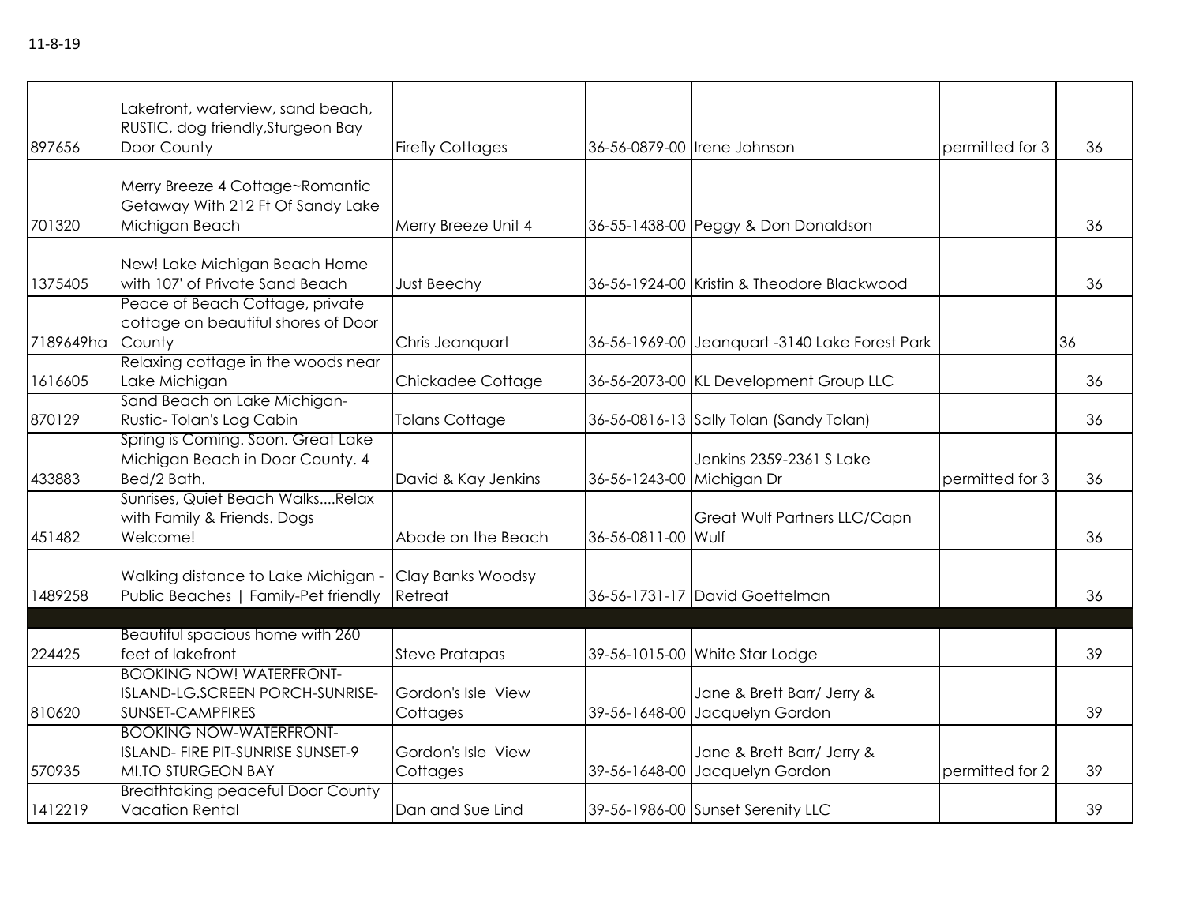11-8-19

| | | | | | | |
|---|---|---|---|---|---|---|
| 897656 | Lakefront, waterview, sand beach, RUSTIC, dog friendly,Sturgeon Bay Door County | Firefly Cottages | 36-56-0879-00 | Irene Johnson | permitted for 3 | 36 |
| 701320 | Merry Breeze 4 Cottage~Romantic Getaway With 212 Ft Of Sandy Lake Michigan Beach | Merry Breeze Unit 4 | 36-55-1438-00 | Peggy & Don Donaldson | | 36 |
| 1375405 | New! Lake Michigan Beach Home with 107' of Private Sand Beach | Just Beechy | 36-56-1924-00 | Kristin & Theodore Blackwood | | 36 |
| 7189649ha | Peace of Beach Cottage, private cottage on beautiful shores of Door County | Chris Jeanquart | 36-56-1969-00 | Jeanquart -3140 Lake Forest Park | | 36 |
| 1616605 | Relaxing cottage in the woods near Lake Michigan | Chickadee Cottage | 36-56-2073-00 | KL Development Group LLC | | 36 |
| 870129 | Sand Beach on Lake Michigan- Rustic- Tolan's Log Cabin | Tolans Cottage | 36-56-0816-13 | Sally Tolan (Sandy Tolan) | | 36 |
| 433883 | Spring is Coming. Soon. Great Lake Michigan Beach in Door County. 4 Bed/2 Bath. | David & Kay Jenkins | 36-56-1243-00 | Jenkins 2359-2361 S Lake Michigan Dr | permitted for 3 | 36 |
| 451482 | Sunrises, Quiet Beach Walks....Relax with Family & Friends. Dogs Welcome! | Abode on the Beach | 36-56-0811-00 | Great Wulf Partners LLC/Capn Wulf | | 36 |
| 1489258 | Walking distance to Lake Michigan - Public Beaches \| Family-Pet friendly | Clay Banks Woodsy Retreat | 36-56-1731-17 | David Goettelman | | 36 |
| | | | | | | |
| 224425 | Beautiful spacious home with 260 feet of lakefront | Steve Pratapas | 39-56-1015-00 | White Star Lodge | | 39 |
| 810620 | BOOKING NOW! WATERFRONT-ISLAND-LG.SCREEN PORCH-SUNRISE-SUNSET-CAMPFIRES | Gordon's Isle View Cottages | 39-56-1648-00 | Jane & Brett Barr/ Jerry & Jacquelyn Gordon | | 39 |
| 570935 | BOOKING NOW-WATERFRONT-ISLAND- FIRE PIT-SUNRISE SUNSET-9 MI.TO STURGEON BAY | Gordon's Isle View Cottages | 39-56-1648-00 | Jane & Brett Barr/ Jerry & Jacquelyn Gordon | permitted for 2 | 39 |
| 1412219 | Breathtaking peaceful Door County Vacation Rental | Dan and Sue Lind | 39-56-1986-00 | Sunset Serenity LLC | | 39 |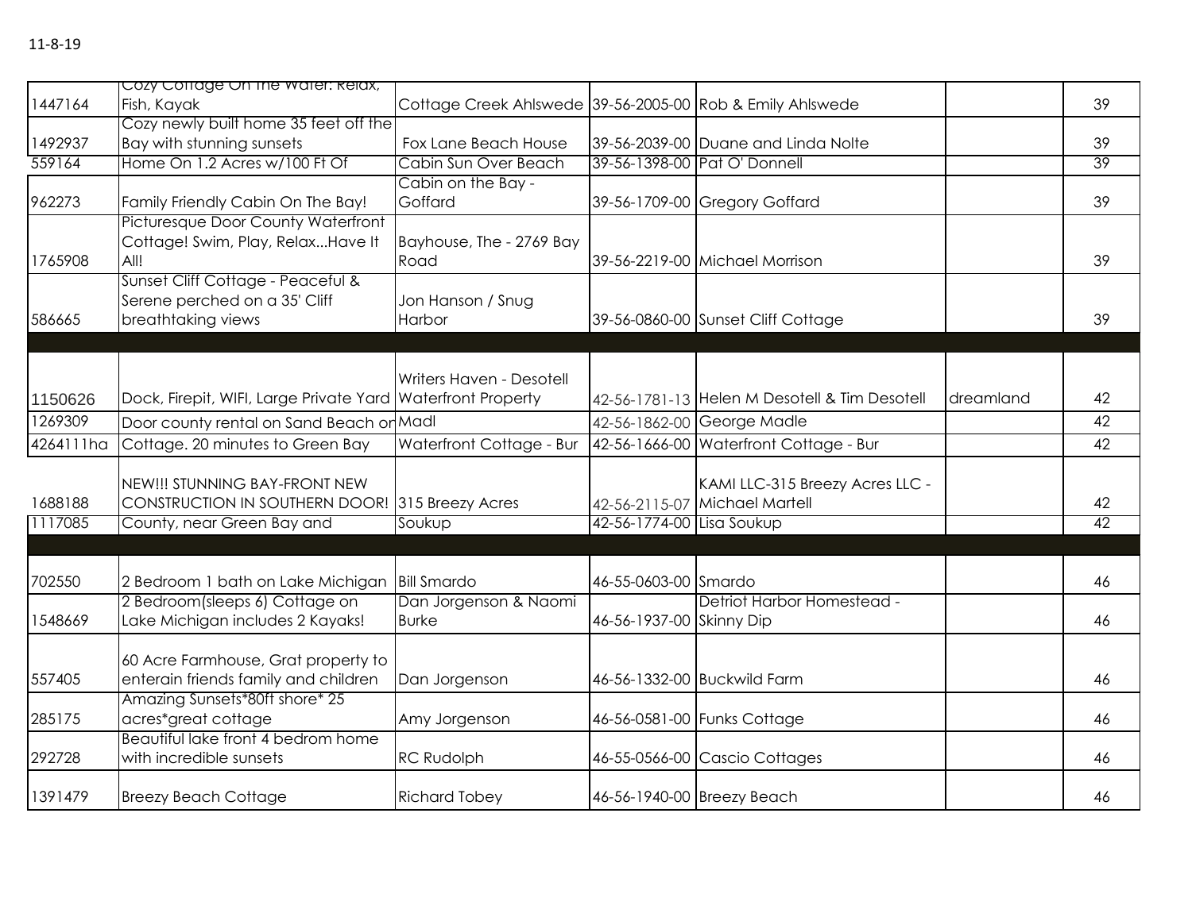11-8-19

| | | | | | | |
|---|---|---|---|---|---|---|
| 1447164 | Cozy Cottage On The Water: Relax, Fish, Kayak | Cottage Creek Ahlswede | 39-56-2005-00 | Rob & Emily Ahlswede | | 39 |
| 1492937 | Cozy newly built home 35 feet off the Bay with stunning sunsets | Fox Lane Beach House | 39-56-2039-00 | Duane and Linda Nolte | | 39 |
| 559164 | Home On 1.2 Acres w/100 Ft Of | Cabin Sun Over Beach | 39-56-1398-00 | Pat O' Donnell | | 39 |
| 962273 | Family Friendly Cabin On The Bay! | Cabin on the Bay - Goffard | 39-56-1709-00 | Gregory Goffard | | 39 |
| 1765908 | Picturesque Door County Waterfront Cottage! Swim, Play, Relax...Have It All! | Bayhouse, The - 2769 Bay Road | 39-56-2219-00 | Michael Morrison | | 39 |
| 586665 | Sunset Cliff Cottage - Peaceful & Serene perched on a 35' Cliff breathtaking views | Jon Hanson / Snug Harbor | 39-56-0860-00 | Sunset Cliff Cottage | | 39 |
| | | | | | | |
| 1150626 | Dock, Firepit, WIFI, Large Private Yard | Writers Haven - Desotell Waterfront Property | 42-56-1781-13 | Helen M Desotell & Tim Desotell | dreamland | 42 |
| 1269309 | Door county rental on Sand Beach on | Madl | 42-56-1862-00 | George Madle | | 42 |
| 4264111ha | Cottage. 20 minutes to Green Bay | Waterfront Cottage - Bur | 42-56-1666-00 | Waterfront Cottage - Bur | | 42 |
| 1688188 | NEW!!! STUNNING BAY-FRONT NEW CONSTRUCTION IN SOUTHERN DOOR! | 315 Breezy Acres | 42-56-2115-07 | KAMI LLC-315 Breezy Acres LLC - Michael Martell | | 42 |
| 1117085 | County, near Green Bay and | Soukup | 42-56-1774-00 | Lisa Soukup | | 42 |
| | | | | | | |
| 702550 | 2 Bedroom 1 bath on Lake Michigan | Bill Smardo | 46-55-0603-00 | Smardo | | 46 |
| 1548669 | 2 Bedroom(sleeps 6) Cottage on Lake Michigan includes 2 Kayaks! | Dan Jorgenson & Naomi Burke | 46-56-1937-00 | Detriot Harbor Homestead - Skinny Dip | | 46 |
| 557405 | 60 Acre Farmhouse, Grat property to enterain friends family and children | Dan Jorgenson | 46-56-1332-00 | Buckwild Farm | | 46 |
| 285175 | Amazing Sunsets*80ft shore* 25 acres*great cottage | Amy Jorgenson | 46-56-0581-00 | Funks Cottage | | 46 |
| 292728 | Beautiful lake front 4 bedrom home with incredible sunsets | RC Rudolph | 46-55-0566-00 | Cascio Cottages | | 46 |
| 1391479 | Breezy Beach Cottage | Richard Tobey | 46-56-1940-00 | Breezy Beach | | 46 |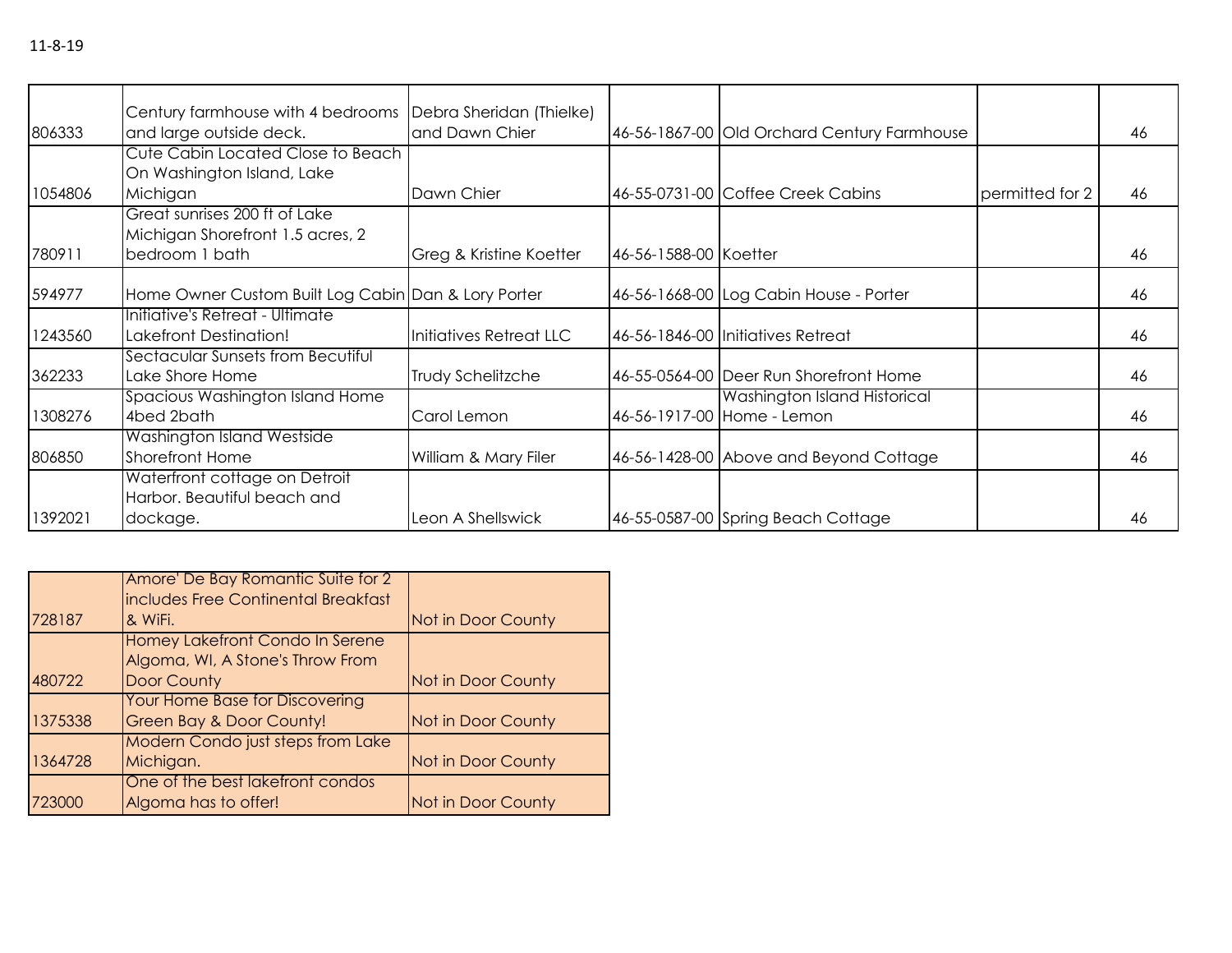11-8-19

| | | | | | | |
|---|---|---|---|---|---|---|
| 806333 | Century farmhouse with 4 bedrooms and large outside deck. | Debra Sheridan (Thielke) and Dawn Chier | 46-56-1867-00 | Old Orchard Century Farmhouse | | 46 |
| 1054806 | Cute Cabin Located Close to Beach On Washington Island, Lake Michigan | Dawn Chier | 46-55-0731-00 | Coffee Creek Cabins | permitted for 2 | 46 |
| 780911 | Great sunrises 200 ft of Lake Michigan Shorefront 1.5 acres, 2 bedroom 1 bath | Greg & Kristine Koetter | 46-56-1588-00 | Koetter | | 46 |
| 594977 | Home Owner Custom Built Log Cabin | Dan & Lory Porter | 46-56-1668-00 | Log Cabin House - Porter | | 46 |
| 1243560 | Initiative's Retreat - Ultimate Lakefront Destination! | Initiatives Retreat LLC | 46-56-1846-00 | Initiatives Retreat | | 46 |
| 362233 | Sectacular Sunsets from Becutiful Lake Shore Home | Trudy Schelitzche | 46-55-0564-00 | Deer Run Shorefront Home | | 46 |
| 1308276 | Spacious Washington Island Home 4bed 2bath | Carol Lemon | 46-56-1917-00 | Washington Island Historical Home - Lemon | | 46 |
| 806850 | Washington Island Westside Shorefront Home | William & Mary Filer | 46-56-1428-00 | Above and Beyond Cottage | | 46 |
| 1392021 | Waterfront cottage on Detroit Harbor. Beautiful beach and dockage. | Leon A Shellswick | 46-55-0587-00 | Spring Beach Cottage | | 46 |

| | | |
|---|---|---|
| 728187 | Amore' De Bay Romantic Suite for 2 includes Free Continental Breakfast & WiFi. | Not in Door County |
| 480722 | Homey Lakefront Condo In Serene Algoma, WI, A Stone's Throw From Door County | Not in Door County |
| 1375338 | Your Home Base for Discovering Green Bay & Door County! | Not in Door County |
| 1364728 | Modern Condo just steps from Lake Michigan. | Not in Door County |
| 723000 | One of the best lakefront condos Algoma has to offer! | Not in Door County |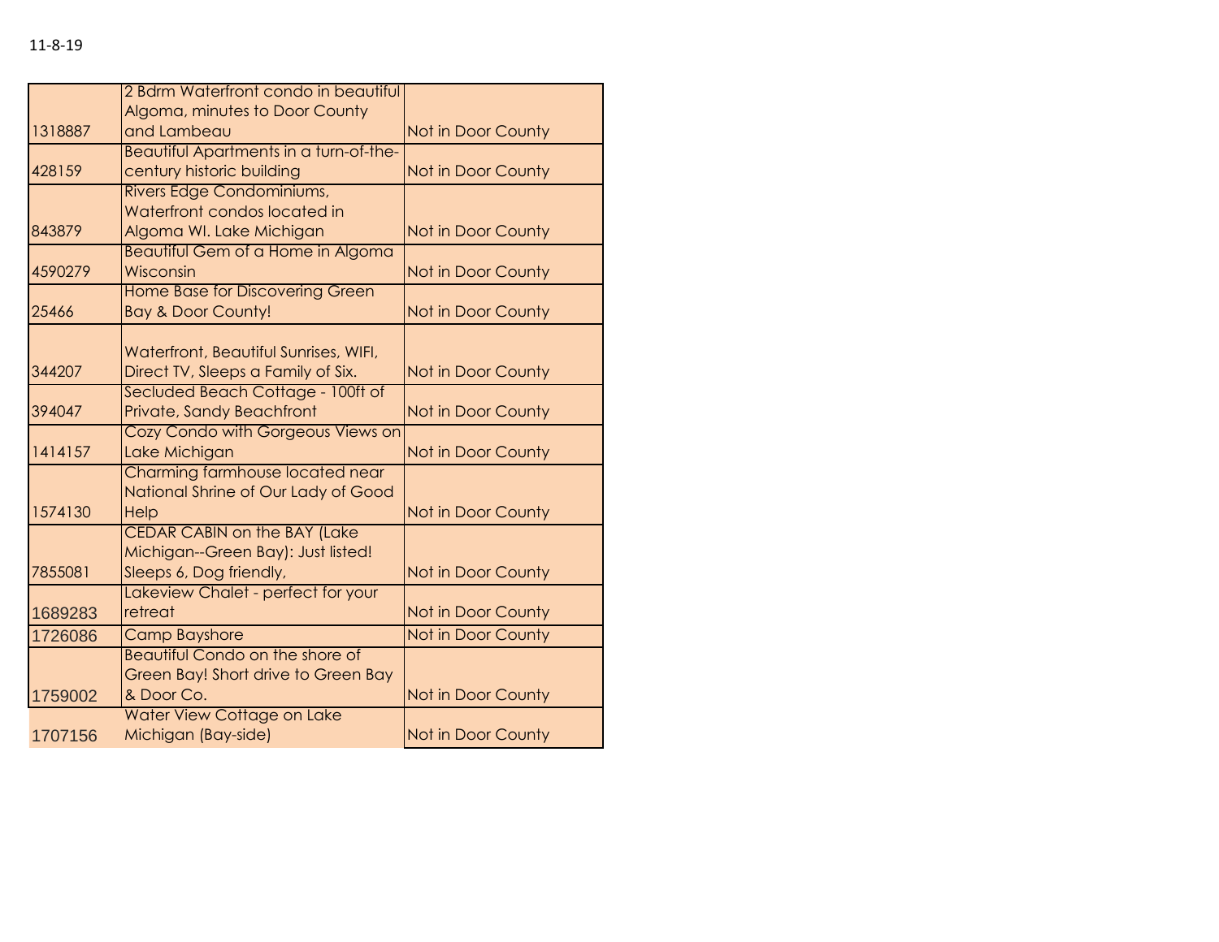11-8-19

| | | |
|---|---|---|
| 1318887 | 2 Bdrm Waterfront condo in beautiful Algoma, minutes to Door County and Lambeau | Not in Door County |
| 428159 | Beautiful Apartments in a turn-of-the-century historic building | Not in Door County |
| 843879 | Rivers Edge Condominiums, Waterfront condos located in Algoma WI. Lake Michigan | Not in Door County |
| 4590279 | Beautiful Gem of a Home in Algoma Wisconsin | Not in Door County |
| 25466 | Home Base for Discovering Green Bay & Door County! | Not in Door County |
| 344207 | Waterfront, Beautiful Sunrises, WIFI, Direct TV, Sleeps a Family of Six. | Not in Door County |
| 394047 | Secluded Beach Cottage - 100ft of Private, Sandy Beachfront | Not in Door County |
| 1414157 | Cozy Condo with Gorgeous Views on Lake Michigan | Not in Door County |
| 1574130 | Charming farmhouse located near National Shrine of Our Lady of Good Help | Not in Door County |
| 7855081 | CEDAR CABIN on the BAY (Lake Michigan--Green Bay): Just listed! Sleeps 6, Dog friendly, | Not in Door County |
| 1689283 | Lakeview Chalet - perfect for your retreat | Not in Door County |
| 1726086 | Camp Bayshore | Not in Door County |
| 1759002 | Beautiful Condo on the shore of Green Bay! Short drive to Green Bay & Door Co. | Not in Door County |
| 1707156 | Water View Cottage on Lake Michigan (Bay-side) | Not in Door County |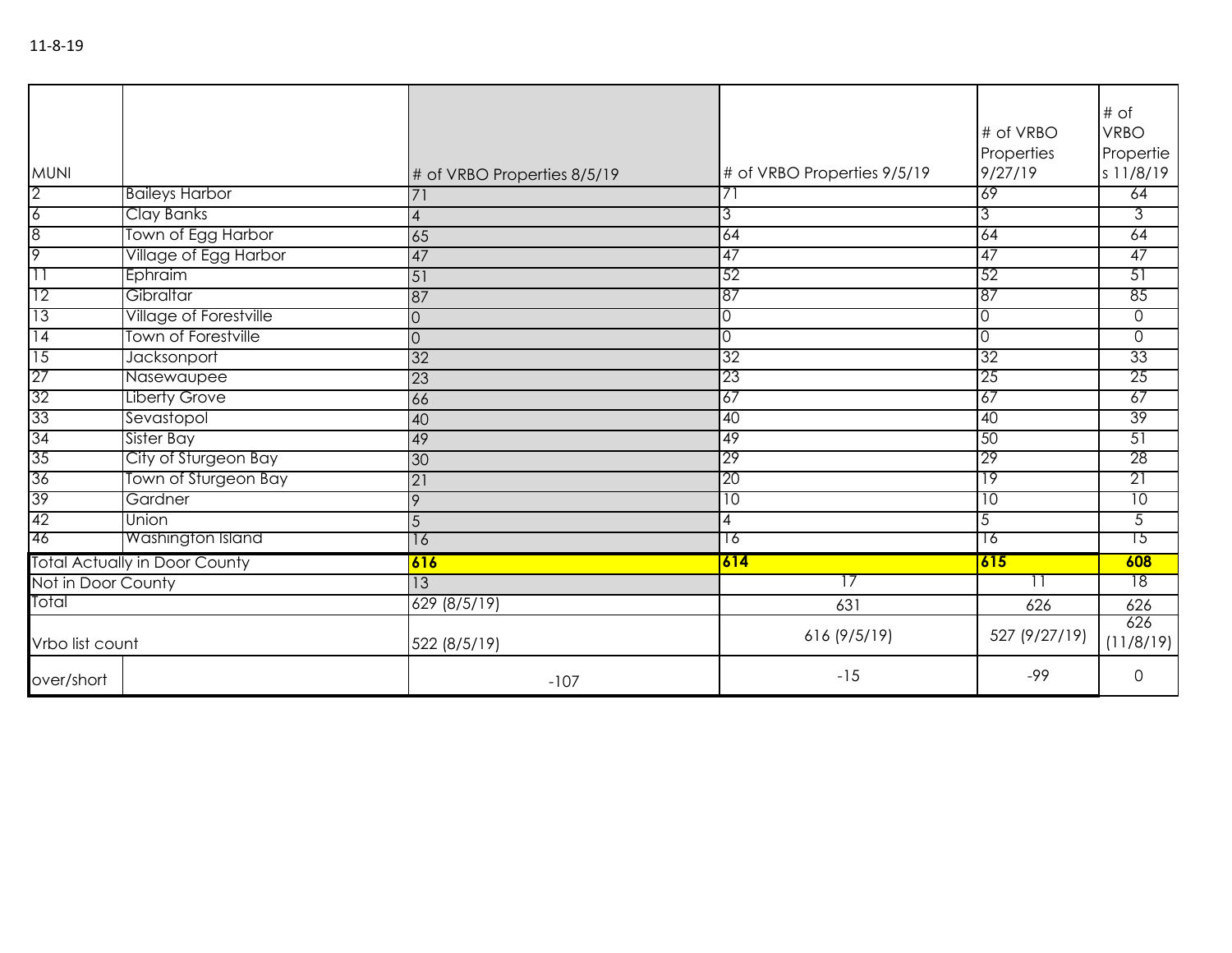11-8-19

| MUNI | | # of VRBO Properties 8/5/19 | # of VRBO Properties 9/5/19 | # of VRBO Properties 9/27/19 | # of VRBO Properties 11/8/19 |
|---|---|---|---|---|---|
| 2 | Baileys Harbor | 71 | 71 | 69 | 64 |
| 6 | Clay Banks | 4 | 3 | 3 | 3 |
| 8 | Town of Egg Harbor | 65 | 64 | 64 | 64 |
| 9 | Village of Egg Harbor | 47 | 47 | 47 | 47 |
| 11 | Ephraim | 51 | 52 | 52 | 51 |
| 12 | Gibraltar | 87 | 87 | 87 | 85 |
| 13 | Village of Forestville | 0 | 0 | 0 | 0 |
| 14 | Town of Forestville | 0 | 0 | 0 | 0 |
| 15 | Jacksonport | 32 | 32 | 32 | 33 |
| 27 | Nasewaupee | 23 | 23 | 25 | 25 |
| 32 | Liberty Grove | 66 | 67 | 67 | 67 |
| 33 | Sevastopol | 40 | 40 | 40 | 39 |
| 34 | Sister Bay | 49 | 49 | 50 | 51 |
| 35 | City of Sturgeon Bay | 30 | 29 | 29 | 28 |
| 36 | Town of Sturgeon Bay | 21 | 20 | 19 | 21 |
| 39 | Gardner | 9 | 10 | 10 | 10 |
| 42 | Union | 5 | 4 | 5 | 5 |
| 46 | Washington Island | 16 | 16 | 16 | 15 |
| Total Actually in Door County | | **616** | **614** | **615** | **608** |
| Not in Door County | | 13 | 17 | 11 | 18 |
| Total | | 629 (8/5/19) | 631 | 626 | 626 |
| Vrbo list count | | 522 (8/5/19) | 616 (9/5/19) | 527 (9/27/19) | 626 (11/8/19) |
| over/short | | -107 | -15 | -99 | 0 |